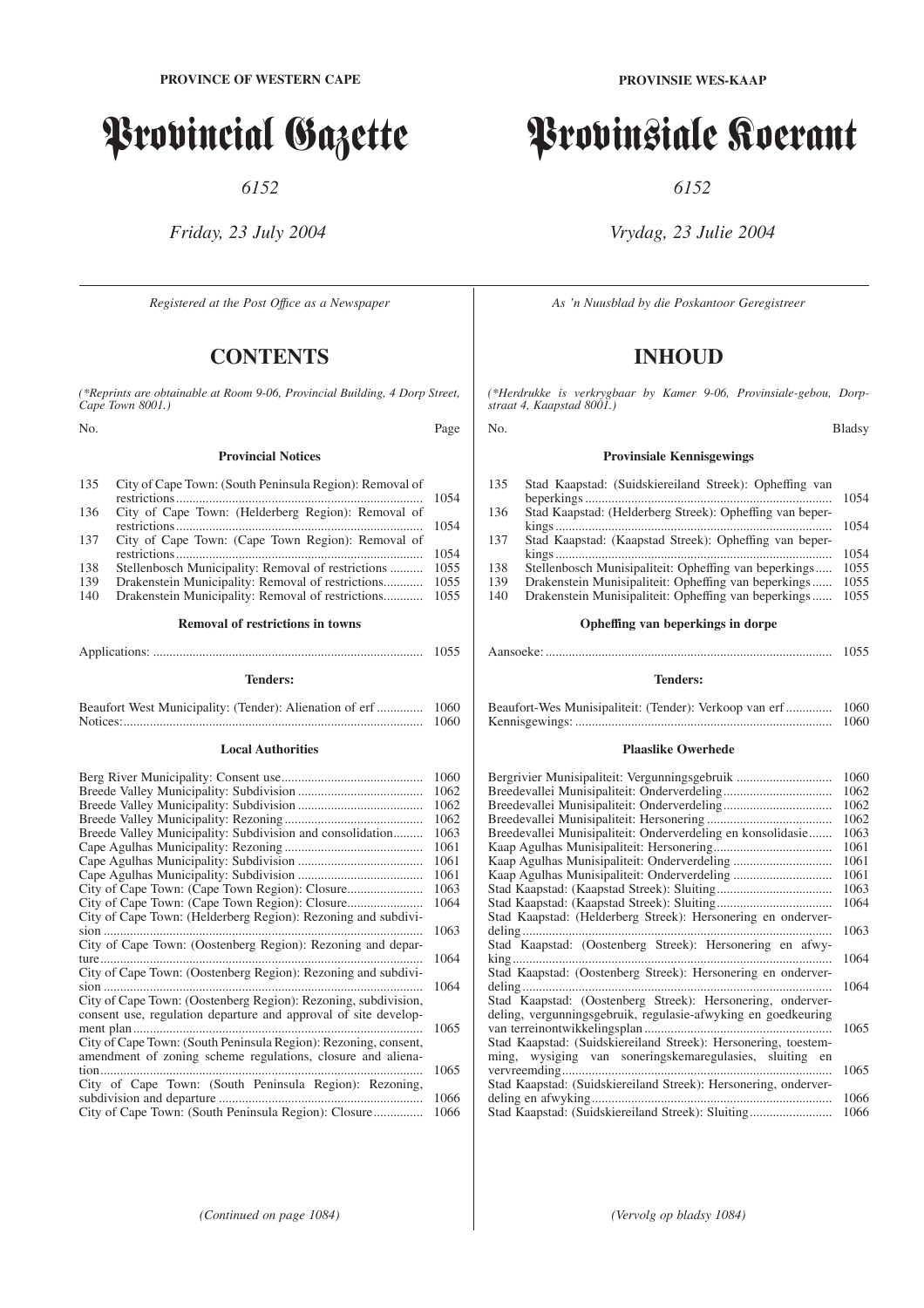**PROVINCE OF WESTERN CAPE**

# Provincial Gazette

*6152*

*Friday, 23 July 2004*

*Registered at the Post Office as a Newspaper*

## CONTENTS

*(\*Reprints are obtainable at Room 9-06, Provincial Building, 4 Dorp Street, Cape Town 8001.)*

### Provincial Notices

| No. | | Page |
|---|---|---|
| 135 | City of Cape Town: (South Peninsula Region): Removal of restrictions | 1054 |
| 136 | City of Cape Town: (Helderberg Region): Removal of restrictions | 1054 |
| 137 | City of Cape Town: (Cape Town Region): Removal of restrictions | 1054 |
| 138 | Stellenbosch Municipality: Removal of restrictions | 1055 |
| 139 | Drakenstein Municipality: Removal of restrictions | 1055 |
| 140 | Drakenstein Municipality: Removal of restrictions | 1055 |

### Removal of restrictions in towns

| | |
|---|---|
| Applications: | 1055 |

### Tenders:

| | |
|---|---|
| Beaufort West Municipality: (Tender): Alienation of erf | 1060 |
| Notices: | 1060 |

### Local Authorities

| | |
|---|---|
| Berg River Municipality: Consent use | 1060 |
| Breede Valley Municipality: Subdivision | 1062 |
| Breede Valley Municipality: Subdivision | 1062 |
| Breede Valley Municipality: Rezoning | 1062 |
| Breede Valley Municipality: Subdivision and consolidation | 1063 |
| Cape Agulhas Municipality: Rezoning | 1061 |
| Cape Agulhas Municipality: Subdivision | 1061 |
| Cape Agulhas Municipality: Subdivision | 1061 |
| City of Cape Town: (Cape Town Region): Closure | 1063 |
| City of Cape Town: (Cape Town Region): Closure | 1064 |
| City of Cape Town: (Helderberg Region): Rezoning and subdivision | 1063 |
| City of Cape Town: (Oostenberg Region): Rezoning and departure | 1064 |
| City of Cape Town: (Oostenberg Region): Rezoning and subdivision | 1064 |
| City of Cape Town: (Oostenberg Region): Rezoning, subdivision, consent use, regulation departure and approval of site development plan | 1065 |
| City of Cape Town: (South Peninsula Region): Rezoning, consent, amendment of zoning scheme regulations, closure and alienation | 1065 |
| City of Cape Town: (South Peninsula Region): Rezoning, subdivision and departure | 1066 |
| City of Cape Town: (South Peninsula Region): Closure | 1066 |

*(Continued on page 1084)*

**PROVINSIE WES-KAAP**

# Provinsiale Koerant

*6152*

*Vrydag, 23 Julie 2004*

*As 'n Nuusblad by die Poskantoor Geregistreer*

## INHOUD

*(\*Herdrukke is verkrygbaar by Kamer 9-06, Provinsiale-gebou, Dorpstraat 4, Kaapstad 8001.)*

### Provinsiale Kennisgewings

| No. | | Bladsy |
|---|---|---|
| 135 | Stad Kaapstad: (Suidskiereiland Streek): Opheffing van beperkings | 1054 |
| 136 | Stad Kaapstad: (Helderberg Streek): Opheffing van beperkings | 1054 |
| 137 | Stad Kaapstad: (Kaapstad Streek): Opheffing van beperkings | 1054 |
| 138 | Stellenbosch Munisipaliteit: Opheffing van beperkings | 1055 |
| 139 | Drakenstein Munisipaliteit: Opheffing van beperkings | 1055 |
| 140 | Drakenstein Munisipaliteit: Opheffing van beperkings | 1055 |

### Opheffing van beperkings in dorpe

| | |
|---|---|
| Aansoeke: | 1055 |

### Tenders:

| | |
|---|---|
| Beaufort-Wes Munisipaliteit: (Tender): Verkoop van erf | 1060 |
| Kennisgewings: | 1060 |

### Plaaslike Owerhede

| | |
|---|---|
| Bergrivier Munisipaliteit: Vergunningsgebruik | 1060 |
| Breedevallei Munisipaliteit: Onderverdeling | 1062 |
| Breedevallei Munisipaliteit: Onderverdeling | 1062 |
| Breedevallei Munisipaliteit: Hersonering | 1062 |
| Breedevallei Munisipaliteit: Onderverdeling en konsolidasie | 1063 |
| Kaap Agulhas Munisipaliteit: Hersonering | 1061 |
| Kaap Agulhas Munisipaliteit: Onderverdeling | 1061 |
| Kaap Agulhas Munisipaliteit: Onderverdeling | 1061 |
| Stad Kaapstad: (Kaapstad Streek): Sluiting | 1063 |
| Stad Kaapstad: (Kaapstad Streek): Sluiting | 1064 |
| Stad Kaapstad: (Helderberg Streek): Hersonering en onderverdeling | 1063 |
| Stad Kaapstad: (Oostenberg Streek): Hersonering en afwyking | 1064 |
| Stad Kaapstad: (Oostenberg Streek): Hersonering en onderverdeling | 1064 |
| Stad Kaapstad: (Oostenberg Streek): Hersonering, onderverdeling, vergunningsgebruik, regulasie-afwyking en goedkeuring van terreinontwikkelingsplan | 1065 |
| Stad Kaapstad: (Suidskiereiland Streek): Hersonering, toestemming, wysiging van soneringskemaregulasies, sluiting en vervreemding | 1065 |
| Stad Kaapstad: (Suidskiereiland Streek): Hersonering, onderverdeling en afwyking | 1066 |
| Stad Kaapstad: (Suidskiereiland Streek): Sluiting | 1066 |

*(Vervolg op bladsy 1084)*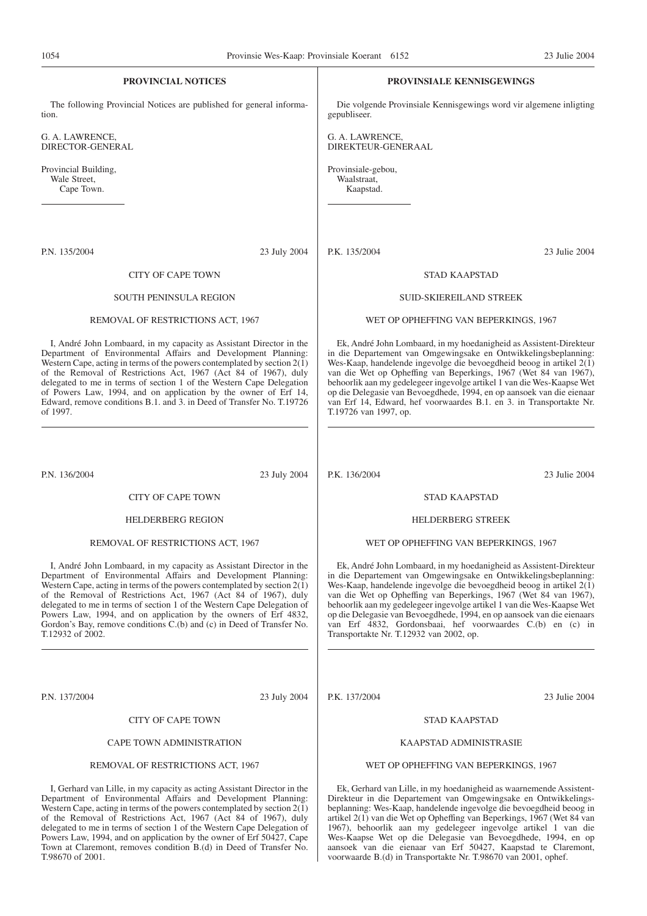## PROVINCIAL NOTICES

The following Provincial Notices are published for general information.

G. A. LAWRENCE,
DIRECTOR-GENERAL

Provincial Building,
Wale Street,
Cape Town.

---

P.N. 135/2004 23 July 2004

CITY OF CAPE TOWN

SOUTH PENINSULA REGION

REMOVAL OF RESTRICTIONS ACT, 1967

I, André John Lombaard, in my capacity as Assistant Director in the Department of Environmental Affairs and Development Planning: Western Cape, acting in terms of the powers contemplated by section 2(1) of the Removal of Restrictions Act, 1967 (Act 84 of 1967), duly delegated to me in terms of section 1 of the Western Cape Delegation of Powers Law, 1994, and on application by the owner of Erf 14, Edward, remove conditions B.1. and 3. in Deed of Transfer No. T.19726 of 1997.

---

P.N. 136/2004 23 July 2004

CITY OF CAPE TOWN

HELDERBERG REGION

REMOVAL OF RESTRICTIONS ACT, 1967

I, André John Lombaard, in my capacity as Assistant Director in the Department of Environmental Affairs and Development Planning: Western Cape, acting in terms of the powers contemplated by section 2(1) of the Removal of Restrictions Act, 1967 (Act 84 of 1967), duly delegated to me in terms of section 1 of the Western Cape Delegation of Powers Law, 1994, and on application by the owners of Erf 4832, Gordon's Bay, remove conditions C.(b) and (c) in Deed of Transfer No. T.12932 of 2002.

---

P.N. 137/2004 23 July 2004

CITY OF CAPE TOWN

CAPE TOWN ADMINISTRATION

REMOVAL OF RESTRICTIONS ACT, 1967

I, Gerhard van Lille, in my capacity as acting Assistant Director in the Department of Environmental Affairs and Development Planning: Western Cape, acting in terms of the powers contemplated by section 2(1) of the Removal of Restrictions Act, 1967 (Act 84 of 1967), duly delegated to me in terms of section 1 of the Western Cape Delegation of Powers Law, 1994, and on application by the owner of Erf 50427, Cape Town at Claremont, removes condition B.(d) in Deed of Transfer No. T.98670 of 2001.

---

## PROVINSIALE KENNISGEWINGS

Die volgende Provinsiale Kennisgewings word vir algemene inligting gepubliseer.

G. A. LAWRENCE,
DIREKTEUR-GENERAAL

Provinsiale-gebou,
Waalstraat,
Kaapstad.

---

P.K. 135/2004 23 Julie 2004

STAD KAAPSTAD

SUID-SKIEREILAND STREEK

WET OP OPHEFFING VAN BEPERKINGS, 1967

Ek, André John Lombaard, in my hoedanigheid as Assistent-Direkteur in die Departement van Omgewingsake en Ontwikkelingsbeplanning: Wes-Kaap, handelende ingevolge die bevoegdheid beoog in artikel 2(1) van die Wet op Opheffing van Beperkings, 1967 (Wet 84 van 1967), behoorlik aan my gedelegeer ingevolge artikel 1 van die Wes-Kaapse Wet op die Delegasie van Bevoegdhede, 1994, en op aansoek van die eienaar van Erf 14, Edward, hef voorwaardes B.1. en 3. in Transportakte Nr. T.19726 van 1997, op.

---

P.K. 136/2004 23 Julie 2004

STAD KAAPSTAD

HELDERBERG STREEK

WET OP OPHEFFING VAN BEPERKINGS, 1967

Ek, André John Lombaard, in my hoedanigheid as Assistent-Direkteur in die Departement van Omgewingsake en Ontwikkelingsbeplanning: Wes-Kaap, handelende ingevolge die bevoegdheid beoog in artikel 2(1) van die Wet op Opheffing van Beperkings, 1967 (Wet 84 van 1967), behoorlik aan my gedelegeer ingevolge artikel 1 van die Wes-Kaapse Wet op die Delegasie van Bevoegdhede, 1994, en op aansoek van die eienaars van Erf 4832, Gordonsbaai, hef voorwaardes C.(b) en (c) in Transportakte Nr. T.12932 van 2002, op.

---

P.K. 137/2004 23 Julie 2004

STAD KAAPSTAD

KAAPSTAD ADMINISTRASIE

WET OP OPHEFFING VAN BEPERKINGS, 1967

Ek, Gerhard van Lille, in my hoedanigheid as waarnemende Assistent-Direkteur in die Departement van Omgewingsake en Ontwikkelingsbeplanning: Wes-Kaap, handelende ingevolge die bevoegdheid beoog in artikel 2(1) van die Wet op Opheffing van Beperkings, 1967 (Wet 84 van 1967), behoorlik aan my gedelegeer ingevolge artikel 1 van die Wes-Kaapse Wet op die Delegasie van Bevoegdhede, 1994, en op aansoek van die eienaar van Erf 50427, Kaapstad te Claremont, voorwaarde B.(d) in Transportakte Nr. T.98670 van 2001, ophef.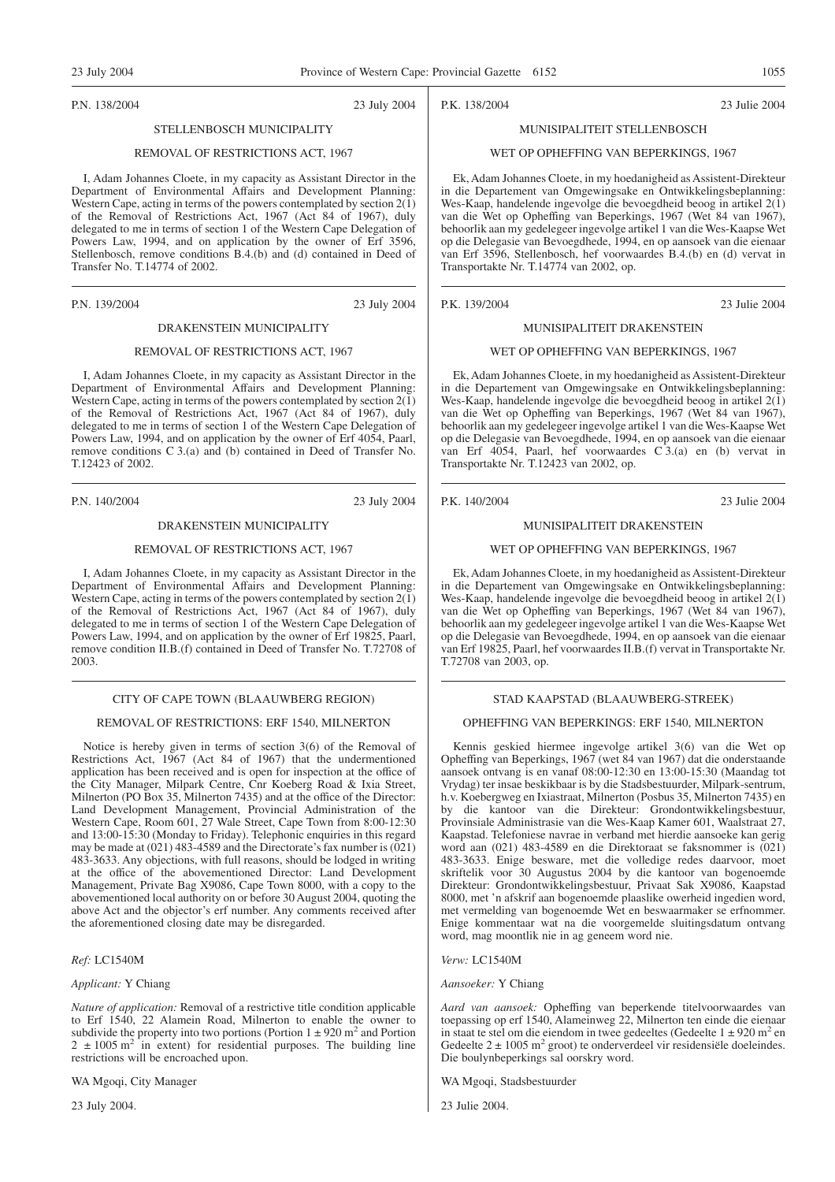P.N. 138/2004 23 July 2004

STELLENBOSCH MUNICIPALITY

REMOVAL OF RESTRICTIONS ACT, 1967

I, Adam Johannes Cloete, in my capacity as Assistant Director in the Department of Environmental Affairs and Development Planning: Western Cape, acting in terms of the powers contemplated by section 2(1) of the Removal of Restrictions Act, 1967 (Act 84 of 1967), duly delegated to me in terms of section 1 of the Western Cape Delegation of Powers Law, 1994, and on application by the owner of Erf 3596, Stellenbosch, remove conditions B.4.(b) and (d) contained in Deed of Transfer No. T.14774 of 2002.

---

P.N. 139/2004 23 July 2004

DRAKENSTEIN MUNICIPALITY

REMOVAL OF RESTRICTIONS ACT, 1967

I, Adam Johannes Cloete, in my capacity as Assistant Director in the Department of Environmental Affairs and Development Planning: Western Cape, acting in terms of the powers contemplated by section 2(1) of the Removal of Restrictions Act, 1967 (Act 84 of 1967), duly delegated to me in terms of section 1 of the Western Cape Delegation of Powers Law, 1994, and on application by the owner of Erf 4054, Paarl, remove conditions C 3.(a) and (b) contained in Deed of Transfer No. T.12423 of 2002.

---

P.N. 140/2004 23 July 2004

DRAKENSTEIN MUNICIPALITY

REMOVAL OF RESTRICTIONS ACT, 1967

I, Adam Johannes Cloete, in my capacity as Assistant Director in the Department of Environmental Affairs and Development Planning: Western Cape, acting in terms of the powers contemplated by section 2(1) of the Removal of Restrictions Act, 1967 (Act 84 of 1967), duly delegated to me in terms of section 1 of the Western Cape Delegation of Powers Law, 1994, and on application by the owner of Erf 19825, Paarl, remove condition II.B.(f) contained in Deed of Transfer No. T.72708 of 2003.

---

CITY OF CAPE TOWN (BLAAUWBERG REGION)

REMOVAL OF RESTRICTIONS: ERF 1540, MILNERTON

Notice is hereby given in terms of section 3(6) of the Removal of Restrictions Act, 1967 (Act 84 of 1967) that the undermentioned application has been received and is open for inspection at the office of the City Manager, Milpark Centre, Cnr Koeberg Road & Ixia Street, Milnerton (PO Box 35, Milnerton 7435) and at the office of the Director: Land Development Management, Provincial Administration of the Western Cape, Room 601, 27 Wale Street, Cape Town from 8:00-12:30 and 13:00-15:30 (Monday to Friday). Telephonic enquiries in this regard may be made at (021) 483-4589 and the Directorate's fax number is (021) 483-3633. Any objections, with full reasons, should be lodged in writing at the office of the abovementioned Director: Land Development Management, Private Bag X9086, Cape Town 8000, with a copy to the abovementioned local authority on or before 30 August 2004, quoting the above Act and the objector's erf number. Any comments received after the aforementioned closing date may be disregarded.

*Ref:* LC1540M

*Applicant:* Y Chiang

*Nature of application:* Removal of a restrictive title condition applicable to Erf 1540, 22 Alamein Road, Milnerton to enable the owner to subdivide the property into two portions (Portion 1 ± 920 m$^2$ and Portion 2 ± 1005 m$^2$ in extent) for residential purposes. The building line restrictions will be encroached upon.

WA Mgoqi, City Manager

23 July 2004.

---

P.K. 138/2004 23 Julie 2004

MUNISIPALITEIT STELLENBOSCH

WET OP OPHEFFING VAN BEPERKINGS, 1967

Ek, Adam Johannes Cloete, in my hoedanigheid as Assistent-Direkteur in die Departement van Omgewingsake en Ontwikkelingsbeplanning: Wes-Kaap, handelende ingevolge die bevoegdheid beoog in artikel 2(1) van die Wet op Opheffing van Beperkings, 1967 (Wet 84 van 1967), behoorlik aan my gedelegeer ingevolge artikel 1 van die Wes-Kaapse Wet op die Delegasie van Bevoegdhede, 1994, en op aansoek van die eienaar van Erf 3596, Stellenbosch, hef voorwaardes B.4.(b) en (d) vervat in Transportakte Nr. T.14774 van 2002, op.

---

P.K. 139/2004 23 Julie 2004

MUNISIPALITEIT DRAKENSTEIN

WET OP OPHEFFING VAN BEPERKINGS, 1967

Ek, Adam Johannes Cloete, in my hoedanigheid as Assistent-Direkteur in die Departement van Omgewingsake en Ontwikkelingsbeplanning: Wes-Kaap, handelende ingevolge die bevoegdheid beoog in artikel 2(1) van die Wet op Opheffing van Beperkings, 1967 (Wet 84 van 1967), behoorlik aan my gedelegeer ingevolge artikel 1 van die Wes-Kaapse Wet op die Delegasie van Bevoegdhede, 1994, en op aansoek van die eienaar van Erf 4054, Paarl, hef voorwaardes C 3.(a) en (b) vervat in Transportakte Nr. T.12423 van 2002, op.

---

P.K. 140/2004 23 Julie 2004

MUNISIPALITEIT DRAKENSTEIN

WET OP OPHEFFING VAN BEPERKINGS, 1967

Ek, Adam Johannes Cloete, in my hoedanigheid as Assistent-Direkteur in die Departement van Omgewingsake en Ontwikkelingsbeplanning: Wes-Kaap, handelende ingevolge die bevoegdheid beoog in artikel 2(1) van die Wet op Opheffing van Beperkings, 1967 (Wet 84 van 1967), behoorlik aan my gedelegeer ingevolge artikel 1 van die Wes-Kaapse Wet op die Delegasie van Bevoegdhede, 1994, en op aansoek van die eienaar van Erf 19825, Paarl, hef voorwaardes II.B.(f) vervat in Transportakte Nr. T.72708 van 2003, op.

---

STAD KAAPSTAD (BLAAUWBERG-STREEK)

OPHEFFING VAN BEPERKINGS: ERF 1540, MILNERTON

Kennis geskied hiermee ingevolge artikel 3(6) van die Wet op Opheffing van Beperkings, 1967 (wet 84 van 1967) dat die onderstaande aansoek ontvang is en vanaf 08:00-12:30 en 13:00-15:30 (Maandag tot Vrydag) ter insae beskikbaar is by die Stadsbestuurder, Milpark-sentrum, h.v. Koebergweg en Ixiastraat, Milnerton (Posbus 35, Milnerton 7435) en by die kantoor van die Direkteur: Grondontwikkelingsbestuur, Provinsiale Administrasie van die Wes-Kaap Kamer 601, Waalstraat 27, Kaapstad. Telefoniese navrae in verband met hierdie aansoeke kan gerig word aan (021) 483-4589 en die Direktoraat se faksnommer is (021) 483-3633. Enige besware, met die volledige redes daarvoor, moet skriftelik voor 30 Augustus 2004 by die kantoor van bogenoemde Direkteur: Grondontwikkelingsbestuur, Privaat Sak X9086, Kaapstad 8000, met 'n afskrif aan bogenoemde plaaslike owerheid ingedien word, met vermelding van bogenoemde Wet en beswaarmaker se erfnommer. Enige kommentaar wat na die voorgemelde sluitingsdatum ontvang word, mag moontlik nie in ag geneem word nie.

*Verw:* LC1540M

*Aansoeker:* Y Chiang

*Aard van aansoek:* Opheffing van beperkende titelvoorwaardes van toepassing op erf 1540, Alameinweg 22, Milnerton ten einde die eienaar in staat te stel om die eiendom in twee gedeeltes (Gedeelte 1 ± 920 m$^2$ en Gedeelte 2 ± 1005 m$^2$ groot) te onderverdeel vir residensiële doeleindes. Die boulynbeperkings sal oorskry word.

WA Mgoqi, Stadsbestuurder

23 Julie 2004.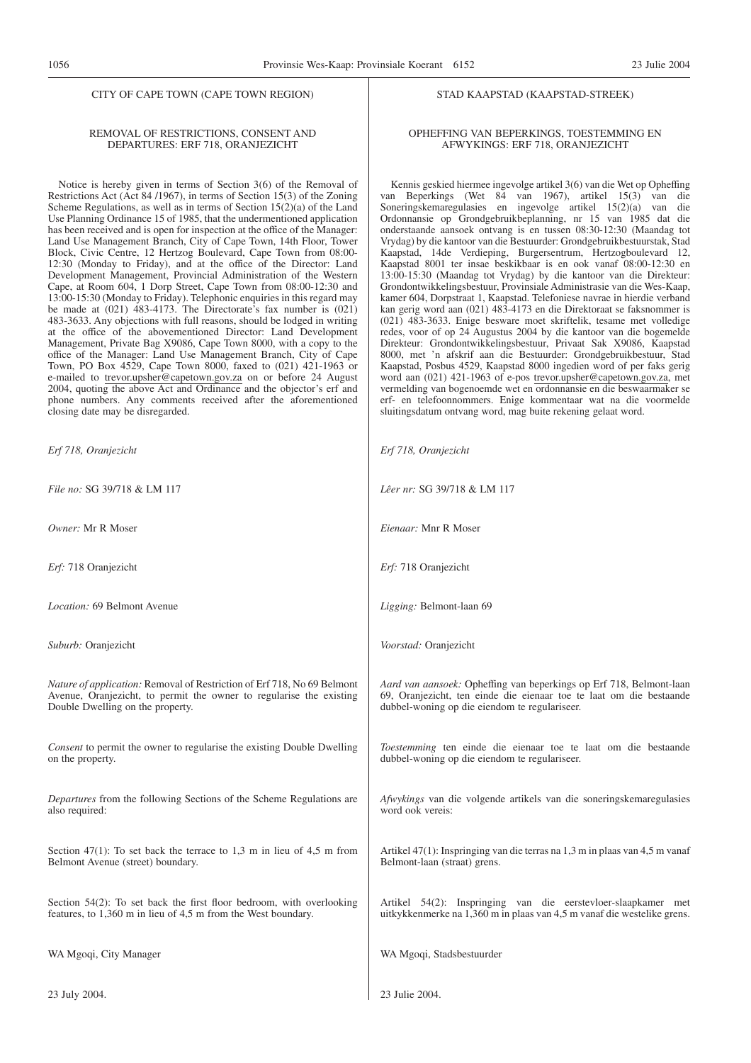## CITY OF CAPE TOWN (CAPE TOWN REGION)

### REMOVAL OF RESTRICTIONS, CONSENT AND DEPARTURES: ERF 718, ORANJEZICHT

Notice is hereby given in terms of Section 3(6) of the Removal of Restrictions Act (Act 84 /1967), in terms of Section 15(3) of the Zoning Scheme Regulations, as well as in terms of Section 15(2)(a) of the Land Use Planning Ordinance 15 of 1985, that the undermentioned application has been received and is open for inspection at the office of the Manager: Land Use Management Branch, City of Cape Town, 14th Floor, Tower Block, Civic Centre, 12 Hertzog Boulevard, Cape Town from 08:00-12:30 (Monday to Friday), and at the office of the Director: Land Development Management, Provincial Administration of the Western Cape, at Room 604, 1 Dorp Street, Cape Town from 08:00-12:30 and 13:00-15:30 (Monday to Friday). Telephonic enquiries in this regard may be made at (021) 483-4173. The Directorate's fax number is (021) 483-3633. Any objections with full reasons, should be lodged in writing at the office of the abovementioned Director: Land Development Management, Private Bag X9086, Cape Town 8000, with a copy to the office of the Manager: Land Use Management Branch, City of Cape Town, PO Box 4529, Cape Town 8000, faxed to (021) 421-1963 or e-mailed to trevor.upsher@capetown.gov.za on or before 24 August 2004, quoting the above Act and Ordinance and the objector's erf and phone numbers. Any comments received after the aforementioned closing date may be disregarded.

*Erf 718, Oranjezicht*

*File no:* SG 39/718 & LM 117

*Owner:* Mr R Moser

*Erf:* 718 Oranjezicht

*Location:* 69 Belmont Avenue

*Suburb:* Oranjezicht

*Nature of application:* Removal of Restriction of Erf 718, No 69 Belmont Avenue, Oranjezicht, to permit the owner to regularise the existing Double Dwelling on the property.

*Consent* to permit the owner to regularise the existing Double Dwelling on the property.

*Departures* from the following Sections of the Scheme Regulations are also required:

Section 47(1): To set back the terrace to 1,3 m in lieu of 4,5 m from Belmont Avenue (street) boundary.

Section 54(2): To set back the first floor bedroom, with overlooking features, to 1,360 m in lieu of 4,5 m from the West boundary.

WA Mgoqi, City Manager

23 July 2004.

## STAD KAAPSTAD (KAAPSTAD-STREEK)

### OPHEFFING VAN BEPERKINGS, TOESTEMMING EN AFWYKINGS: ERF 718, ORANJEZICHT

Kennis geskied hiermee ingevolge artikel 3(6) van die Wet op Opheffing van Beperkings (Wet 84 van 1967), artikel 15(3) van die Soneringskemaregulasies en ingevolge artikel 15(2)(a) van die Ordonnansie op Grondgebruikbeplanning, nr 15 van 1985 dat die onderstaande aansoek ontvang is en tussen 08:30-12:30 (Maandag tot Vrydag) by die kantoor van die Bestuurder: Grondgebruikbestuurstak, Stad Kaapstad, 14de Verdieping, Burgersentrum, Hertzogboulevard 12, Kaapstad 8001 ter insae beskikbaar is en ook vanaf 08:00-12:30 en 13:00-15:30 (Maandag tot Vrydag) by die kantoor van die Direkteur: Grondontwikkelingsbestuur, Provinsiale Administrasie van die Wes-Kaap, kamer 604, Dorpstraat 1, Kaapstad. Telefoniese navrae in hierdie verband kan gerig word aan (021) 483-4173 en die Direktoraat se faksnommer is (021) 483-3633. Enige besware moet skriftelik, tesame met volledige redes, voor of op 24 Augustus 2004 by die kantoor van die bogemelde Direkteur: Grondontwikkelingsbestuur, Privaat Sak X9086, Kaapstad 8000, met 'n afskrif aan die Bestuurder: Grondgebruikbestuur, Stad Kaapstad, Posbus 4529, Kaapstad 8000 ingedien word of per faks gerig word aan (021) 421-1963 of e-pos trevor.upsher@capetown.gov.za, met vermelding van bogenoemde wet en ordonnansie en die beswaarmaker se erf- en telefoonnommers. Enige kommentaar wat na die voormelde sluitingsdatum ontvang word, mag buite rekening gelaat word.

*Erf 718, Oranjezicht*

*Lêer nr:* SG 39/718 & LM 117

*Eienaar:* Mnr R Moser

*Erf:* 718 Oranjezicht

*Ligging:* Belmont-laan 69

*Voorstad:* Oranjezicht

*Aard van aansoek:* Opheffing van beperkings op Erf 718, Belmont-laan 69, Oranjezicht, ten einde die eienaar toe te laat om die bestaande dubbel-woning op die eiendom te regulariseer.

*Toestemming* ten einde die eienaar toe te laat om die bestaande dubbel-woning op die eiendom te regulariseer.

*Afwykings* van die volgende artikels van die soneringskemaregulasies word ook vereis:

Artikel 47(1): Inspringing van die terras na 1,3 m in plaas van 4,5 m vanaf Belmont-laan (straat) grens.

Artikel 54(2): Inspringing van die eerstevloer-slaapkamer met uitkykkenmerke na 1,360 m in plaas van 4,5 m vanaf die westelike grens.

WA Mgoqi, Stadsbestuurder

23 Julie 2004.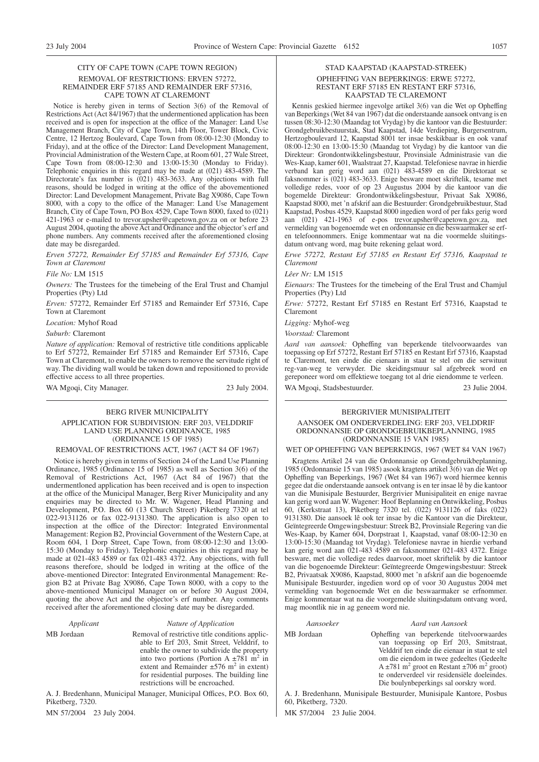### CITY OF CAPE TOWN (CAPE TOWN REGION)

#### REMOVAL OF RESTRICTIONS: ERVEN 57272, REMAINDER ERF 57185 AND REMAINDER ERF 57316, CAPE TOWN AT CLAREMONT

Notice is hereby given in terms of Section 3(6) of the Removal of Restrictions Act (Act 84/1967) that the undermentioned application has been received and is open for inspection at the office of the Manager: Land Use Management Branch, City of Cape Town, 14th Floor, Tower Block, Civic Centre, 12 Hertzog Boulevard, Cape Town from 08:00-12:30 (Monday to Friday), and at the office of the Director: Land Development Management, Provincial Administration of the Western Cape, at Room 601, 27 Wale Street, Cape Town from 08:00-12:30 and 13:00-15:30 (Monday to Friday). Telephonic enquiries in this regard may be made at (021) 483-4589. The Directorate's fax number is (021) 483-3633. Any objections with full reasons, should be lodged in writing at the office of the abovementioned Director: Land Development Management, Private Bag X9086, Cape Town 8000, with a copy to the office of the Manager: Land Use Management Branch, City of Cape Town, PO Box 4529, Cape Town 8000, faxed to (021) 421-1963 or e-mailed to trevor.upsher@capetown.gov.za on or before 23 August 2004, quoting the above Act and Ordinance and the objector's erf and phone numbers. Any comments received after the aforementioned closing date may be disregarded.

*Erven 57272, Remainder Erf 57185 and Remainder Erf 57316, Cape Town at Claremont*

*File No:* LM 1515

*Owners:* The Trustees for the timebeing of the Eral Trust and Chamjul Properties (Pty) Ltd

*Erven:* 57272, Remainder Erf 57185 and Remainder Erf 57316, Cape Town at Claremont

*Location:* Myhof Road

*Suburb:* Claremont

*Nature of application:* Removal of restrictive title conditions applicable to Erf 57272, Remainder Erf 57185 and Remainder Erf 57316, Cape Town at Claremont, to enable the owners to remove the servitude right of way. The dividing wall would be taken down and repositioned to provide effective access to all three properties.

WA Mgoqi, City Manager. 23 July 2004.

---

### STAD KAAPSTAD (KAAPSTAD-STREEK)

#### OPHEFFING VAN BEPERKINGS: ERWE 57272, RESTANT ERF 57185 EN RESTANT ERF 57316, KAAPSTAD TE CLAREMONT

Kennis geskied hiermee ingevolge artikel 3(6) van die Wet op Opheffing van Beperkings (Wet 84 van 1967) dat die onderstaande aansoek ontvang is en tussen 08:30-12:30 (Maandag tot Vrydag) by die kantoor van die Bestuurder: Grondgebruikbestuurstak, Stad Kaapstad, 14de Verdieping, Burgersentrum, Hertzogboulevard 12, Kaapstad 8001 ter insae beskikbaar is en ook vanaf 08:00-12:30 en 13:00-15:30 (Maandag tot Vrydag) by die kantoor van die Direkteur: Grondontwikkelingsbestuur, Provinsiale Administrasie van die Wes-Kaap, kamer 601, Waalstraat 27, Kaapstad. Telefoniese navrae in hierdie verband kan gerig word aan (021) 483-4589 en die Direktoraat se faksnommer is (021) 483-3633. Enige besware moet skriftelik, tesame met volledige redes, voor of op 23 Augustus 2004 by die kantoor van die bogemelde Direkteur: Grondontwikkelingsbestuur, Privaat Sak X9086, Kaapstad 8000, met 'n afskrif aan die Bestuurder: Grondgebruikbestuur, Stad Kaapstad, Posbus 4529, Kaapstad 8000 ingedien word of per faks gerig word aan (021) 421-1963 of e-pos trevor.upsher@capetown.gov.za, met vermelding van bogenoemde wet en ordonnansie en die beswaarmaker se erf- en telefoonnommers. Enige kommentaar wat na die voormelde sluitingsdatum ontvang word, mag buite rekening gelaat word.

*Erwe 57272, Restant Erf 57185 en Restant Erf 57316, Kaapstad te Claremont*

*Lêer Nr:* LM 1515

*Eienaars:* The Trustees for the timebeing of the Eral Trust and Chamjul Properties (Pty) Ltd

*Erwe:* 57272, Restant Erf 57185 en Restant Erf 57316, Kaapstad te Claremont

*Ligging:* Myhof-weg

*Voorstad:* Claremont

*Aard van aansoek:* Opheffing van beperkende titelvoorwaardes van toepassing op Erf 57272, Restant Erf 57185 en Restant Erf 57316, Kaapstad te Claremont, ten einde die eienaars in staat te stel om die serwituut reg-van-weg te verwyder. Die skeidingsmuur sal afgebreek word en gereponeer word om effektiewe toegang tot al drie eiendomme te verleen.

WA Mgoqi, Stadsbestuurder. 23 Julie 2004.

---

### BERG RIVER MUNICIPALITY

#### APPLICATION FOR SUBDIVISION: ERF 203, VELDDRIF LAND USE PLANNING ORDINANCE, 1985 (ORDINANCE 15 OF 1985)

#### REMOVAL OF RESTRICTIONS ACT, 1967 (ACT 84 OF 1967)

Notice is hereby given in terms of Section 24 of the Land Use Planning Ordinance, 1985 (Ordinance 15 of 1985) as well as Section 3(6) of the Removal of Restrictions Act, 1967 (Act 84 of 1967) that the undermentloned application has been received and is open to inspection at the office of the Municipal Manager, Berg River Municipality and any enquiries may be directed to Mr. W. Wagener, Head Planning and Development, P.O. Box 60 (13 Church Street) Piketberg 7320 at tel 022-9131126 or fax 022-9131380. The application is also open to inspection at the office of the Director: Integrated Environmental Management: Region B2, Provincial Government of the Western Cape, at Room 604, 1 Dorp Street, Cape Town, from 08:00-12:30 and 13:00-15:30 (Monday to Friday). Telephonic enquiries in this regard may be made at 021-483 4589 or fax 021-483 4372. Any objections, with full reasons therefore, should be lodged in writing at the office of the above-mentioned Director: Integrated Environmental Management: Region B2 at Private Bag X9086, Cape Town 8000, with a copy to the above-mentioned Municipal Manager on or before 30 August 2004, quoting the above Act and the objector's erf number. Any comments received after the aforementioned closing date may be disregarded.

| *Applicant* | *Nature of Application* |
|---|---|
| MB Jordaan | Removal of restrictive title conditions applicable to Erf 203, Smit Street, Velddrif, to enable the owner to subdivide the property into two portions (Portion A ±781 m$^2$ in extent and Remainder ±576 m$^2$ in extent) for residential purposes. The building line restrictions will be encroached. |

A. J. Bredenhann, Municipal Manager, Municipal Offices, P.O. Box 60, Piketberg, 7320.

MN 57/2004 23 July 2004.

---

### BERGRIVIER MUNISIPALITEIT

#### AANSOEK OM ONDERVERDELING: ERF 203, VELDDRIF ORDONNANSIE OP GRONDGEBRUIKBEPLANNING, 1985 (ORDONNANSIE 15 VAN 1985)

#### WET OP OPHEFFING VAN BEPERKINGS, 1967 (WET 84 VAN 1967)

Kragtens Artikel 24 van die Ordonnansie op Grondgebruikbeplanning, 1985 (Ordonnansie 15 van 1985) asook kragtens artikel 3(6) van die Wet op Opheffing van Beperkings, 1967 (Wet 84 van 1967) word hiermee kennis gegee dat die onderstaande aansoek ontvang is en ter insae lê by die kantoor van die Munisipale Bestuurder, Bergrivier Munisipaliteit en enige navrae kan gerig word aan W. Wagener: Hoof Beplanning en Ontwikkeling, Posbus 60, (Kerkstraat 13), Piketberg 7320 tel. (022) 9131126 of faks (022) 9131380. Die aansoek lê ook ter insae by die Kantoor van die Direkteur, Geïntegreerde Omgewingsbestuur: Streek B2, Provinsiale Regering van die Wes-Kaap, by Kamer 604, Dorpstraat 1, Kaapstad, vanaf 08:00-12:30 en 13:00-15:30 (Maandag tot Vrydag). Telefoniese navrae in hierdie verband kan gerig word aan 021-483 4589 en faksnommer 021-483 4372. Enige besware, met die volledige redes daarvoor, moet skriftelik by die kantoor van die bogenoemde Direkteur: Geïntegreerde Omgewingsbestuur: Streek B2, Privaatsak X9086, Kaapstad, 8000 met 'n afskrif aan die bogenoemde Munisipale Bestuurder, ingedien word op of voor 30 Augustus 2004 met vermelding van bogenoemde Wet en die beswaarmaker se erfnommer. Enige kommentaar wat na die voorgemelde sluitingsdatum ontvang word, mag moontlik nie in ag geneem word nie.

| *Aansoeker* | *Aard van Aansoek* |
|---|---|
| MB Jordaan | Opheffing van beperkende titelvoorwaardes van toepassing op Erf 203, Smitstraat, Velddrif ten einde die eienaar in staat te stel om die eiendom in twee gedeeltes (Gedeelte A ±781 m$^2$ groot en Restant ±706 m$^2$ groot) te onderverdeel vir residensiële doeleindes. Die boulynbeperkings sal oorskry word. |

A. J. Bredenhann, Munisipale Bestuurder, Munisipale Kantore, Posbus 60, Piketberg, 7320.

MK 57/2004 23 Julie 2004.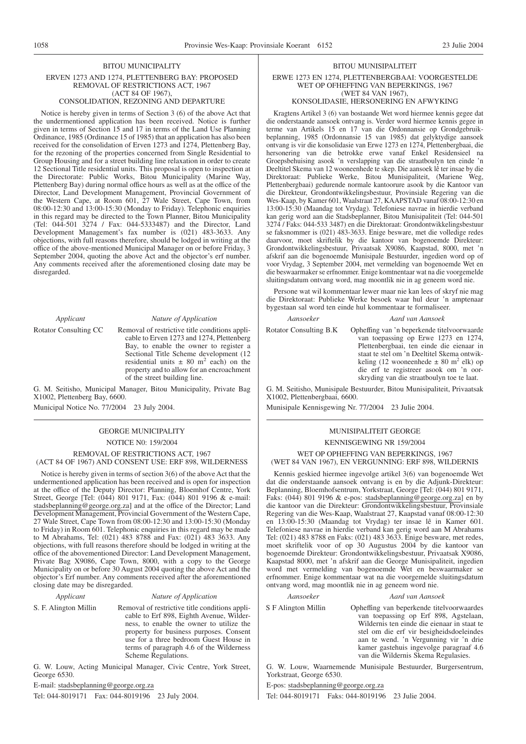## BITOU MUNICIPALITY

### ERVEN 1273 AND 1274, PLETTENBERG BAY: PROPOSED REMOVAL OF RESTRICTIONS ACT, 1967 (ACT 84 OF 1967), CONSOLIDATION, REZONING AND DEPARTURE

Notice is hereby given in terms of Section 3 (6) of the above Act that the undermentioned application has been received. Notice is further given in terms of Section 15 and 17 in terms of the Land Use Planning Ordinance, 1985 (Ordinance 15 of 1985) that an application has also been received for the consolidation of Erven 1273 and 1274, Plettenberg Bay, for the rezoning of the properties concerned from Single Residential to Group Housing and for a street building line relaxation in order to create 12 Sectional Title residential units. This proposal is open to inspection at the Directorate: Public Works, Bitou Municipality (Marine Way, Plettenberg Bay) during normal office hours as well as at the office of the Director, Land Development Management, Provincial Government of the Western Cape, at Room 601, 27 Wale Street, Cape Town, from 08:00-12:30 and 13:00-15:30 (Monday to Friday). Telephonic enquiries in this regard may be directed to the Town Planner, Bitou Municipality (Tel: 044-501 3274 / Fax: 044-5333487) and the Director, Land Development Management's fax number is (021) 483-3633. Any objections, with full reasons therefore, should be lodged in writing at the office of the above-mentioned Municipal Manager on or before Friday, 3 September 2004, quoting the above Act and the objector's erf number. Any comments received after the aforementioned closing date may be disregarded.

| *Applicant* | *Nature of Application* |
|---|---|
| Rotator Consulting CC | Removal of restrictive title conditions applicable to Erven 1273 and 1274, Plettenberg Bay, to enable the owner to register a Sectional Title Scheme development (12 residential units ± 80 $m^2$ each) on the property and to allow for an encroachment of the street building line. |

G. M. Seitisho, Municipal Manager, Bitou Municipality, Private Bag X1002, Plettenberg Bay, 6600.

Municipal Notice No. 77/2004 23 July 2004.

## BITOU MUNISIPALITEIT

### ERWE 1273 EN 1274, PLETTENBERGBAAI: VOORGESTELDE WET OP OPHEFFING VAN BEPERKINGS, 1967 (WET 84 VAN 1967), KONSOLIDASIE, HERSONERING EN AFWYKING

Kragtens Artikel 3 (6) van bostaande Wet word hiermee kennis gegee dat die onderstaande aansoek ontvang is. Verder word hiermee kennis gegee in terme van Artikels 15 en 17 van die Ordonnansie op Grondgebruikbeplanning, 1985 (Ordonnansie 15 van 1985) dat gelyktydige aansoek ontvang is vir die konsolidasie van Erwe 1273 en 1274, Plettenbergbaai, die hersonering van die betrokke erwe vanaf Enkel Residensieel na Groepsbehuising asook 'n verslapping van die straatboulyn ten einde 'n Deeltitel Skema van 12 wooneenhede te skep. Die aansoek lê ter insae by die Direktoraat: Publieke Werke, Bitou Munisipaliteit, (Mariene Weg, Plettenbergbaai) gedurende normale kantoorure asook by die Kantoor van die Direkteur, Grondontwikkelingsbestuur, Provinsiale Regering van die Wes-Kaap, by Kamer 601, Waalstraat 27, KAAPSTAD vanaf 08:00-12:30 en 13:00-15:30 (Maandag tot Vrydag). Telefoniese navrae in hierdie verband kan gerig word aan die Stadsbeplanner, Bitou Munisipaliteit (Tel: 044-501 3274 / Faks: 044-533 3487) en die Direktoraat: Grondontwikkelingsbestuur se faksnommer is (021) 483-3633. Enige besware, met die volledige redes daarvoor, moet skriftelik by die kantoor van bogenoemde Direkteur: Grondontwikkelingsbestuur, Privaatsak X9086, Kaapstad, 8000, met 'n afskrif aan die bogenoemde Munisipale Bestuurder, ingedien word op of voor Vrydag, 3 September 2004, met vermelding van bogenoemde Wet en die beswaarmaker se erfnommer. Enige komtnentaar wat na die voorgemelde sluitingsdatum ontvang word, mag moontlik nie in ag geneem word nie.

Persone wat wil kommentaar lewer maar nie kan lees of skryf nie mag die Direktoraat: Publieke Werke besoek waar hul deur 'n amptenaar bygestaan sal word ten einde hul kommentaar te formaliseer.

| *Aansoeker* | *Aard van Aansoek* |
|---|---|
| Rotator Consulting B.K | Opheffing van 'n beperkende titelvoorwaarde van toepassing op Erwe 1273 en 1274, Plettenbergbaai, ten einde die eienaar in staat te stel om 'n Deeltitel Skema ontwikkeling (12 wooneenhede ± 80 $m^2$ elk) op die erf te registreer asook om 'n oorskryding van die straatboulyn toe te laat. |

G. M. Seitisho, Munisipale Bestuurder, Bitou Munisipaliteit, Privaatsak X1002, Plettenbergbaai, 6600.

Munisipale Kennisgewing Nr. 77/2004 23 Julie 2004.

## GEORGE MUNICIPALITY

### NOTICE N0: 159/2004

### REMOVAL OF RESTRICTIONS ACT, 1967 (ACT 84 OF 1967) AND CONSENT USE: ERF 898, WILDERNESS

Notice is hereby given in terms of section 3(6) of the above Act that the undermentioned application has been received and is open for inspection at the office of the Deputy Director: Planning, Bloemhof Centre, York Street, George [Tel: (044) 801 9171, Fax: (044) 801 9196 & e-mail: stadsbeplanning@george.org.za] and at the office of the Director; Land Development Management, Provincial Government of the Western Cape, 27 Wale Street, Cape Town from 08:00-12:30 and 13:00-15:30 (Monday to Friday) in Room 601. Telephonic enquiries in this regard may be made to M Abrahams, Tel: (021) 483 8788 and Fax: (021) 483 3633. Any objections, with full reasons therefore should be lodged in writing at the office of the abovementioned Director: Land Development Management, Private Bag X9086, Cape Town, 8000, with a copy to the George Municipality on or before 30 August 2004 quoting the above Act and the objector's Erf number. Any comments received after the aforementioned closing date may be disregarded.

| *Applicant* | *Nature of Application* |
|---|---|
| S. F. Alington Millin | Removal of restrictive title conditions applicable to Erf 898, Eighth Avenue, Wilderness, to enable the owner to utilize the property for business purposes. Consent use for a three bedroom Guest House in terms of paragraph 4.6 of the Wilderness Scheme Regulations. |

G. W. Louw, Acting Municipal Manager, Civic Centre, York Street, George 6530.

E-mail: stadsbeplanning@george.org.za

Tel: 044-8019171 Fax: 044-8019196 23 July 2004.

## MUNISIPALITEIT GEORGE

### KENNISGEWING NR 159/2004

### WET OP OPHEFFING VAN BEPERKINGS, 1967 (WET 84 VAN 1967), EN VERGUNNING: ERF 898, WILDERNIS

Kennis geskied hiermee ingevolge artikel 3(6) van bogenoemde Wet dat die onderstaande aansoek ontvang is en by die Adjunk-Direkteur: Beplanning, Bloemhofsentrum, Yorkstraat, George [Tel: (044) 801 9171, Faks: (044) 801 9196 & e-pos: stadsbeplanning@george.org.za] en by die kantoor van die Direkteur: Grondontwikkelingsbestuur, Provinsiale Regering van die Wes-Kaap, Waalstraat 27, Kaapstad vanaf 08:00-12:30 en 13:00-15:30 (Maandag tot Vrydag) ter insae lê in Kamer 601. Telefoniese navrae in hierdie verband kan gerig word aan M Abrahams Tel: (021) 483 8788 en Faks: (021) 483 3633. Enige besware, met redes, moet skriftelik voor of op 30 Augustus 2004 by die kantoor van bogenoemde Direkteur: Grondontwikkelingsbestuur, Privaatsak X9086, Kaapstad 8000, met 'n afskrif aan die George Munisipaliteit, ingedien word met vermelding van bogenoemde Wet en beswaarmaker se erfnommer. Enige kommentaar wat na die voorgemelde sluitingsdatum ontvang word, mag moontlik nie in ag geneem word nie.

| *Aansoeker* | *Aard van Aansoek* |
|---|---|
| S F Alington Millin | Opheffing van beperkende titelvoorwaardes van toepassing op Erf 898, Agstelaan, Wildernis ten einde die eienaar in staat te stel om die erf vir besigheidsdoeleindes aan te wend. 'n Vergunning vir 'n drie kamer gastehuis ingevolge paragraaf 4.6 van die Wildernis Skema Regulasies. |

G. W. Louw, Waarnemende Munisipale Bestuurder, Burgersentrum, Yorkstraat, George 6530.

E-pos: stadsbeplanning@george.org.za

Tel: 044-8019171 Faks: 044-8019196 23 Julie 2004.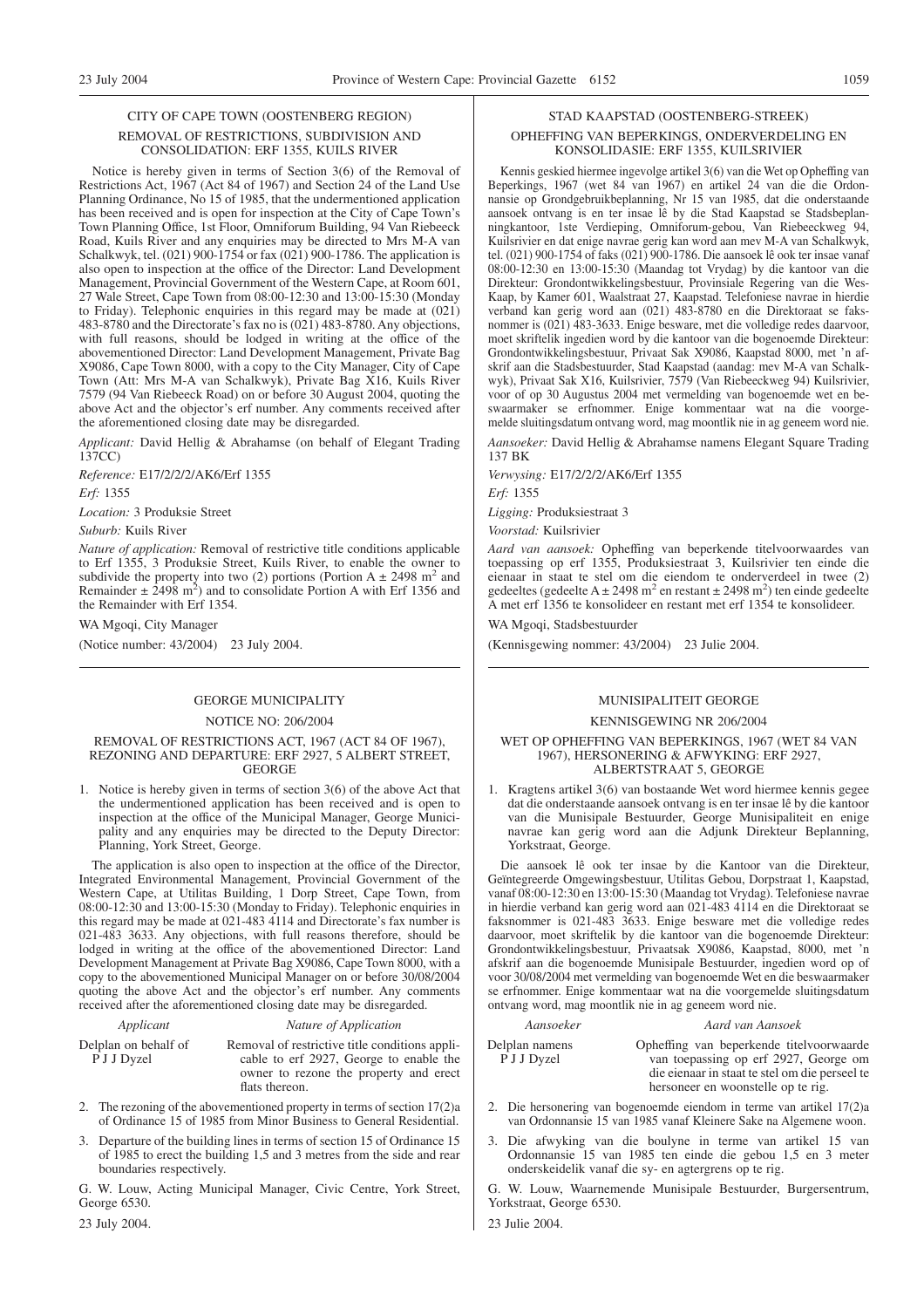## CITY OF CAPE TOWN (OOSTENBERG REGION)

### REMOVAL OF RESTRICTIONS, SUBDIVISION AND CONSOLIDATION: ERF 1355, KUILS RIVER

Notice is hereby given in terms of Section 3(6) of the Removal of Restrictions Act, 1967 (Act 84 of 1967) and Section 24 of the Land Use Planning Ordinance, No 15 of 1985, that the undermentioned application has been received and is open for inspection at the City of Cape Town's Town Planning Office, 1st Floor, Omniforum Building, 94 Van Riebeeck Road, Kuils River and any enquiries may be directed to Mrs M-A van Schalkwyk, tel. (021) 900-1754 or fax (021) 900-1786. The application is also open to inspection at the office of the Director: Land Development Management, Provincial Government of the Western Cape, at Room 601, 27 Wale Street, Cape Town from 08:00-12:30 and 13:00-15:30 (Monday to Friday). Telephonic enquiries in this regard may be made at (021) 483-8780 and the Directorate's fax no is (021) 483-8780. Any objections, with full reasons, should be lodged in writing at the office of the abovementioned Director: Land Development Management, Private Bag X9086, Cape Town 8000, with a copy to the City Manager, City of Cape Town (Att: Mrs M-A van Schalkwyk), Private Bag X16, Kuils River 7579 (94 Van Riebeeck Road) on or before 30 August 2004, quoting the above Act and the objector's erf number. Any comments received after the aforementioned closing date may be disregarded.

*Applicant:* David Hellig & Abrahamse (on behalf of Elegant Trading 137CC)

*Reference:* E17/2/2/2/AK6/Erf 1355

*Erf:* 1355

*Location:* 3 Produksie Street

*Suburb:* Kuils River

*Nature of application:* Removal of restrictive title conditions applicable to Erf 1355, 3 Produksie Street, Kuils River, to enable the owner to subdivide the property into two (2) portions (Portion A ± 2498 m$^2$ and Remainder ± 2498 m$^2$) and to consolidate Portion A with Erf 1356 and the Remainder with Erf 1354.

WA Mgoqi, City Manager

(Notice number: 43/2004) 23 July 2004.

---

## STAD KAAPSTAD (OOSTENBERG-STREEK)

### OPHEFFING VAN BEPERKINGS, ONDERVERDELING EN KONSOLIDASIE: ERF 1355, KUILSRIVIER

Kennis geskied hiermee ingevolge artikel 3(6) van die Wet op Opheffing van Beperkings, 1967 (wet 84 van 1967) en artikel 24 van die die Ordonnansie op Grondgebruikbeplanning, Nr 15 van 1985, dat die onderstaande aansoek ontvang is en ter insae lê by die Stad Kaapstad se Stadsbeplanningkantoor, 1ste Verdieping, Omniforum-gebou, Van Riebeeckweg 94, Kuilsrivier en dat enige navrae gerig kan word aan mev M-A van Schalkwyk, tel. (021) 900-1754 of faks (021) 900-1786. Die aansoek lê ook ter insae vanaf 08:00-12:30 en 13:00-15:30 (Maandag tot Vrydag) by die kantoor van die Direkteur: Grondontwikkelingsbestuur, Provinsiale Regering van die Wes-Kaap, by Kamer 601, Waalstraat 27, Kaapstad. Telefoniese navrae in hierdie verband kan gerig word aan (021) 483-8780 en die Direktoraat se faksnommer is (021) 483-3633. Enige besware, met die volledige redes daarvoor, moet skriftelik ingedien word by die kantoor van die bogenoemde Direkteur: Grondontwikkelingsbestuur, Privaat Sak X9086, Kaapstad 8000, met 'n afskrif aan die Stadsbestuurder, Stad Kaapstad (aandag: mev M-A van Schalkwyk), Privaat Sak X16, Kuilsrivier, 7579 (Van Riebeeckweg 94) Kuilsrivier, voor of op 30 Augustus 2004 met vermelding van bogenoemde wet en beswaarmaker se erfnommer. Enige kommentaar wat na die voorgemelde sluitingsdatum ontvang word, mag moontlik nie in ag geneem word nie.

*Aansoeker:* David Hellig & Abrahamse namens Elegant Square Trading 137 BK

*Verwysing:* E17/2/2/2/AK6/Erf 1355

*Erf:* 1355

*Ligging:* Produksiestraat 3

*Voorstad:* Kuilsrivier

*Aard van aansoek:* Opheffing van beperkende titelvoorwaardes van toepassing op erf 1355, Produksiestraat 3, Kuilsrivier ten einde die eienaar in staat te stel om die eiendom te onderverdeel in twee (2) gedeeltes (gedeelte A ± 2498 m$^2$ en restant ± 2498 m$^2$) ten einde gedeelte A met erf 1356 te konsolideer en restant met erf 1354 te konsolideer.

WA Mgoqi, Stadsbestuurder

(Kennisgewing nommer: 43/2004) 23 Julie 2004.

---

## GEORGE MUNICIPALITY

### NOTICE NO: 206/2004

### REMOVAL OF RESTRICTIONS ACT, 1967 (ACT 84 OF 1967), REZONING AND DEPARTURE: ERF 2927, 5 ALBERT STREET, GEORGE

1. Notice is hereby given in terms of section 3(6) of the above Act that the undermentioned application has been received and is open to inspection at the office of the Municipal Manager, George Municipality and any enquiries may be directed to the Deputy Director: Planning, York Street, George.

The application is also open to inspection at the office of the Director, Integrated Environmental Management, Provincial Government of the Western Cape, at Utilitas Building, 1 Dorp Street, Cape Town, from 08:00-12:30 and 13:00-15:30 (Monday to Friday). Telephonic enquiries in this regard may be made at 021-483 4114 and Directorate's fax number is 021-483 3633. Any objections, with full reasons therefore, should be lodged in writing at the office of the abovementioned Director: Land Development Management at Private Bag X9086, Cape Town 8000, with a copy to the abovementioned Municipal Manager on or before 30/08/2004 quoting the above Act and the objector's erf number. Any comments received after the aforementioned closing date may be disregarded.

| *Applicant* | *Nature of Application* |
|---|---|
| Delplan on behalf of P J J Dyzel | Removal of restrictive title conditions applicable to erf 2927, George to enable the owner to rezone the property and erect flats thereon. |

2. The rezoning of the abovementioned property in terms of section 17(2)a of Ordinance 15 of 1985 from Minor Business to General Residential.

3. Departure of the building lines in terms of section 15 of Ordinance 15 of 1985 to erect the building 1,5 and 3 metres from the side and rear boundaries respectively.

G. W. Louw, Acting Municipal Manager, Civic Centre, York Street, George 6530.

23 July 2004.

---

## MUNISIPALITEIT GEORGE

### KENNISGEWING NR 206/2004

### WET OP OPHEFFING VAN BEPERKINGS, 1967 (WET 84 VAN 1967), HERSONERING & AFWYKING: ERF 2927, ALBERTSTRAAT 5, GEORGE

1. Kragtens artikel 3(6) van bostaande Wet word hiermee kennis gegee dat die onderstaande aansoek ontvang is en ter insae lê by die kantoor van die Munisipale Bestuurder, George Munisipaliteit en enige navrae kan gerig word aan die Adjunk Direkteur Beplanning, Yorkstraat, George.

Die aansoek lê ook ter insae by die Kantoor van die Direkteur, Geïntegreerde Omgewingsbestuur, Utilitas Gebou, Dorpstraat 1, Kaapstad, vanaf 08:00-12:30 en 13:00-15:30 (Maandag tot Vrydag). Telefoniese navrae in hierdie verband kan gerig word aan 021-483 4114 en die Direktoraat se faksnommer is 021-483 3633. Enige besware met die volledige redes daarvoor, moet skriftelik by die kantoor van die bogenoemde Direkteur: Grondontwikkelingsbestuur, Privaatsak X9086, Kaapstad, 8000, met 'n afskrif aan die bogenoemde Munisipale Bestuurder, ingedien word op of voor 30/08/2004 met vermelding van bogenoemde Wet en die beswaarmaker se erfnommer. Enige kommentaar wat na die voorgemelde sluitingsdatum ontvang word, mag moontlik nie in ag geneem word nie.

| *Aansoeker* | *Aard van Aansoek* |
|---|---|
| Delplan namens P J J Dyzel | Opheffing van beperkende titelvoorwaarde van toepassing op erf 2927, George om die eienaar in staat te stel om die perseel te hersoneer en woonstelle op te rig. |

2. Die hersonering van bogenoemde eiendom in terme van artikel 17(2)a van Ordonnansie 15 van 1985 vanaf Kleinere Sake na Algemene woon.

3. Die afwyking van die boulyne in terme van artikel 15 van Ordonnansie 15 van 1985 ten einde die gebou 1,5 en 3 meter onderskeidelik vanaf die sy- en agtergrens op te rig.

G. W. Louw, Waarnemende Munisipale Bestuurder, Burgersentrum, Yorkstraat, George 6530.

23 Julie 2004.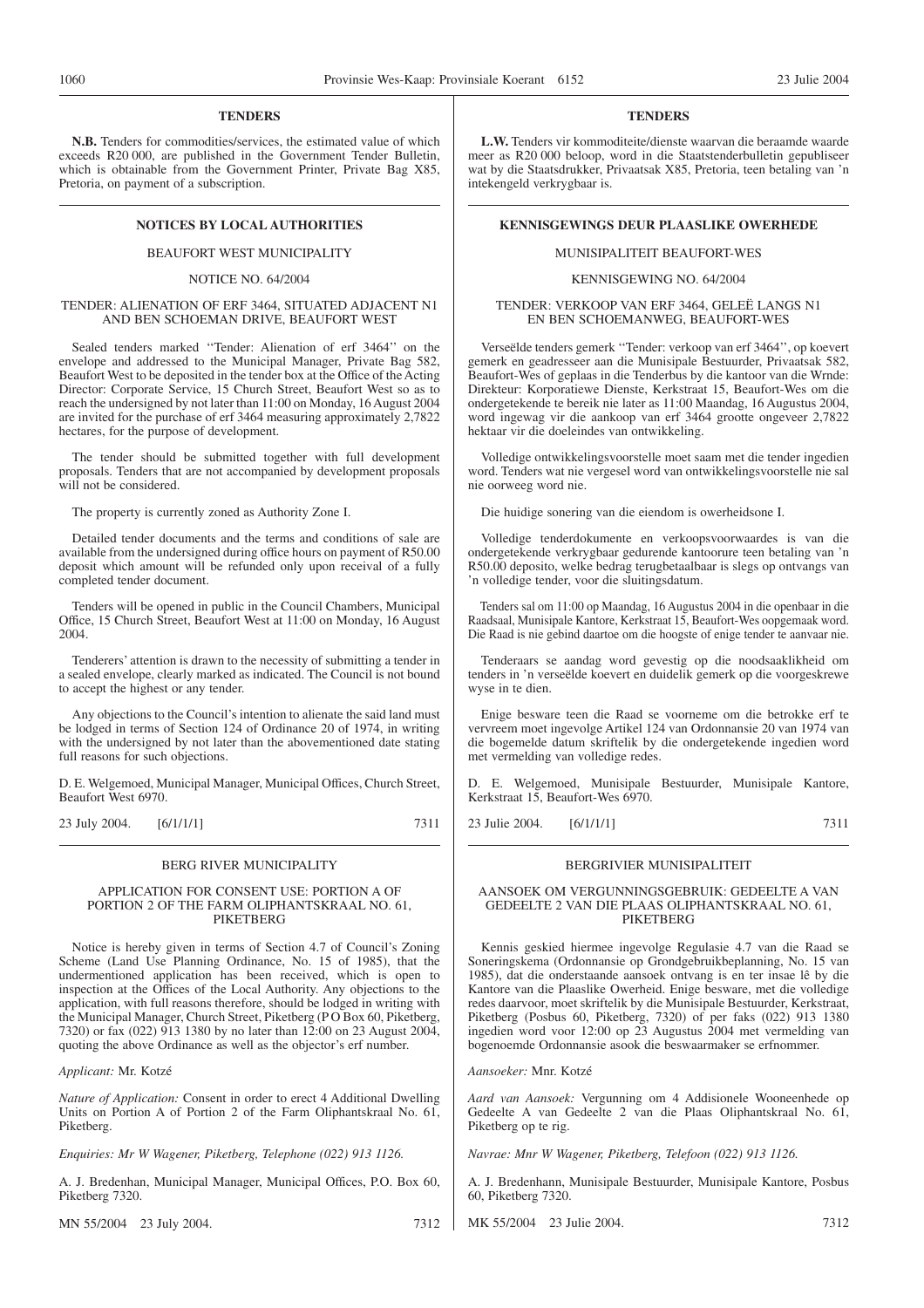## TENDERS

**N.B.** Tenders for commodities/services, the estimated value of which exceeds R20 000, are published in the Government Tender Bulletin, which is obtainable from the Government Printer, Private Bag X85, Pretoria, on payment of a subscription.

## NOTICES BY LOCAL AUTHORITIES

### BEAUFORT WEST MUNICIPALITY

NOTICE NO. 64/2004

TENDER: ALIENATION OF ERF 3464, SITUATED ADJACENT N1 AND BEN SCHOEMAN DRIVE, BEAUFORT WEST

Sealed tenders marked ''Tender: Alienation of erf 3464'' on the envelope and addressed to the Municipal Manager, Private Bag 582, Beaufort West to be deposited in the tender box at the Office of the Acting Director: Corporate Service, 15 Church Street, Beaufort West so as to reach the undersigned by not later than 11:00 on Monday, 16 August 2004 are invited for the purchase of erf 3464 measuring approximately 2,7822 hectares, for the purpose of development.

The tender should be submitted together with full development proposals. Tenders that are not accompanied by development proposals will not be considered.

The property is currently zoned as Authority Zone I.

Detailed tender documents and the terms and conditions of sale are available from the undersigned during office hours on payment of R50.00 deposit which amount will be refunded only upon receival of a fully completed tender document.

Tenders will be opened in public in the Council Chambers, Municipal Office, 15 Church Street, Beaufort West at 11:00 on Monday, 16 August 2004.

Tenderers' attention is drawn to the necessity of submitting a tender in a sealed envelope, clearly marked as indicated. The Council is not bound to accept the highest or any tender.

Any objections to the Council's intention to alienate the said land must be lodged in terms of Section 124 of Ordinance 20 of 1974, in writing with the undersigned by not later than the abovementioned date stating full reasons for such objections.

D. E. Welgemoed, Municipal Manager, Municipal Offices, Church Street, Beaufort West 6970.

23 July 2004. [6/1/1/1] 7311

### BERG RIVER MUNICIPALITY

APPLICATION FOR CONSENT USE: PORTION A OF PORTION 2 OF THE FARM OLIPHANTSKRAAL NO. 61, PIKETBERG

Notice is hereby given in terms of Section 4.7 of Council's Zoning Scheme (Land Use Planning Ordinance, No. 15 of 1985), that the undermentioned application has been received, which is open to inspection at the Offices of the Local Authority. Any objections to the application, with full reasons therefore, should be lodged in writing with the Municipal Manager, Church Street, Piketberg (P O Box 60, Piketberg, 7320) or fax (022) 913 1380 by no later than 12:00 on 23 August 2004, quoting the above Ordinance as well as the objector's erf number.

*Applicant:* Mr. Kotzé

*Nature of Application:* Consent in order to erect 4 Additional Dwelling Units on Portion A of Portion 2 of the Farm Oliphantskraal No. 61, Piketberg.

*Enquiries: Mr W Wagener, Piketberg, Telephone (022) 913 1126.*

A. J. Bredenhan, Municipal Manager, Municipal Offices, P.O. Box 60, Piketberg 7320.

MN 55/2004 23 July 2004. 7312

## TENDERS

**L.W.** Tenders vir kommoditeite/dienste waarvan die beraamde waarde meer as R20 000 beloop, word in die Staatstenderbulletin gepubliseer wat by die Staatsdrukker, Privaatsak X85, Pretoria, teen betaling van 'n intekengeld verkrygbaar is.

## KENNISGEWINGS DEUR PLAASLIKE OWERHEDE

### MUNISIPALITEIT BEAUFORT-WES

KENNISGEWING NO. 64/2004

TENDER: VERKOOP VAN ERF 3464, GELEË LANGS N1 EN BEN SCHOEMANWEG, BEAUFORT-WES

Verseëlde tenders gemerk ''Tender: verkoop van erf 3464'', op koevert gemerk en geadresseer aan die Munisipale Bestuurder, Privaatsak 582, Beaufort-Wes of geplaas in die Tenderbus by die kantoor van die Wrnde: Direkteur: Korporatiewe Dienste, Kerkstraat 15, Beaufort-Wes om die ondergetekende te bereik nie later as 11:00 Maandag, 16 Augustus 2004, word ingewag vir die aankoop van erf 3464 grootte ongeveer 2,7822 hektaar vir die doeleindes van ontwikkeling.

Volledige ontwikkelingsvoorstelle moet saam met die tender ingedien word. Tenders wat nie vergesel word van ontwikkelingsvoorstelle nie sal nie oorweeg word nie.

Die huidige sonering van die eiendom is owerheidsone I.

Volledige tenderdokumente en verkoopsvoorwaardes is van die ondergetekende verkrygbaar gedurende kantoorure teen betaling van 'n R50.00 deposito, welke bedrag terugbetaalbaar is slegs op ontvangs van 'n volledige tender, voor die sluitingsdatum.

Tenders sal om 11:00 op Maandag, 16 Augustus 2004 in die openbaar in die Raadsaal, Munisipale Kantore, Kerkstraat 15, Beaufort-Wes oopgemaak word. Die Raad is nie gebind daartoe om die hoogste of enige tender te aanvaar nie.

Tenderaars se aandag word gevestig op die noodsaaklikheid om tenders in 'n verseëlde koevert en duidelik gemerk op die voorgeskrewe wyse in te dien.

Enige besware teen die Raad se voorneme om die betrokke erf te vervreem moet ingevolge Artikel 124 van Ordonnansie 20 van 1974 van die bogemelde datum skriftelik by die ondergetekende ingedien word met vermelding van volledige redes.

D. E. Welgemoed, Munisipale Bestuurder, Munisipale Kantore, Kerkstraat 15, Beaufort-Wes 6970.

23 Julie 2004. [6/1/1/1] 7311

### BERGRIVIER MUNISIPALITEIT

AANSOEK OM VERGUNNINGSGEBRUIK: GEDEELTE A VAN GEDEELTE 2 VAN DIE PLAAS OLIPHANTSKRAAL NO. 61, PIKETBERG

Kennis geskied hiermee ingevolge Regulasie 4.7 van die Raad se Soneringskema (Ordonnansie op Grondgebruikbeplanning, No. 15 van 1985), dat die onderstaande aansoek ontvang is en ter insae lê by die Kantore van die Plaaslike Owerheid. Enige besware, met die volledige redes daarvoor, moet skriftelik by die Munisipale Bestuurder, Kerkstraat, Piketberg (Posbus 60, Piketberg, 7320) of per faks (022) 913 1380 ingedien word voor 12:00 op 23 Augustus 2004 met vermelding van bogenoemde Ordonnansie asook die beswaarmaker se erfnommer.

*Aansoeker:* Mnr. Kotzé

*Aard van Aansoek:* Vergunning om 4 Addisionele Wooneenhede op Gedeelte A van Gedeelte 2 van die Plaas Oliphantskraal No. 61, Piketberg op te rig.

*Navrae: Mnr W Wagener, Piketberg, Telefoon (022) 913 1126.*

A. J. Bredenhann, Munisipale Bestuurder, Munisipale Kantore, Posbus 60, Piketberg 7320.

MK 55/2004 23 Julie 2004. 7312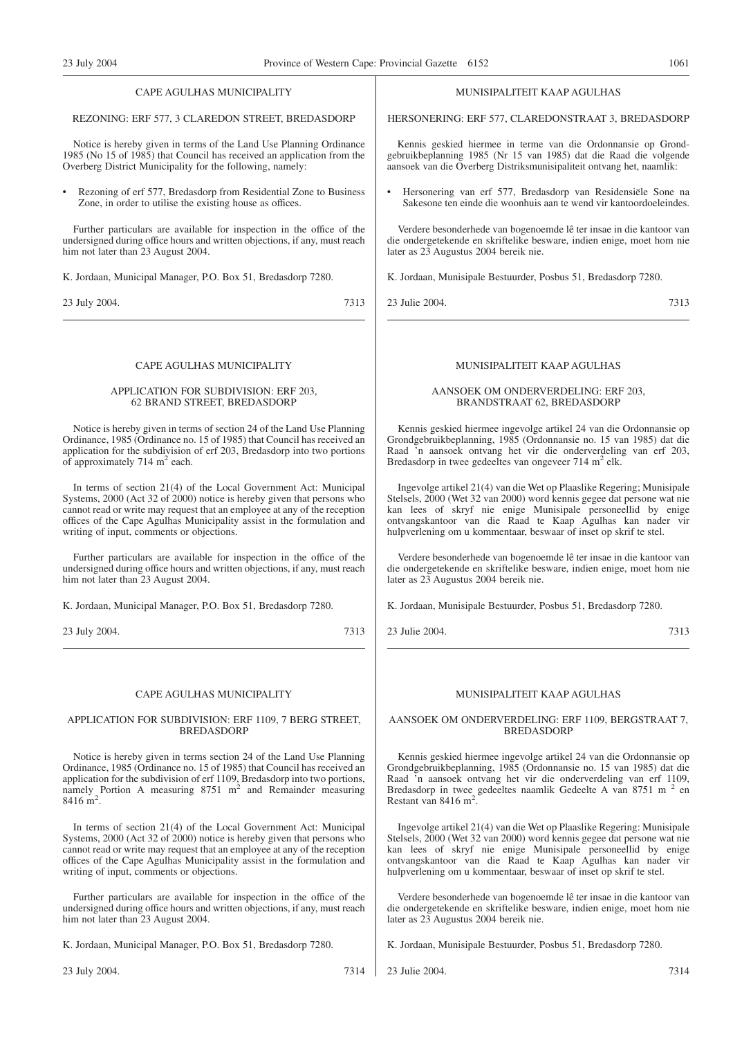CAPE AGULHAS MUNICIPALITY

REZONING: ERF 577, 3 CLAREDON STREET, BREDASDORP

Notice is hereby given in terms of the Land Use Planning Ordinance 1985 (No 15 of 1985) that Council has received an application from the Overberg District Municipality for the following, namely:

- Rezoning of erf 577, Bredasdorp from Residential Zone to Business Zone, in order to utilise the existing house as offices.

Further particulars are available for inspection in the office of the undersigned during office hours and written objections, if any, must reach him not later than 23 August 2004.

K. Jordaan, Municipal Manager, P.O. Box 51, Bredasdorp 7280.

23 July 2004. 7313

---

MUNISIPALITEIT KAAP AGULHAS

HERSONERING: ERF 577, CLAREDONSTRAAT 3, BREDASDORP

Kennis geskied hiermee in terme van die Ordonnansie op Grondgebruikbeplanning 1985 (Nr 15 van 1985) dat die Raad die volgende aansoek van die Overberg Distriksmunisipaliteit ontvang het, naamlik:

- Hersonering van erf 577, Bredasdorp van Residensiële Sone na Sakesone ten einde die woonhuis aan te wend vir kantoordoeleindes.

Verdere besonderhede van bogenoemde lê ter insae in die kantoor van die ondergetekende en skriftelike besware, indien enige, moet hom nie later as 23 Augustus 2004 bereik nie.

K. Jordaan, Munisipale Bestuurder, Posbus 51, Bredasdorp 7280.

23 Julie 2004. 7313

---

CAPE AGULHAS MUNICIPALITY

APPLICATION FOR SUBDIVISION: ERF 203, 62 BRAND STREET, BREDASDORP

Notice is hereby given in terms of section 24 of the Land Use Planning Ordinance, 1985 (Ordinance no. 15 of 1985) that Council has received an application for the subdivision of erf 203, Bredasdorp into two portions of approximately 714 $m^2$ each.

In terms of section 21(4) of the Local Government Act: Municipal Systems, 2000 (Act 32 of 2000) notice is hereby given that persons who cannot read or write may request that an employee at any of the reception offices of the Cape Agulhas Municipality assist in the formulation and writing of input, comments or objections.

Further particulars are available for inspection in the office of the undersigned during office hours and written objections, if any, must reach him not later than 23 August 2004.

K. Jordaan, Municipal Manager, P.O. Box 51, Bredasdorp 7280.

23 July 2004. 7313

---

MUNISIPALITEIT KAAP AGULHAS

AANSOEK OM ONDERVERDELING: ERF 203, BRANDSTRAAT 62, BREDASDORP

Kennis geskied hiermee ingevolge artikel 24 van die Ordonnansie op Grondgebruikbeplanning, 1985 (Ordonnansie no. 15 van 1985) dat die Raad 'n aansoek ontvang het vir die onderverdeling van erf 203, Bredasdorp in twee gedeeltes van ongeveer 714 $m^2$ elk.

Ingevolge artikel 21(4) van die Wet op Plaaslike Regering; Munisipale Stelsels, 2000 (Wet 32 van 2000) word kennis gegee dat persone wat nie kan lees of skryf nie enige Munisipale personeellid by enige ontvangskantoor van die Raad te Kaap Agulhas kan nader vir hulpverlening om u kommentaar, beswaar of inset op skrif te stel.

Verdere besonderhede van bogenoemde lê ter insae in die kantoor van die ondergetekende en skriftelike besware, indien enige, moet hom nie later as 23 Augustus 2004 bereik nie.

K. Jordaan, Munisipale Bestuurder, Posbus 51, Bredasdorp 7280.

23 Julie 2004. 7313

---

CAPE AGULHAS MUNICIPALITY

APPLICATION FOR SUBDIVISION: ERF 1109, 7 BERG STREET, BREDASDORP

Notice is hereby given in terms section 24 of the Land Use Planning Ordinance, 1985 (Ordinance no. 15 of 1985) that Council has received an application for the subdivision of erf 1109, Bredasdorp into two portions, namely Portion A measuring 8751 $m^2$ and Remainder measuring 8416 $m^2$.

In terms of section 21(4) of the Local Government Act: Municipal Systems, 2000 (Act 32 of 2000) notice is hereby given that persons who cannot read or write may request that an employee at any of the reception offices of the Cape Agulhas Municipality assist in the formulation and writing of input, comments or objections.

Further particulars are available for inspection in the office of the undersigned during office hours and written objections, if any, must reach him not later than 23 August 2004.

K. Jordaan, Municipal Manager, P.O. Box 51, Bredasdorp 7280.

23 July 2004. 7314

---

MUNISIPALITEIT KAAP AGULHAS

AANSOEK OM ONDERVERDELING: ERF 1109, BERGSTRAAT 7, BREDASDORP

Kennis geskied hiermee ingevolge artikel 24 van die Ordonnansie op Grondgebruikbeplanning, 1985 (Ordonnansie no. 15 van 1985) dat die Raad 'n aansoek ontvang het vir die onderverdeling van erf 1109, Bredasdorp in twee gedeeltes naamlik Gedeelte A van 8751 $m^2$ en Restant van 8416 $m^2$.

Ingevolge artikel 21(4) van die Wet op Plaaslike Regering: Munisipale Stelsels, 2000 (Wet 32 van 2000) word kennis gegee dat persone wat nie kan lees of skryf nie enige Munisipale personeellid by enige ontvangskantoor van die Raad te Kaap Agulhas kan nader vir hulpverlening om u kommentaar, beswaar of inset op skrif te stel.

Verdere besonderhede van bogenoemde lê ter insae in die kantoor van die ondergetekende en skriftelike besware, indien enige, moet hom nie later as 23 Augustus 2004 bereik nie.

K. Jordaan, Munisipale Bestuurder, Posbus 51, Bredasdorp 7280.

23 Julie 2004. 7314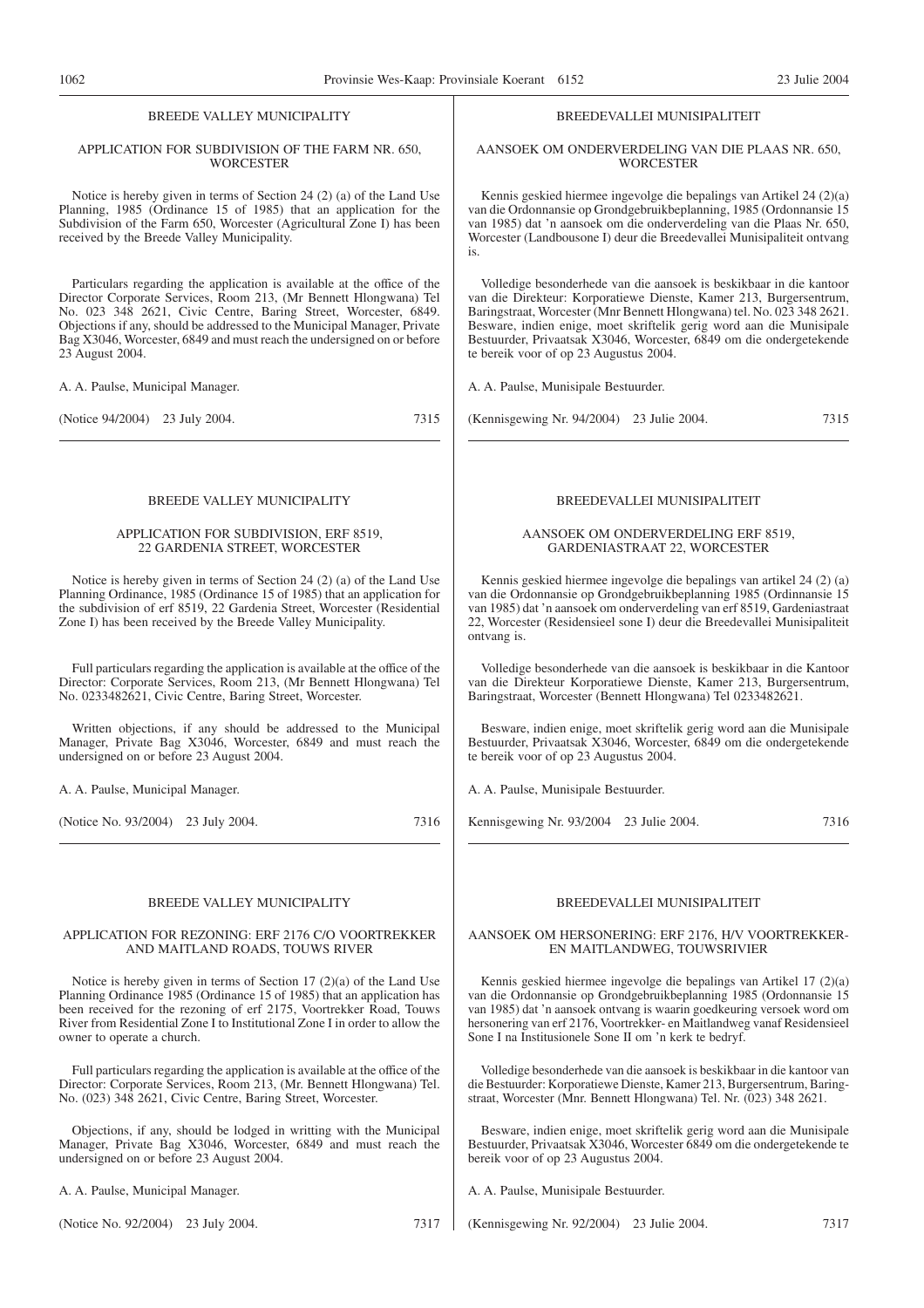BREEDE VALLEY MUNICIPALITY

APPLICATION FOR SUBDIVISION OF THE FARM NR. 650, WORCESTER

Notice is hereby given in terms of Section 24 (2) (a) of the Land Use Planning, 1985 (Ordinance 15 of 1985) that an application for the Subdivision of the Farm 650, Worcester (Agricultural Zone I) has been received by the Breede Valley Municipality.

Particulars regarding the application is available at the office of the Director Corporate Services, Room 213, (Mr Bennett Hlongwana) Tel No. 023 348 2621, Civic Centre, Baring Street, Worcester, 6849. Objections if any, should be addressed to the Municipal Manager, Private Bag X3046, Worcester, 6849 and must reach the undersigned on or before 23 August 2004.

A. A. Paulse, Municipal Manager.

(Notice 94/2004) 23 July 2004. 7315

BREEDEVALLEI MUNISIPALITEIT

AANSOEK OM ONDERVERDELING VAN DIE PLAAS NR. 650, WORCESTER

Kennis geskied hiermee ingevolge die bepalings van Artikel 24 (2)(a) van die Ordonnansie op Grondgebruikbeplanning, 1985 (Ordonnansie 15 van 1985) dat 'n aansoek om die onderverdeling van die Plaas Nr. 650, Worcester (Landbousone I) deur die Breedevallei Munisipaliteit ontvang is.

Volledige besonderhede van die aansoek is beskikbaar in die kantoor van die Direkteur: Korporatiewe Dienste, Kamer 213, Burgersentrum, Baringstraat, Worcester (Mnr Bennett Hlongwana) tel. No. 023 348 2621. Besware, indien enige, moet skriftelik gerig word aan die Munisipale Bestuurder, Privaatsak X3046, Worcester, 6849 om die ondergetekende te bereik voor of op 23 Augustus 2004.

A. A. Paulse, Munisipale Bestuurder.

(Kennisgewing Nr. 94/2004) 23 Julie 2004. 7315

BREEDE VALLEY MUNICIPALITY

APPLICATION FOR SUBDIVISION, ERF 8519, 22 GARDENIA STREET, WORCESTER

Notice is hereby given in terms of Section 24 (2) (a) of the Land Use Planning Ordinance, 1985 (Ordinance 15 of 1985) that an application for the subdivision of erf 8519, 22 Gardenia Street, Worcester (Residential Zone I) has been received by the Breede Valley Municipality.

Full particulars regarding the application is available at the office of the Director: Corporate Services, Room 213, (Mr Bennett Hlongwana) Tel No. 0233482621, Civic Centre, Baring Street, Worcester.

Written objections, if any should be addressed to the Municipal Manager, Private Bag X3046, Worcester, 6849 and must reach the undersigned on or before 23 August 2004.

A. A. Paulse, Municipal Manager.

(Notice No. 93/2004) 23 July 2004. 7316

BREEDEVALLEI MUNISIPALITEIT

AANSOEK OM ONDERVERDELING ERF 8519, GARDENIASTRAAT 22, WORCESTER

Kennis geskied hiermee ingevolge die bepalings van artikel 24 (2) (a) van die Ordonnansie op Grondgebruikbeplanning 1985 (Ordinnansie 15 van 1985) dat 'n aansoek om onderverdeling van erf 8519, Gardeniastraat 22, Worcester (Residensieel sone I) deur die Breedevallei Munisipaliteit ontvang is.

Volledige besonderhede van die aansoek is beskikbaar in die Kantoor van die Direkteur Korporatiewe Dienste, Kamer 213, Burgersentrum, Baringstraat, Worcester (Bennett Hlongwana) Tel 0233482621.

Besware, indien enige, moet skriftelik gerig word aan die Munisipale Bestuurder, Privaatsak X3046, Worcester, 6849 om die ondergetekende te bereik voor of op 23 Augustus 2004.

A. A. Paulse, Munisipale Bestuurder.

Kennisgewing Nr. 93/2004 23 Julie 2004. 7316

BREEDE VALLEY MUNICIPALITY

APPLICATION FOR REZONING: ERF 2176 C/O VOORTREKKER AND MAITLAND ROADS, TOUWS RIVER

Notice is hereby given in terms of Section 17 (2)(a) of the Land Use Planning Ordinance 1985 (Ordinance 15 of 1985) that an application has been received for the rezoning of erf 2175, Voortrekker Road, Touws River from Residential Zone I to Institutional Zone I in order to allow the owner to operate a church.

Full particulars regarding the application is available at the office of the Director: Corporate Services, Room 213, (Mr. Bennett Hlongwana) Tel. No. (023) 348 2621, Civic Centre, Baring Street, Worcester.

Objections, if any, should be lodged in writting with the Municipal Manager, Private Bag X3046, Worcester, 6849 and must reach the undersigned on or before 23 August 2004.

A. A. Paulse, Municipal Manager.

(Notice No. 92/2004) 23 July 2004. 7317

BREEDEVALLEI MUNISIPALITEIT

AANSOEK OM HERSONERING: ERF 2176, H/V VOORTREKKER- EN MAITLANDWEG, TOUWSRIVIER

Kennis geskied hiermee ingevolge die bepalings van Artikel 17 (2)(a) van die Ordonnansie op Grondgebruikbeplanning 1985 (Ordonnansie 15 van 1985) dat 'n aansoek ontvang is waarin goedkeuring versoek word om hersonering van erf 2176, Voortrekker- en Maitlandweg vanaf Residensieel Sone I na Institusionele Sone II om 'n kerk te bedryf.

Volledige besonderhede van die aansoek is beskikbaar in die kantoor van die Bestuurder: Korporatiewe Dienste, Kamer 213, Burgersentrum, Baringstraat, Worcester (Mnr. Bennett Hlongwana) Tel. Nr. (023) 348 2621.

Besware, indien enige, moet skriftelik gerig word aan die Munisipale Bestuurder, Privaatsak X3046, Worcester 6849 om die ondergetekende te bereik voor of op 23 Augustus 2004.

A. A. Paulse, Munisipale Bestuurder.

(Kennisgewing Nr. 92/2004) 23 Julie 2004. 7317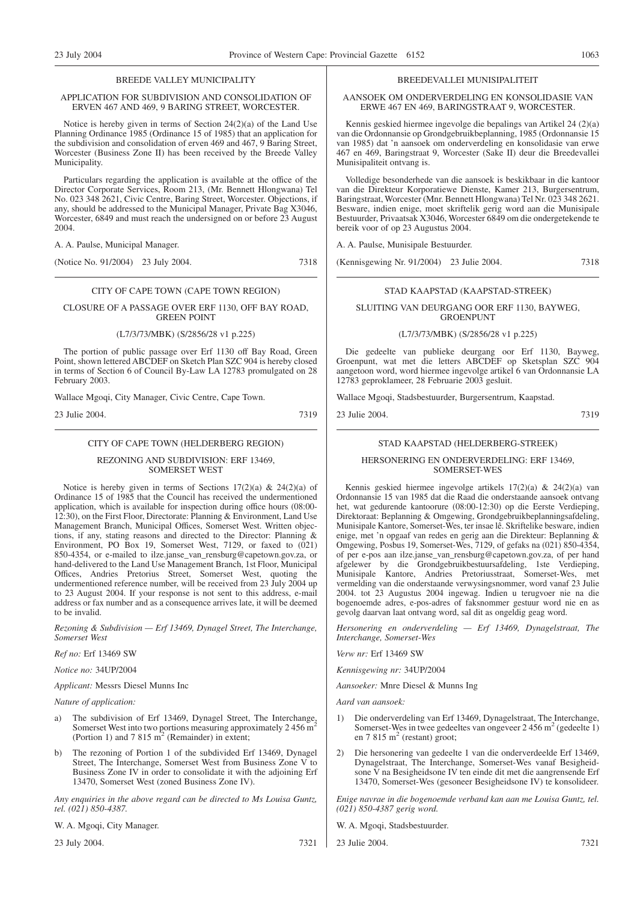BREEDE VALLEY MUNICIPALITY

APPLICATION FOR SUBDIVISION AND CONSOLIDATION OF ERVEN 467 AND 469, 9 BARING STREET, WORCESTER.

Notice is hereby given in terms of Section 24(2)(a) of the Land Use Planning Ordinance 1985 (Ordinance 15 of 1985) that an application for the subdivision and consolidation of erven 469 and 467, 9 Baring Street, Worcester (Business Zone II) has been received by the Breede Valley Municipality.

Particulars regarding the application is available at the office of the Director Corporate Services, Room 213, (Mr. Bennett Hlongwana) Tel No. 023 348 2621, Civic Centre, Baring Street, Worcester. Objections, if any, should be addressed to the Municipal Manager, Private Bag X3046, Worcester, 6849 and must reach the undersigned on or before 23 August 2004.

A. A. Paulse, Municipal Manager.

(Notice No. 91/2004) 23 July 2004. 7318

---

BREEDEVALLEI MUNISIPALITEIT

AANSOEK OM ONDERVERDELING EN KONSOLIDASIE VAN ERWE 467 EN 469, BARINGSTRAAT 9, WORCESTER.

Kennis geskied hiermee ingevolge die bepalings van Artikel 24 (2)(a) van die Ordonnansie op Grondgebruikbeplanning, 1985 (Ordonnansie 15 van 1985) dat 'n aansoek om onderverdeling en konsolidasie van erwe 467 en 469, Baringstraat 9, Worcester (Sake II) deur die Breedevallei Munisipaliteit ontvang is.

Volledige besonderhede van die aansoek is beskikbaar in die kantoor van die Direkteur Korporatiewe Dienste, Kamer 213, Burgersentrum, Baringstraat, Worcester (Mnr. Bennett Hlongwana) Tel Nr. 023 348 2621. Besware, indien enige, moet skriftelik gerig word aan die Munisipale Bestuurder, Privaatsak X3046, Worcester 6849 om die ondergetekende te bereik voor of op 23 Augustus 2004.

A. A. Paulse, Munisipale Bestuurder.

(Kennisgewing Nr. 91/2004) 23 Julie 2004. 7318

---

CITY OF CAPE TOWN (CAPE TOWN REGION)

CLOSURE OF A PASSAGE OVER ERF 1130, OFF BAY ROAD, GREEN POINT

(L7/3/73/MBK) (S/2856/28 v1 p.225)

The portion of public passage over Erf 1130 off Bay Road, Green Point, shown lettered ABCDEF on Sketch Plan SZC 904 is hereby closed in terms of Section 6 of Council By-Law LA 12783 promulgated on 28 February 2003.

Wallace Mgoqi, City Manager, Civic Centre, Cape Town.

23 Julie 2004. 7319

---

STAD KAAPSTAD (KAAPSTAD-STREEK)

SLUITING VAN DEURGANG OOR ERF 1130, BAYWEG, GROENPUNT

(L7/3/73/MBK) (S/2856/28 v1 p.225)

Die gedeelte van publieke deurgang oor Erf 1130, Bayweg, Groenpunt, wat met die letters ABCDEF op Sketsplan SZC 904 aangetoon word, word hiermee ingevolge artikel 6 van Ordonnansie LA 12783 geproklameer, 28 Februarie 2003 gesluit.

Wallace Mgoqi, Stadsbestuurder, Burgersentrum, Kaapstad.

23 Julie 2004. 7319

---

CITY OF CAPE TOWN (HELDERBERG REGION)

REZONING AND SUBDIVISION: ERF 13469, SOMERSET WEST

Notice is hereby given in terms of Sections 17(2)(a) & 24(2)(a) of Ordinance 15 of 1985 that the Council has received the undermentioned application, which is available for inspection during office hours (08:00-12:30), on the First Floor, Directorate: Planning & Environment, Land Use Management Branch, Municipal Offices, Somerset West. Written objections, if any, stating reasons and directed to the Director: Planning & Environment, PO Box 19, Somerset West, 7129, or faxed to (021) 850-4354, or e-mailed to ilze.janse_van_rensburg@capetown.gov.za, or hand-delivered to the Land Use Management Branch, 1st Floor, Municipal Offices, Andries Pretorius Street, Somerset West, quoting the undermentioned reference number, will be received from 23 July 2004 up to 23 August 2004. If your response is not sent to this address, e-mail address or fax number and as a consequence arrives late, it will be deemed to be invalid.

*Rezoning & Subdivision — Erf 13469, Dynagel Street, The Interchange, Somerset West*

*Ref no:* Erf 13469 SW

*Notice no:* 34UP/2004

*Applicant:* Messrs Diesel Munns Inc

*Nature of application:*

a) The subdivision of Erf 13469, Dynagel Street, The Interchange, Somerset West into two portions measuring approximately 2 456 m$^2$ (Portion 1) and 7 815 m$^2$ (Remainder) in extent;

b) The rezoning of Portion 1 of the subdivided Erf 13469, Dynagel Street, The Interchange, Somerset West from Business Zone V to Business Zone IV in order to consolidate it with the adjoining Erf 13470, Somerset West (zoned Business Zone IV).

*Any enquiries in the above regard can be directed to Ms Louisa Guntz, tel. (021) 850-4387.*

W. A. Mgoqi, City Manager.

23 July 2004. 7321

---

STAD KAAPSTAD (HELDERBERG-STREEK)

HERSONERING EN ONDERVERDELING: ERF 13469, SOMERSET-WES

Kennis geskied hiermee ingevolge artikels 17(2)(a) & 24(2)(a) van Ordonnansie 15 van 1985 dat die Raad die onderstaande aansoek ontvang het, wat gedurende kantoorure (08:00-12:30) op die Eerste Verdieping, Direktoraat: Beplanning & Omgewing, Grondgebruikbeplanningsafdeling, Munisipale Kantore, Somerset-Wes, ter insae lê. Skriftelike besware, indien enige, met 'n opgaaf van redes en gerig aan die Direkteur: Beplanning & Omgewing, Posbus 19, Somerset-Wes, 7129, of gefaks na (021) 850-4354, of per e-pos aan ilze.janse_van_rensburg@capetown.gov.za, of per hand afgelewer by die Grondgebruikbestuursafdeling, 1ste Verdieping, Munisipale Kantore, Andries Pretoriusstraat, Somerset-Wes, met vermelding van die onderstaande verwysingsnommer, word vanaf 23 Julie 2004. tot 23 Augustus 2004 ingewag. Indien u terugvoer nie na die bogenoemde adres, e-pos-adres of faksnommer gestuur word nie en as gevolg daarvan laat ontvang word, sal dit as ongeldig geag word.

*Hersonering en onderverdeling — Erf 13469, Dynagelstraat, The Interchange, Somerset-Wes*

*Verw nr:* Erf 13469 SW

*Kennisgewing nr:* 34UP/2004

*Aansoeker:* Mnre Diesel & Munns Ing

*Aard van aansoek:*

1) Die onderverdeling van Erf 13469, Dynagelstraat, The Interchange, Somerset-Wes in twee gedeeltes van ongeveer 2 456 m$^2$ (gedeelte 1) en 7 815 m$^2$ (restant) groot;

2) Die hersonering van gedeelte 1 van die onderverdeelde Erf 13469, Dynagelstraat, The Interchange, Somerset-Wes vanaf Besigheidsone V na Besigheidsone IV ten einde dit met die aangrensende Erf 13470, Somerset-Wes (gesoneer Besigheidsone IV) te konsolideer.

*Enige navrae in die bogenoemde verband kan aan me Louisa Guntz, tel. (021) 850-4387 gerig word.*

W. A. Mgoqi, Stadsbestuurder.

23 Julie 2004. 7321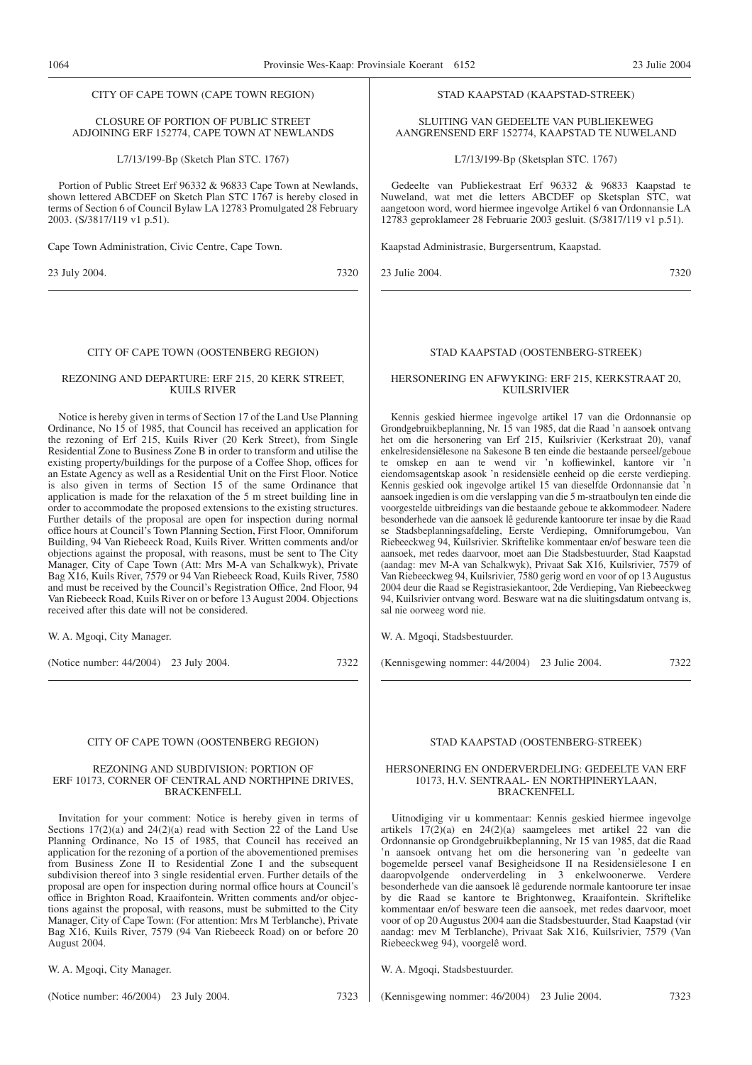CITY OF CAPE TOWN (CAPE TOWN REGION)

CLOSURE OF PORTION OF PUBLIC STREET ADJOINING ERF 152774, CAPE TOWN AT NEWLANDS

L7/13/199-Bp (Sketch Plan STC. 1767)

Portion of Public Street Erf 96332 & 96833 Cape Town at Newlands, shown lettered ABCDEF on Sketch Plan STC 1767 is hereby closed in terms of Section 6 of Council Bylaw LA 12783 Promulgated 28 February 2003. (S/3817/119 v1 p.51).

Cape Town Administration, Civic Centre, Cape Town.

23 July 2004. 7320

---

STAD KAAPSTAD (KAAPSTAD-STREEK)

SLUITING VAN GEDEELTE VAN PUBLIEKEWEG AANGRENSEND ERF 152774, KAAPSTAD TE NUWELAND

L7/13/199-Bp (Sketsplan STC. 1767)

Gedeelte van Publiekestraat Erf 96332 & 96833 Kaapstad te Nuweland, wat met die letters ABCDEF op Sketsplan STC, wat aangetoon word, word hiermee ingevolge Artikel 6 van Ordonnansie LA 12783 geproklameer 28 Februarie 2003 gesluit. (S/3817/119 v1 p.51).

Kaapstad Administrasie, Burgersentrum, Kaapstad.

23 Julie 2004. 7320

---

CITY OF CAPE TOWN (OOSTENBERG REGION)

REZONING AND DEPARTURE: ERF 215, 20 KERK STREET, KUILS RIVER

Notice is hereby given in terms of Section 17 of the Land Use Planning Ordinance, No 15 of 1985, that Council has received an application for the rezoning of Erf 215, Kuils River (20 Kerk Street), from Single Residential Zone to Business Zone B in order to transform and utilise the existing property/buildings for the purpose of a Coffee Shop, offices for an Estate Agency as well as a Residential Unit on the First Floor. Notice is also given in terms of Section 15 of the same Ordinance that application is made for the relaxation of the 5 m street building line in order to accommodate the proposed extensions to the existing structures. Further details of the proposal are open for inspection during normal office hours at Council's Town Planning Section, First Floor, Omniforum Building, 94 Van Riebeeck Road, Kuils River. Written comments and/or objections against the proposal, with reasons, must be sent to The City Manager, City of Cape Town (Att: Mrs M-A van Schalkwyk), Private Bag X16, Kuils River, 7579 or 94 Van Riebeeck Road, Kuils River, 7580 and must be received by the Council's Registration Office, 2nd Floor, 94 Van Riebeeck Road, Kuils River on or before 13 August 2004. Objections received after this date will not be considered.

W. A. Mgoqi, City Manager.

(Notice number: 44/2004) 23 July 2004. 7322

---

STAD KAAPSTAD (OOSTENBERG-STREEK)

HERSONERING EN AFWYKING: ERF 215, KERKSTRAAT 20, KUILSRIVIER

Kennis geskied hiermee ingevolge artikel 17 van die Ordonnansie op Grondgebruikbeplanning, Nr. 15 van 1985, dat die Raad 'n aansoek ontvang het om die hersonering van Erf 215, Kuilsrivier (Kerkstraat 20), vanaf enkelresidensiëlesone na Sakesone B ten einde die bestaande perseel/geboue te omskep en aan te wend vir 'n koffiewinkel, kantore vir 'n eiendomsagentskap asook 'n residensiële eenheid op die eerste verdieping. Kennis geskied ook ingevolge artikel 15 van dieselfde Ordonnansie dat 'n aansoek ingedien is om die verslapping van die 5 m-straatboulyn ten einde die voorgestelde uitbreidings van die bestaande geboue te akkommodeer. Nadere besonderhede van die aansoek lê gedurende kantoorure ter insae by die Raad se Stadsbeplanningsafdeling, Eerste Verdieping, Omniforumgebou, Van Riebeeckweg 94, Kuilsrivier. Skriftelike kommentaar en/of besware teen die aansoek, met redes daarvoor, moet aan Die Stadsbestuurder, Stad Kaapstad (aandag: mev M-A van Schalkwyk), Privaat Sak X16, Kuilsrivier, 7579 of Van Riebeeckweg 94, Kuilsrivier, 7580 gerig word en voor of op 13 Augustus 2004 deur die Raad se Registrasiekantoor, 2de Verdieping, Van Riebeeckweg 94, Kuilsrivier ontvang word. Besware wat na die sluitingsdatum ontvang is, sal nie oorweeg word nie.

W. A. Mgoqi, Stadsbestuurder.

(Kennisgewing nommer: 44/2004) 23 Julie 2004. 7322

---

CITY OF CAPE TOWN (OOSTENBERG REGION)

REZONING AND SUBDIVISION: PORTION OF ERF 10173, CORNER OF CENTRAL AND NORTHPINE DRIVES, BRACKENFELL

Invitation for your comment: Notice is hereby given in terms of Sections 17(2)(a) and 24(2)(a) read with Section 22 of the Land Use Planning Ordinance, No 15 of 1985, that Council has received an application for the rezoning of a portion of the abovementioned premises from Business Zone II to Residential Zone I and the subsequent subdivision thereof into 3 single residential erven. Further details of the proposal are open for inspection during normal office hours at Council's office in Brighton Road, Kraaifontein. Written comments and/or objections against the proposal, with reasons, must be submitted to the City Manager, City of Cape Town: (For attention: Mrs M Terblanche), Private Bag X16, Kuils River, 7579 (94 Van Riebeeck Road) on or before 20 August 2004.

W. A. Mgoqi, City Manager.

(Notice number: 46/2004) 23 July 2004. 7323

---

STAD KAAPSTAD (OOSTENBERG-STREEK)

HERSONERING EN ONDERVERDELING: GEDEELTE VAN ERF 10173, H.V. SENTRAAL- EN NORTHPINERYLAAN, BRACKENFELL

Uitnodiging vir u kommentaar: Kennis geskied hiermee ingevolge artikels 17(2)(a) en 24(2)(a) saamgelees met artikel 22 van die Ordonnansie op Grondgebruikbeplanning, Nr 15 van 1985, dat die Raad 'n aansoek ontvang het om die hersonering van 'n gedeelte van bogemelde perseel vanaf Besigheidsone II na Residensiëlesone I en daaropvolgende onderverdeling in 3 enkelwoonerwe. Verdere besonderhede van die aansoek lê gedurende normale kantoorure ter insae by die Raad se kantore te Brightonweg, Kraaifontein. Skriftelike kommentaar en/of besware teen die aansoek, met redes daarvoor, moet voor of op 20 Augustus 2004 aan die Stadsbestuurder, Stad Kaapstad (vir aandag: mev M Terblanche), Privaat Sak X16, Kuilsrivier, 7579 (Van Riebeeckweg 94), voorgelê word.

W. A. Mgoqi, Stadsbestuurder.

(Kennisgewing nommer: 46/2004) 23 Julie 2004. 7323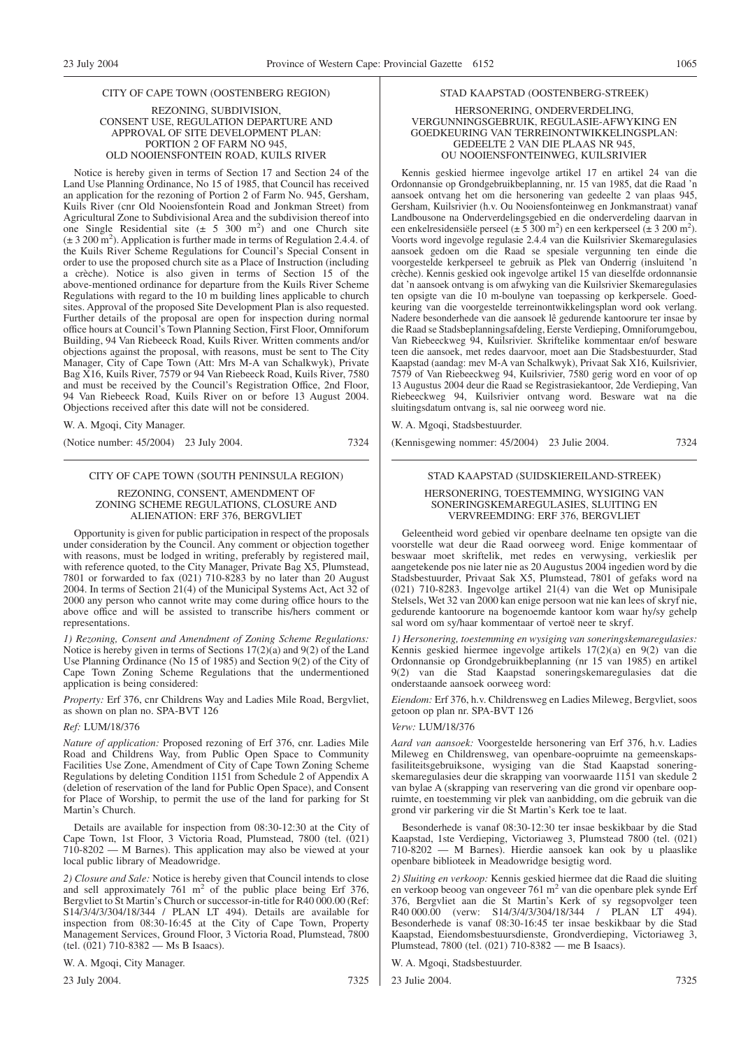CITY OF CAPE TOWN (OOSTENBERG REGION)

REZONING, SUBDIVISION, CONSENT USE, REGULATION DEPARTURE AND APPROVAL OF SITE DEVELOPMENT PLAN: PORTION 2 OF FARM NO 945, OLD NOOIENSFONTEIN ROAD, KUILS RIVER

Notice is hereby given in terms of Section 17 and Section 24 of the Land Use Planning Ordinance, No 15 of 1985, that Council has received an application for the rezoning of Portion 2 of Farm No. 945, Gersham, Kuils River (cnr Old Nooiensfontein Road and Jonkman Street) from Agricultural Zone to Subdivisional Area and the subdivision thereof into one Single Residential site (± 5 300 m$^2$) and one Church site (± 3 200 m$^2$). Application is further made in terms of Regulation 2.4.4. of the Kuils River Scheme Regulations for Council's Special Consent in order to use the proposed church site as a Place of Instruction (including a crèche). Notice is also given in terms of Section 15 of the above-mentioned ordinance for departure from the Kuils River Scheme Regulations with regard to the 10 m building lines applicable to church sites. Approval of the proposed Site Development Plan is also requested. Further details of the proposal are open for inspection during normal office hours at Council's Town Planning Section, First Floor, Omniforum Building, 94 Van Riebeeck Road, Kuils River. Written comments and/or objections against the proposal, with reasons, must be sent to The City Manager, City of Cape Town (Att: Mrs M-A van Schalkwyk), Private Bag X16, Kuils River, 7579 or 94 Van Riebeeck Road, Kuils River, 7580 and must be received by the Council's Registration Office, 2nd Floor, 94 Van Riebeeck Road, Kuils River on or before 13 August 2004. Objections received after this date will not be considered.

W. A. Mgoqi, City Manager.

(Notice number: 45/2004) 23 July 2004. 7324

---

STAD KAAPSTAD (OOSTENBERG-STREEK)

HERSONERING, ONDERVERDELING, VERGUNNINGSGEBRUIK, REGULASIE-AFWYKING EN GOEDKEURING VAN TERREINONTWIKKELINGSPLAN: GEDEELTE 2 VAN DIE PLAAS NR 945, OU NOOIENSFONTEINWEG, KUILSRIVIER

Kennis geskied hiermee ingevolge artikel 17 en artikel 24 van die Ordonnansie op Grondgebruikbeplanning, nr. 15 van 1985, dat die Raad 'n aansoek ontvang het om die hersonering van gedeelte 2 van plaas 945, Gersham, Kuilsrivier (h.v. Ou Nooiensfonteinweg en Jonkmanstraat) vanaf Landbousone na Onderverdelingsgebied en die onderverdeling daarvan in een enkelresidensiële perseel (± 5 300 m$^2$) en een kerkperseel (± 3 200 m$^2$). Voorts word ingevolge regulasie 2.4.4 van die Kuilsrivier Skemaregulasies aansoek gedoen om die Raad se spesiale vergunning ten einde die voorgestelde kerkperseel te gebruik as Plek van Onderrig (insluitend 'n crèche). Kennis geskied ook ingevolge artikel 15 van dieselfde ordonnansie dat 'n aansoek ontvang is om afwyking van die Kuilsrivier Skemaregulasies ten opsigte van die 10 m-boulyne van toepassing op kerkpersele. Goedkeuring van die voorgestelde terreinontwikkelingsplan word ook verlang. Nadere besonderhede van die aansoek lê gedurende kantoorure ter insae by die Raad se Stadsbeplanningsafdeling, Eerste Verdieping, Omniforumgebou, Van Riebeeckweg 94, Kuilsrivier. Skriftelike kommentaar en/of besware teen die aansoek, met redes daarvoor, moet aan Die Stadsbestuurder, Stad Kaapstad (aandag: mev M-A van Schalkwyk), Privaat Sak X16, Kuilsrivier, 7579 of Van Riebeeckweg 94, Kuilsrivier, 7580 gerig word en voor of op 13 Augustus 2004 deur die Raad se Registrasiekantoor, 2de Verdieping, Van Riebeeckweg 94, Kuilsrivier ontvang word. Besware wat na die sluitingsdatum ontvang is, sal nie oorweeg word nie.

W. A. Mgoqi, Stadsbestuurder.

(Kennisgewing nommer: 45/2004) 23 Julie 2004. 7324

---

CITY OF CAPE TOWN (SOUTH PENINSULA REGION)

REZONING, CONSENT, AMENDMENT OF ZONING SCHEME REGULATIONS, CLOSURE AND ALIENATION: ERF 376, BERGVLIET

Opportunity is given for public participation in respect of the proposals under consideration by the Council. Any comment or objection together with reasons, must be lodged in writing, preferably by registered mail, with reference quoted, to the City Manager, Private Bag X5, Plumstead, 7801 or forwarded to fax (021) 710-8283 by no later than 20 August 2004. In terms of Section 21(4) of the Municipal Systems Act, Act 32 of 2000 any person who cannot write may come during office hours to the above office and will be assisted to transcribe his/hers comment or representations.

*1) Rezoning, Consent and Amendment of Zoning Scheme Regulations:* Notice is hereby given in terms of Sections 17(2)(a) and 9(2) of the Land Use Planning Ordinance (No 15 of 1985) and Section 9(2) of the City of Cape Town Zoning Scheme Regulations that the undermentioned application is being considered:

*Property:* Erf 376, cnr Childrens Way and Ladies Mile Road, Bergvliet, as shown on plan no. SPA-BVT 126

*Ref:* LUM/18/376

*Nature of application:* Proposed rezoning of Erf 376, cnr. Ladies Mile Road and Childrens Way, from Public Open Space to Community Facilities Use Zone, Amendment of City of Cape Town Zoning Scheme Regulations by deleting Condition 1151 from Schedule 2 of Appendix A (deletion of reservation of the land for Public Open Space), and Consent for Place of Worship, to permit the use of the land for parking for St Martin's Church.

Details are available for inspection from 08:30-12:30 at the City of Cape Town, 1st Floor, 3 Victoria Road, Plumstead, 7800 (tel. (021) 710-8202 — M Barnes). This application may also be viewed at your local public library of Meadowridge.

*2) Closure and Sale:* Notice is hereby given that Council intends to close and sell approximately 761 m$^2$ of the public place being Erf 376, Bergvliet to St Martin's Church or successor-in-title for R40 000.00 (Ref: S14/3/4/3/304/18/344 / PLAN LT 494). Details are available for inspection from 08:30-16:45 at the City of Cape Town, Property Management Services, Ground Floor, 3 Victoria Road, Plumstead, 7800 (tel. (021) 710-8382 — Ms B Isaacs).

W. A. Mgoqi, City Manager.

23 July 2004. 7325

---

STAD KAAPSTAD (SUIDSKIEREILAND-STREEK)

HERSONERING, TOESTEMMING, WYSIGING VAN SONERINGSKEMAREGULASIES, SLUITING EN VERVREEMDING: ERF 376, BERGVLIET

Geleentheid word gebied vir openbare deelname ten opsigte van die voorstelle wat deur die Raad oorweeg word. Enige kommentaar of beswaar moet skriftelik, met redes en verwysing, verkieslik per aangetekende pos nie later nie as 20 Augustus 2004 ingedien word by die Stadsbestuurder, Privaat Sak X5, Plumstead, 7801 of gefaks word na (021) 710-8283. Ingevolge artikel 21(4) van die Wet op Munisipale Stelsels, Wet 32 van 2000 kan enige persoon wat nie kan lees of skryf nie, gedurende kantoorure na bogenoemde kantoor kom waar hy/sy gehelp sal word om sy/haar kommentaar of vertoë neer te skryf.

*1) Hersonering, toestemming en wysiging van soneringskemaregulasies:* Kennis geskied hiermee ingevolge artikels 17(2)(a) en 9(2) van die Ordonnansie op Grondgebruikbeplanning (nr 15 van 1985) en artikel 9(2) van die Stad Kaapstad soneringskemaregulasies dat die onderstaande aansoek oorweeg word:

*Eiendom:* Erf 376, h.v. Childrensweg en Ladies Mileweg, Bergvliet, soos getoon op plan nr. SPA-BVT 126

*Verw:* LUM/18/376

*Aard van aansoek:* Voorgestelde hersonering van Erf 376, h.v. Ladies Mileweg en Childrensweg, van openbare-oopruimte na gemeenskapsfasiliteitsgebruiksone, wysiging van die Stad Kaapstad soneringskemaregulasies deur die skrapping van voorwaarde 1151 van skedule 2 van bylae A (skrapping van reservering van die grond vir openbare oopruimte, en toestemming vir plek van aanbidding, om die gebruik van die grond vir parkering vir die St Martin's Kerk toe te laat.

Besonderhede is vanaf 08:30-12:30 ter insae beskikbaar by die Stad Kaapstad, 1ste Verdieping, Victoriaweg 3, Plumstead 7800 (tel. (021) 710-8202 — M Barnes). Hierdie aansoek kan ook by u plaaslike openbare biblioteek in Meadowridge besigtig word.

*2) Sluiting en verkoop:* Kennis geskied hiermee dat die Raad die sluiting en verkoop beoog van ongeveer 761 m$^2$ van die openbare plek synde Erf 376, Bergvliet aan die St Martin's Kerk of sy regsopvolger teen R40 000.00 (verw: S14/3/4/3/304/18/344 / PLAN LT 494). Besonderhede is vanaf 08:30-16:45 ter insae beskikbaar by die Stad Kaapstad, Eiendomsbestuursdienste, Grondverdieping, Victoriaweg 3, Plumstead, 7800 (tel. (021) 710-8382 — me B Isaacs).

W. A. Mgoqi, Stadsbestuurder.

23 Julie 2004. 7325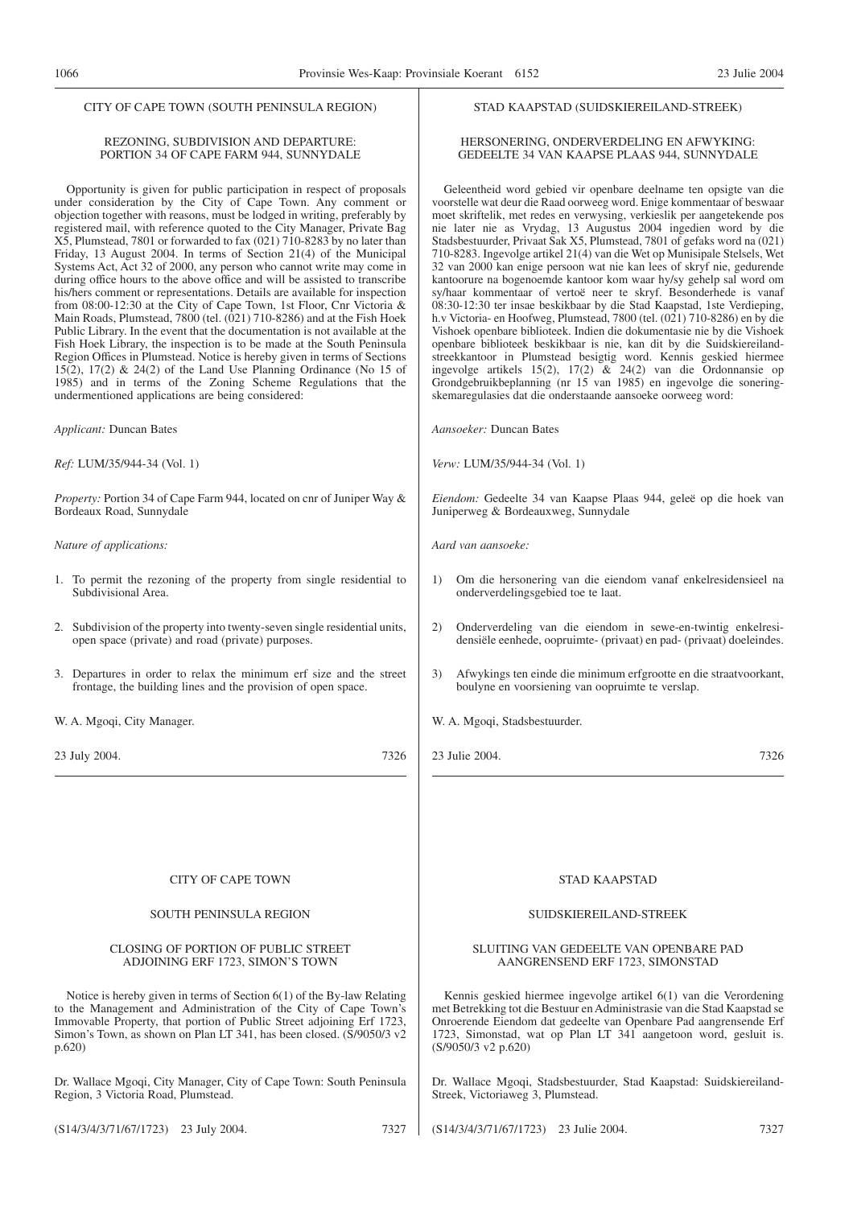CITY OF CAPE TOWN (SOUTH PENINSULA REGION)

REZONING, SUBDIVISION AND DEPARTURE: PORTION 34 OF CAPE FARM 944, SUNNYDALE

Opportunity is given for public participation in respect of proposals under consideration by the City of Cape Town. Any comment or objection together with reasons, must be lodged in writing, preferably by registered mail, with reference quoted to the City Manager, Private Bag X5, Plumstead, 7801 or forwarded to fax (021) 710-8283 by no later than Friday, 13 August 2004. In terms of Section 21(4) of the Municipal Systems Act, Act 32 of 2000, any person who cannot write may come in during office hours to the above office and will be assisted to transcribe his/hers comment or representations. Details are available for inspection from 08:00-12:30 at the City of Cape Town, 1st Floor, Cnr Victoria & Main Roads, Plumstead, 7800 (tel. (021) 710-8286) and at the Fish Hoek Public Library. In the event that the documentation is not available at the Fish Hoek Library, the inspection is to be made at the South Peninsula Region Offices in Plumstead. Notice is hereby given in terms of Sections 15(2), 17(2) & 24(2) of the Land Use Planning Ordinance (No 15 of 1985) and in terms of the Zoning Scheme Regulations that the undermentioned applications are being considered:

*Applicant:* Duncan Bates

*Ref:* LUM/35/944-34 (Vol. 1)

*Property:* Portion 34 of Cape Farm 944, located on cnr of Juniper Way & Bordeaux Road, Sunnydale

*Nature of applications:*

1. To permit the rezoning of the property from single residential to Subdivisional Area.
2. Subdivision of the property into twenty-seven single residential units, open space (private) and road (private) purposes.
3. Departures in order to relax the minimum erf size and the street frontage, the building lines and the provision of open space.

W. A. Mgoqi, City Manager.

23 July 2004. 7326

STAD KAAPSTAD (SUIDSKIEREILAND-STREEK)

HERSONERING, ONDERVERDELING EN AFWYKING: GEDEELTE 34 VAN KAAPSE PLAAS 944, SUNNYDALE

Geleentheid word gebied vir openbare deelname ten opsigte van die voorstelle wat deur die Raad oorweeg word. Enige kommentaar of beswaar moet skriftelik, met redes en verwysing, verkieslik per aangetekende pos nie later nie as Vrydag, 13 Augustus 2004 ingedien word by die Stadsbestuurder, Privaat Sak X5, Plumstead, 7801 of gefaks word na (021) 710-8283. Ingevolge artikel 21(4) van die Wet op Munisipale Stelsels, Wet 32 van 2000 kan enige persoon wat nie kan lees of skryf nie, gedurende kantoorure na bogenoemde kantoor kom waar hy/sy gehelp sal word om sy/haar kommentaar of vertoë neer te skryf. Besonderhede is vanaf 08:30-12:30 ter insae beskikbaar by die Stad Kaapstad, 1ste Verdieping, h.v Victoria- en Hoofweg, Plumstead, 7800 (tel. (021) 710-8286) en by die Vishoek openbare biblioteek. Indien die dokumentasie nie by die Vishoek openbare biblioteek beskikbaar is nie, kan dit by die Suidskiereiland-streekkantoor in Plumstead besigtig word. Kennis geskied hiermee ingevolge artikels 15(2), 17(2) & 24(2) van die Ordonnansie op Grondgebruikbeplanning (nr 15 van 1985) en ingevolge die soneringskemaregulasies dat die onderstaande aansoeke oorweeg word:

*Aansoeker:* Duncan Bates

*Verw:* LUM/35/944-34 (Vol. 1)

*Eiendom:* Gedeelte 34 van Kaapse Plaas 944, geleë op die hoek van Juniperweg & Bordeauxweg, Sunnydale

*Aard van aansoeke:*

1) Om die hersonering van die eiendom vanaf enkelresidensieel na onderverdelingsgebied toe te laat.
2) Onderverdeling van die eiendom in sewe-en-twintig enkelresidensiële eenhede, oopruimte- (privaat) en pad- (privaat) doeleindes.
3) Afwykings ten einde die minimum erfgrootte en die straatvoorkant, boulyne en voorsiening van oopruimte te verslap.

W. A. Mgoqi, Stadsbestuurder.

23 Julie 2004. 7326

CITY OF CAPE TOWN

SOUTH PENINSULA REGION

CLOSING OF PORTION OF PUBLIC STREET ADJOINING ERF 1723, SIMON'S TOWN

Notice is hereby given in terms of Section 6(1) of the By-law Relating to the Management and Administration of the City of Cape Town's Immovable Property, that portion of Public Street adjoining Erf 1723, Simon's Town, as shown on Plan LT 341, has been closed. (S/9050/3 v2 p.620)

Dr. Wallace Mgoqi, City Manager, City of Cape Town: South Peninsula Region, 3 Victoria Road, Plumstead.

(S14/3/4/3/71/67/1723) 23 July 2004. 7327

STAD KAAPSTAD

SUIDSKIEREILAND-STREEK

SLUITING VAN GEDEELTE VAN OPENBARE PAD AANGRENSEND ERF 1723, SIMONSTAD

Kennis geskied hiermee ingevolge artikel 6(1) van die Verordening met Betrekking tot die Bestuur en Administrasie van die Stad Kaapstad se Onroerende Eiendom dat gedeelte van Openbare Pad aangrensende Erf 1723, Simonstad, wat op Plan LT 341 aangetoon word, gesluit is. (S/9050/3 v2 p.620)

Dr. Wallace Mgoqi, Stadsbestuurder, Stad Kaapstad: Suidskiereiland-Streek, Victoriaweg 3, Plumstead.

(S14/3/4/3/71/67/1723) 23 Julie 2004. 7327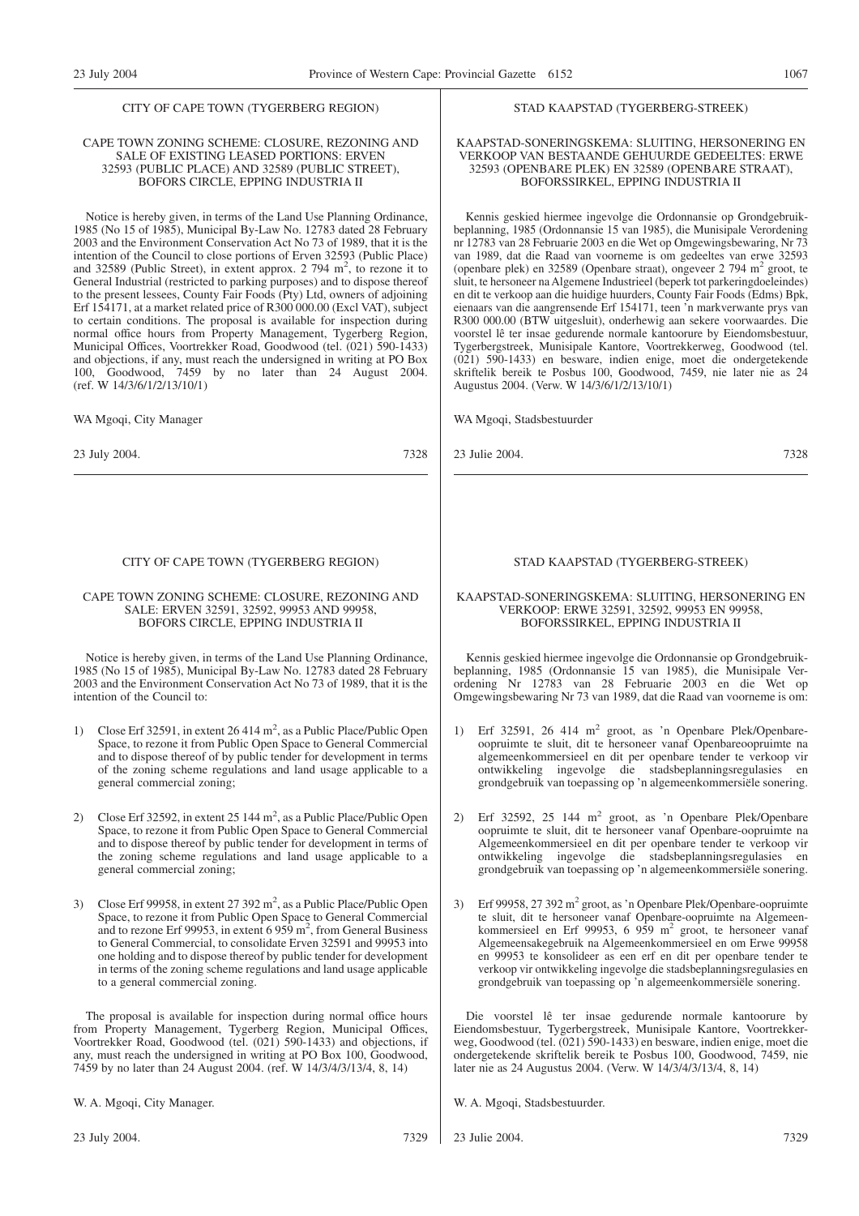CITY OF CAPE TOWN (TYGERBERG REGION)

CAPE TOWN ZONING SCHEME: CLOSURE, REZONING AND SALE OF EXISTING LEASED PORTIONS: ERVEN 32593 (PUBLIC PLACE) AND 32589 (PUBLIC STREET), BOFORS CIRCLE, EPPING INDUSTRIA II

Notice is hereby given, in terms of the Land Use Planning Ordinance, 1985 (No 15 of 1985), Municipal By-Law No. 12783 dated 28 February 2003 and the Environment Conservation Act No 73 of 1989, that it is the intention of the Council to close portions of Erven 32593 (Public Place) and 32589 (Public Street), in extent approx. 2 794 m$^2$, to rezone it to General Industrial (restricted to parking purposes) and to dispose thereof to the present lessees, County Fair Foods (Pty) Ltd, owners of adjoining Erf 154171, at a market related price of R300 000.00 (Excl VAT), subject to certain conditions. The proposal is available for inspection during normal office hours from Property Management, Tygerberg Region, Municipal Offices, Voortrekker Road, Goodwood (tel. (021) 590-1433) and objections, if any, must reach the undersigned in writing at PO Box 100, Goodwood, 7459 by no later than 24 August 2004. (ref. W 14/3/6/1/2/13/10/1)

WA Mgoqi, City Manager

23 July 2004. 7328

STAD KAAPSTAD (TYGERBERG-STREEK)

KAAPSTAD-SONERINGSKEMA: SLUITING, HERSONERING EN VERKOOP VAN BESTAANDE GEHUURDE GEDEELTES: ERWE 32593 (OPENBARE PLEK) EN 32589 (OPENBARE STRAAT), BOFORSSIRKEL, EPPING INDUSTRIA II

Kennis geskied hiermee ingevolge die Ordonnansie op Grondgebruikbeplanning, 1985 (Ordonnansie 15 van 1985), die Munisipale Verordening nr 12783 van 28 Februarie 2003 en die Wet op Omgewingsbewaring, Nr 73 van 1989, dat die Raad van voorneme is om gedeeltes van erwe 32593 (openbare plek) en 32589 (Openbare straat), ongeveer 2 794 m$^2$ groot, te sluit, te hersoneer na Algemene Industrieel (beperk tot parkeringdoeleindes) en dit te verkoop aan die huidige huurders, County Fair Foods (Edms) Bpk, eienaars van die aangrensende Erf 154171, teen 'n markverwante prys van R300 000.00 (BTW uitgesluit), onderhewig aan sekere voorwaardes. Die voorstel lê ter insae gedurende normale kantoorure by Eiendomsbestuur, Tygerbergstreek, Munisipale Kantore, Voortrekkerweg, Goodwood (tel. (021) 590-1433) en besware, indien enige, moet die ondergetekende skriftelik bereik te Posbus 100, Goodwood, 7459, nie later nie as 24 Augustus 2004. (Verw. W 14/3/6/1/2/13/10/1)

WA Mgoqi, Stadsbestuurder

23 Julie 2004. 7328

CITY OF CAPE TOWN (TYGERBERG REGION)

CAPE TOWN ZONING SCHEME: CLOSURE, REZONING AND SALE: ERVEN 32591, 32592, 99953 AND 99958, BOFORS CIRCLE, EPPING INDUSTRIA II

Notice is hereby given, in terms of the Land Use Planning Ordinance, 1985 (No 15 of 1985), Municipal By-Law No. 12783 dated 28 February 2003 and the Environment Conservation Act No 73 of 1989, that it is the intention of the Council to:

1) Close Erf 32591, in extent 26 414 m$^2$, as a Public Place/Public Open Space, to rezone it from Public Open Space to General Commercial and to dispose thereof of by public tender for development in terms of the zoning scheme regulations and land usage applicable to a general commercial zoning;

2) Close Erf 32592, in extent 25 144 m$^2$, as a Public Place/Public Open Space, to rezone it from Public Open Space to General Commercial and to dispose thereof by public tender for development in terms of the zoning scheme regulations and land usage applicable to a general commercial zoning;

3) Close Erf 99958, in extent 27 392 m$^2$, as a Public Place/Public Open Space, to rezone it from Public Open Space to General Commercial and to rezone Erf 99953, in extent 6 959 m$^2$, from General Business to General Commercial, to consolidate Erven 32591 and 99953 into one holding and to dispose thereof by public tender for development in terms of the zoning scheme regulations and land usage applicable to a general commercial zoning.

The proposal is available for inspection during normal office hours from Property Management, Tygerberg Region, Municipal Offices, Voortrekker Road, Goodwood (tel. (021) 590-1433) and objections, if any, must reach the undersigned in writing at PO Box 100, Goodwood, 7459 by no later than 24 August 2004. (ref. W 14/3/4/3/13/4, 8, 14)

W. A. Mgoqi, City Manager.

23 July 2004. 7329

STAD KAAPSTAD (TYGERBERG-STREEK)

KAAPSTAD-SONERINGSKEMA: SLUITING, HERSONERING EN VERKOOP: ERWE 32591, 32592, 99953 EN 99958, BOFORSSIRKEL, EPPING INDUSTRIA II

Kennis geskied hiermee ingevolge die Ordonnansie op Grondgebruikbeplanning, 1985 (Ordonnansie 15 van 1985), die Munisipale Verordening Nr 12783 van 28 Februarie 2003 en die Wet op Omgewingsbewaring Nr 73 van 1989, dat die Raad van voorneme is om:

1) Erf 32591, 26 414 m$^2$ groot, as 'n Openbare Plek/Openbare-oopruimte te sluit, dit te hersoneer vanaf Openbareoopruimte na algemeenkommersieel en dit per openbare tender te verkoop vir ontwikkeling ingevolge die stadsbeplanningsregulasies en grondgebruik van toepassing op 'n algemeenkommersiële sonering.

2) Erf 32592, 25 144 m$^2$ groot, as 'n Openbare Plek/Openbare oopruimte te sluit, dit te hersoneer vanaf Openbare-oopruimte na Algemeenkommersieel en dit per openbare tender te verkoop vir ontwikkeling ingevolge die stadsbeplanningsregulasies en grondgebruik van toepassing op 'n algemeenkommersiële sonering.

3) Erf 99958, 27 392 m$^2$ groot, as 'n Openbare Plek/Openbare-oopruimte te sluit, dit te hersoneer vanaf Openbare-oopruimte na Algemeenkommersieel en Erf 99953, 6 959 m$^2$ groot, te hersoneer vanaf Algemeensakegebruik na Algemeenkommersieel en om Erwe 99958 en 99953 te konsolideer as een erf en dit per openbare tender te verkoop vir ontwikkeling ingevolge die stadsbeplanningsregulasies en grondgebruik van toepassing op 'n algemeenkommersiële sonering.

Die voorstel lê ter insae gedurende normale kantoorure by Eiendomsbestuur, Tygerbergstreek, Munisipale Kantore, Voortrekkerweg, Goodwood (tel. (021) 590-1433) en besware, indien enige, moet die ondergetekende skriftelik bereik te Posbus 100, Goodwood, 7459, nie later nie as 24 Augustus 2004. (Verw. W 14/3/4/3/13/4, 8, 14)

W. A. Mgoqi, Stadsbestuurder.

23 Julie 2004. 7329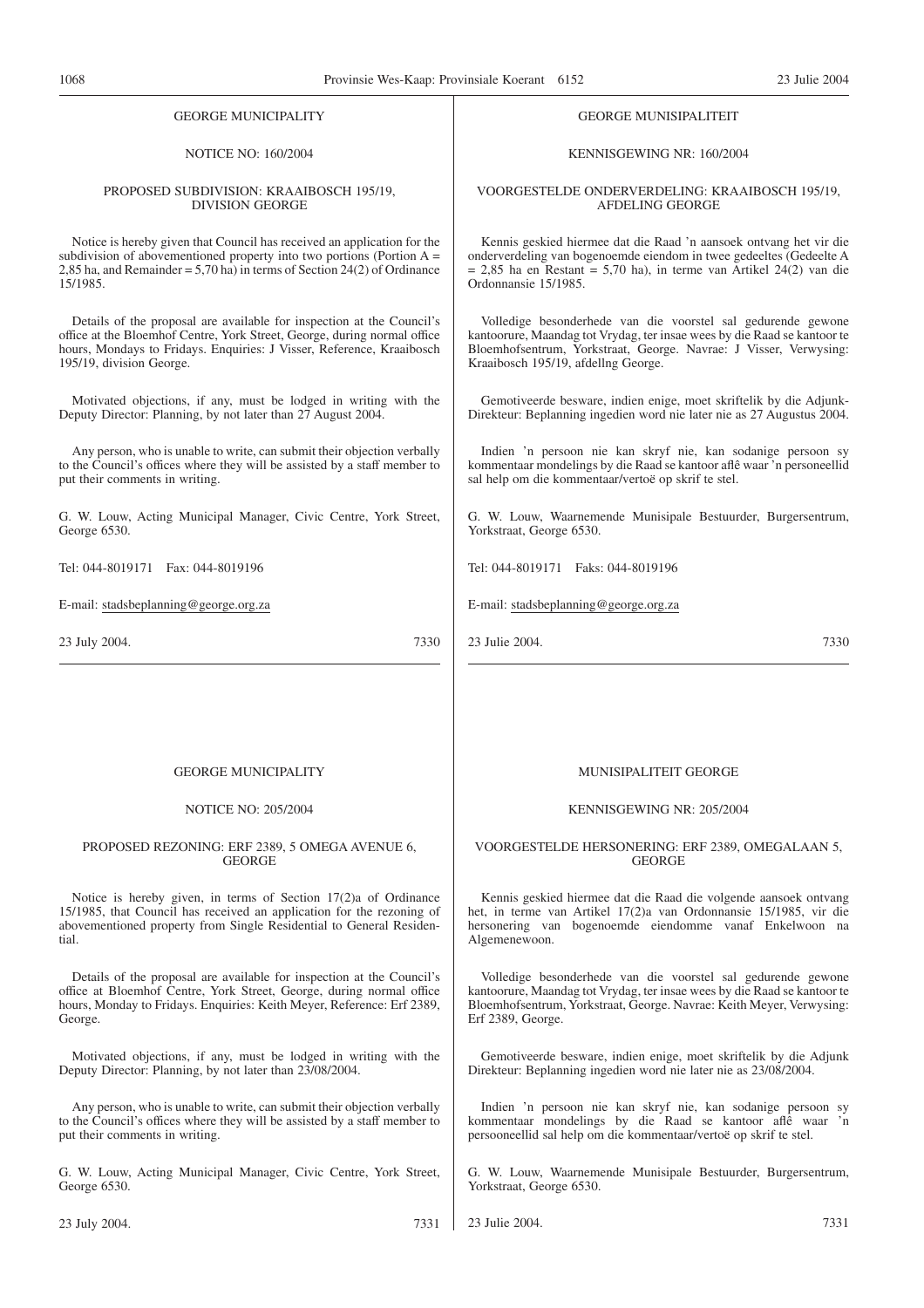GEORGE MUNICIPALITY

NOTICE NO: 160/2004

PROPOSED SUBDIVISION: KRAAIBOSCH 195/19, DIVISION GEORGE

Notice is hereby given that Council has received an application for the subdivision of abovementioned property into two portions (Portion A = 2,85 ha, and Remainder = 5,70 ha) in terms of Section 24(2) of Ordinance 15/1985.

Details of the proposal are available for inspection at the Council's office at the Bloemhof Centre, York Street, George, during normal office hours, Mondays to Fridays. Enquiries: J Visser, Reference, Kraaibosch 195/19, division George.

Motivated objections, if any, must be lodged in writing with the Deputy Director: Planning, by not later than 27 August 2004.

Any person, who is unable to write, can submit their objection verbally to the Council's offices where they will be assisted by a staff member to put their comments in writing.

G. W. Louw, Acting Municipal Manager, Civic Centre, York Street, George 6530.

Tel: 044-8019171 Fax: 044-8019196

E-mail: stadsbeplanning@george.org.za

23 July 2004. 7330

---

GEORGE MUNISIPALITEIT

KENNISGEWING NR: 160/2004

VOORGESTELDE ONDERVERDELING: KRAAIBOSCH 195/19, AFDELING GEORGE

Kennis geskied hiermee dat die Raad 'n aansoek ontvang het vir die onderverdeling van bogenoemde eiendom in twee gedeeltes (Gedeelte A = 2,85 ha en Restant = 5,70 ha), in terme van Artikel 24(2) van die Ordonnansie 15/1985.

Volledige besonderhede van die voorstel sal gedurende gewone kantoorure, Maandag tot Vrydag, ter insae wees by die Raad se kantoor te Bloemhofsentrum, Yorkstraat, George. Navrae: J Visser, Verwysing: Kraaibosch 195/19, afdellng George.

Gemotiveerde besware, indien enige, moet skriftelik by die Adjunk-Direkteur: Beplanning ingedien word nie later nie as 27 Augustus 2004.

Indien 'n persoon nie kan skryf nie, kan sodanige persoon sy kommentaar mondelings by die Raad se kantoor aflê waar 'n personeellid sal help om die kommentaar/vertoë op skrif te stel.

G. W. Louw, Waarnemende Munisipale Bestuurder, Burgersentrum, Yorkstraat, George 6530.

Tel: 044-8019171 Faks: 044-8019196

E-mail: stadsbeplanning@george.org.za

23 Julie 2004. 7330

---

GEORGE MUNICIPALITY

NOTICE NO: 205/2004

PROPOSED REZONING: ERF 2389, 5 OMEGA AVENUE 6, GEORGE

Notice is hereby given, in terms of Section 17(2)a of Ordinance 15/1985, that Council has received an application for the rezoning of abovementioned property from Single Residential to General Residential.

Details of the proposal are available for inspection at the Council's office at Bloemhof Centre, York Street, George, during normal office hours, Monday to Fridays. Enquiries: Keith Meyer, Reference: Erf 2389, George.

Motivated objections, if any, must be lodged in writing with the Deputy Director: Planning, by not later than 23/08/2004.

Any person, who is unable to write, can submit their objection verbally to the Council's offices where they will be assisted by a staff member to put their comments in writing.

G. W. Louw, Acting Municipal Manager, Civic Centre, York Street, George 6530.

23 July 2004. 7331

---

MUNISIPALITEIT GEORGE

KENNISGEWING NR: 205/2004

VOORGESTELDE HERSONERING: ERF 2389, OMEGALAAN 5, GEORGE

Kennis geskied hiermee dat die Raad die volgende aansoek ontvang het, in terme van Artikel 17(2)a van Ordonnansie 15/1985, vir die hersonering van bogenoemde eiendomme vanaf Enkelwoon na Algemenewoon.

Volledige besonderhede van die voorstel sal gedurende gewone kantoorure, Maandag tot Vrydag, ter insae wees by die Raad se kantoor te Bloemhofsentrum, Yorkstraat, George. Navrae: Keith Meyer, Verwysing: Erf 2389, George.

Gemotiveerde besware, indien enige, moet skriftelik by die Adjunk Direkteur: Beplanning ingedien word nie later nie as 23/08/2004.

Indien 'n persoon nie kan skryf nie, kan sodanige persoon sy kommentaar mondelings by die Raad se kantoor aflê waar 'n persooneellid sal help om die kommentaar/vertoë op skrif te stel.

G. W. Louw, Waarnemende Munisipale Bestuurder, Burgersentrum, Yorkstraat, George 6530.

23 Julie 2004. 7331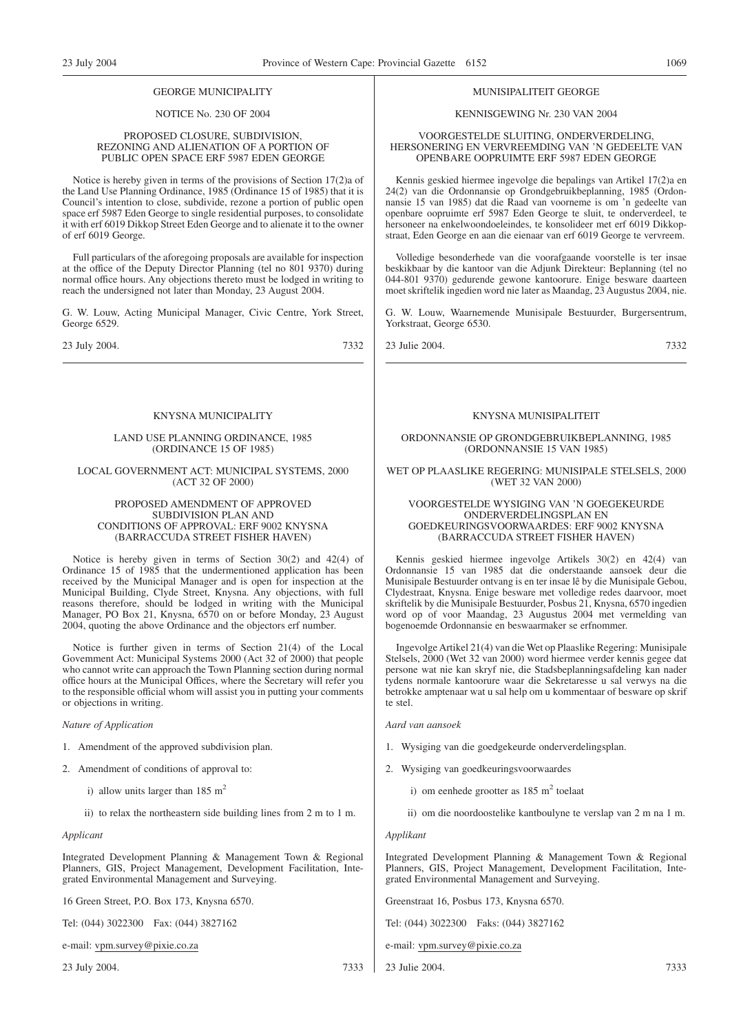GEORGE MUNICIPALITY

NOTICE No. 230 OF 2004

PROPOSED CLOSURE, SUBDIVISION, REZONING AND ALIENATION OF A PORTION OF PUBLIC OPEN SPACE ERF 5987 EDEN GEORGE

Notice is hereby given in terms of the provisions of Section 17(2)a of the Land Use Planning Ordinance, 1985 (Ordinance 15 of 1985) that it is Council's intention to close, subdivide, rezone a portion of public open space erf 5987 Eden George to single residential purposes, to consolidate it with erf 6019 Dikkop Street Eden George and to alienate it to the owner of erf 6019 George.

Full particulars of the aforegoing proposals are available for inspection at the office of the Deputy Director Planning (tel no 801 9370) during normal office hours. Any objections thereto must be lodged in writing to reach the undersigned not later than Monday, 23 August 2004.

G. W. Louw, Acting Municipal Manager, Civic Centre, York Street, George 6529.

23 July 2004. 7332

MUNISIPALITEIT GEORGE

KENNISGEWING Nr. 230 VAN 2004

VOORGESTELDE SLUITING, ONDERVERDELING, HERSONERING EN VERVREEMDING VAN 'N GEDEELTE VAN OPENBARE OOPRUIMTE ERF 5987 EDEN GEORGE

Kennis geskied hiermee ingevolge die bepalings van Artikel 17(2)a en 24(2) van die Ordonnansie op Grondgebruikbeplanning, 1985 (Ordonnansie 15 van 1985) dat die Raad van voorneme is om 'n gedeelte van openbare oopruimte erf 5987 Eden George te sluit, te onderverdeel, te hersoneer na enkelwoondoeleindes, te konsolideer met erf 6019 Dikkopstraat, Eden George en aan die eienaar van erf 6019 George te vervreem.

Volledige besonderhede van die voorafgaande voorstelle is ter insae beskikbaar by die kantoor van die Adjunk Direkteur: Beplanning (tel no 044-801 9370) gedurende gewone kantoorure. Enige besware daarteen moet skriftelik ingedien word nie later as Maandag, 23 Augustus 2004, nie.

G. W. Louw, Waarnemende Munisipale Bestuurder, Burgersentrum, Yorkstraat, George 6530.

23 Julie 2004. 7332

---

KNYSNA MUNICIPALITY

LAND USE PLANNING ORDINANCE, 1985 (ORDINANCE 15 OF 1985)

LOCAL GOVERNMENT ACT: MUNICIPAL SYSTEMS, 2000 (ACT 32 OF 2000)

PROPOSED AMENDMENT OF APPROVED SUBDIVISION PLAN AND CONDITIONS OF APPROVAL: ERF 9002 KNYSNA (BARRACCUDA STREET FISHER HAVEN)

Notice is hereby given in terms of Section 30(2) and 42(4) of Ordinance 15 of 1985 that the undermentioned application has been received by the Municipal Manager and is open for inspection at the Municipal Building, Clyde Street, Knysna. Any objections, with full reasons therefore, should be lodged in writing with the Municipal Manager, PO Box 21, Knysna, 6570 on or before Monday, 23 August 2004, quoting the above Ordinance and the objectors erf number.

Notice is further given in terms of Section 21(4) of the Local Govemment Act: Municipal Systems 2000 (Act 32 of 2000) that people who cannot write can approach the Town Planning section during normal office hours at the Municipal Offices, where the Secretary will refer you to the responsible official whom will assist you in putting your comments or objections in writing.

*Nature of Application*

1. Amendment of the approved subdivision plan.
2. Amendment of conditions of approval to:
   i) allow units larger than 185 $m^2$
   ii) to relax the northeastern side building lines from 2 m to 1 m.

*Applicant*

Integrated Development Planning & Management Town & Regional Planners, GIS, Project Management, Development Facilitation, Integrated Environmental Management and Surveying.

16 Green Street, P.O. Box 173, Knysna 6570.

Tel: (044) 3022300 Fax: (044) 3827162

e-mail: vpm.survey@pixie.co.za

23 July 2004. 7333

KNYSNA MUNISIPALITEIT

ORDONNANSIE OP GRONDGEBRUIKBEPLANNING, 1985 (ORDONNANSIE 15 VAN 1985)

WET OP PLAASLIKE REGERING: MUNISIPALE STELSELS, 2000 (WET 32 VAN 2000)

VOORGESTELDE WYSIGING VAN 'N GOEGEKEURDE ONDERVERDELINGSPLAN EN GOEDKEURINGSVOORWAARDES: ERF 9002 KNYSNA (BARRACCUDA STREET FISHER HAVEN)

Kennis geskied hiermee ingevolge Artikels 30(2) en 42(4) van Ordonnansie 15 van 1985 dat die onderstaande aansoek deur die Munisipale Bestuurder ontvang is en ter insae lê by die Munisipale Gebou, Clydestraat, Knysna. Enige besware met volledige redes daarvoor, moet skriftelik by die Munisipale Bestuurder, Posbus 21, Knysna, 6570 ingedien word op of voor Maandag, 23 Augustus 2004 met vermelding van bogenoemde Ordonnansie en beswaarmaker se erfnommer.

Ingevolge Artikel 21(4) van die Wet op Plaaslike Regering: Munisipale Stelsels, 2000 (Wet 32 van 2000) word hiermee verder kennis gegee dat persone wat nie kan skryf nie, die Stadsbeplanningsafdeling kan nader tydens normale kantoorure waar die Sekretaresse u sal verwys na die betrokke amptenaar wat u sal help om u kommentaar of besware op skrif te stel.

*Aard van aansoek*

1. Wysiging van die goedgekeurde onderverdelingsplan.
2. Wysiging van goedkeuringsvoorwaardes
   i) om eenhede grootter as 185 $m^2$ toelaat
   ii) om die noordoostelike kantboulyne te verslap van 2 m na 1 m.

*Applikant*

Integrated Development Planning & Management Town & Regional Planners, GIS, Project Management, Development Facilitation, Integrated Environmental Management and Surveying.

Greenstraat 16, Posbus 173, Knysna 6570.

Tel: (044) 3022300 Faks: (044) 3827162

e-mail: vpm.survey@pixie.co.za

23 Julie 2004. 7333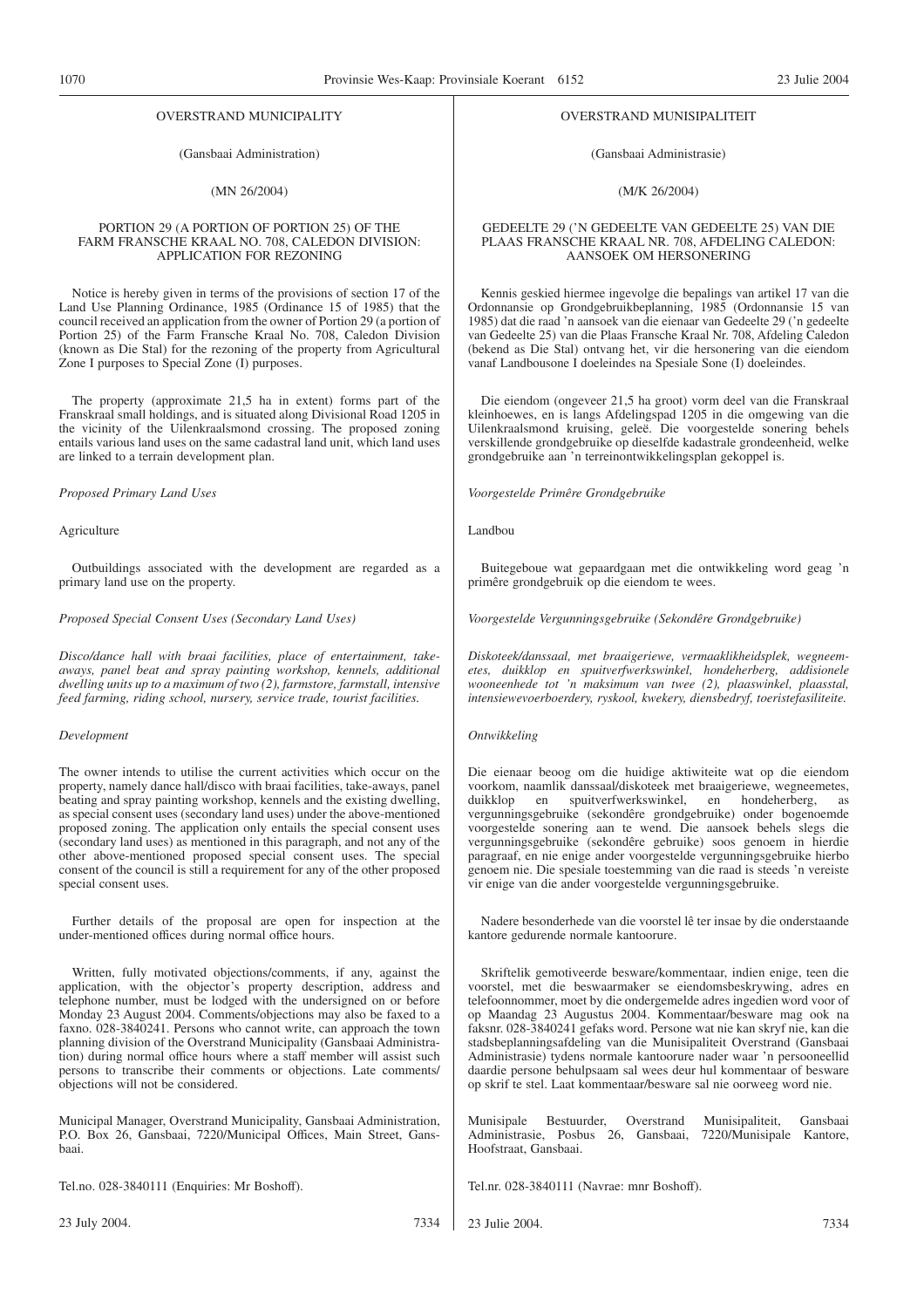OVERSTRAND MUNICIPALITY

(Gansbaai Administration)

(MN 26/2004)

PORTION 29 (A PORTION OF PORTION 25) OF THE FARM FRANSCHE KRAAL NO. 708, CALEDON DIVISION: APPLICATION FOR REZONING

Notice is hereby given in terms of the provisions of section 17 of the Land Use Planning Ordinance, 1985 (Ordinance 15 of 1985) that the council received an application from the owner of Portion 29 (a portion of Portion 25) of the Farm Fransche Kraal No. 708, Caledon Division (known as Die Stal) for the rezoning of the property from Agricultural Zone I purposes to Special Zone (I) purposes.

The property (approximate 21,5 ha in extent) forms part of the Franskraal small holdings, and is situated along Divisional Road 1205 in the vicinity of the Uilenkraalsmond crossing. The proposed zoning entails various land uses on the same cadastral land unit, which land uses are linked to a terrain development plan.

*Proposed Primary Land Uses*

Agriculture

Outbuildings associated with the development are regarded as a primary land use on the property.

*Proposed Special Consent Uses (Secondary Land Uses)*

*Disco/dance hall with braai facilities, place of entertainment, take-aways, panel beat and spray painting workshop, kennels, additional dwelling units up to a maximum of two (2), farmstore, farmstall, intensive feed farming, riding school, nursery, service trade, tourist facilities.*

*Development*

The owner intends to utilise the current activities which occur on the property, namely dance hall/disco with braai facilities, take-aways, panel beating and spray painting workshop, kennels and the existing dwelling, as special consent uses (secondary land uses) under the above-mentioned proposed zoning. The application only entails the special consent uses (secondary land uses) as mentioned in this paragraph, and not any of the other above-mentioned proposed special consent uses. The special consent of the council is still a requirement for any of the other proposed special consent uses.

Further details of the proposal are open for inspection at the under-mentioned offices during normal office hours.

Written, fully motivated objections/comments, if any, against the application, with the objector's property description, address and telephone number, must be lodged with the undersigned on or before Monday 23 August 2004. Comments/objections may also be faxed to a faxno. 028-3840241. Persons who cannot write, can approach the town planning division of the Overstrand Municipality (Gansbaai Administration) during normal office hours where a staff member will assist such persons to transcribe their comments or objections. Late comments/objections will not be considered.

Municipal Manager, Overstrand Municipality, Gansbaai Administration, P.O. Box 26, Gansbaai, 7220/Municipal Offices, Main Street, Gansbaai.

Tel.no. 028-3840111 (Enquiries: Mr Boshoff).

23 July 2004. 7334

OVERSTRAND MUNISIPALITEIT

(Gansbaai Administrasie)

(M/K 26/2004)

GEDEELTE 29 ('N GEDEELTE VAN GEDEELTE 25) VAN DIE PLAAS FRANSCHE KRAAL NR. 708, AFDELING CALEDON: AANSOEK OM HERSONERING

Kennis geskied hiermee ingevolge die bepalings van artikel 17 van die Ordonnansie op Grondgebruikbeplanning, 1985 (Ordonnansie 15 van 1985) dat die raad 'n aansoek van die eienaar van Gedeelte 29 ('n gedeelte van Gedeelte 25) van die Plaas Fransche Kraal Nr. 708, Afdeling Caledon (bekend as Die Stal) ontvang het, vir die hersonering van die eiendom vanaf Landbousone I doeleindes na Spesiale Sone (I) doeleindes.

Die eiendom (ongeveer 21,5 ha groot) vorm deel van die Franskraal kleinhoewes, en is langs Afdelingspad 1205 in die omgewing van die Uilenkraalsmond kruising, geleë. Die voorgestelde sonering behels verskillende grondgebruike op dieselfde kadastrale grondeenheid, welke grondgebruike aan 'n terreinontwikkelingsplan gekoppel is.

*Voorgestelde Primêre Grondgebruike*

Landbou

Buitegeboue wat gepaardgaan met die ontwikkeling word geag 'n primêre grondgebruik op die eiendom te wees.

*Voorgestelde Vergunningsgebruike (Sekondêre Grondgebruike)*

*Diskoteek/danssaal, met braaigeriewe, vermaaklikheidsplek, wegneemetes, duikklop en spuitverfwerkswinkel, hondeherberg, addisionele wooneenhede tot 'n maksimum van twee (2), plaaswinkel, plaasstal, intensiewevoerboerdery, ryskool, kwekery, diensbedryf, toeristefasiliteite.*

*Ontwikkeling*

Die eienaar beoog om die huidige aktiwiteite wat op die eiendom voorkom, naamlik danssaal/diskoteek met braaigeriewe, wegneemetes, duikklop en spuitverfwerkswinkel, en hondeherberg, as vergunningsgebruike (sekondêre grondgebruike) onder bogenoemde voorgestelde sonering aan te wend. Die aansoek behels slegs die vergunningsgebruike (sekondêre gebruike) soos genoem in hierdie paragraaf, en nie enige ander voorgestelde vergunningsgebruike hierbo genoem nie. Die spesiale toestemming van die raad is steeds 'n vereiste vir enige van die ander voorgestelde vergunningsgebruike.

Nadere besonderhede van die voorstel lê ter insae by die onderstaande kantore gedurende normale kantoorure.

Skriftelik gemotiveerde besware/kommentaar, indien enige, teen die voorstel, met die beswaarmaker se eiendomsbeskrywing, adres en telefoonnommer, moet by die ondergemelde adres ingedien word voor of op Maandag 23 Augustus 2004. Kommentaar/besware mag ook na faksnr. 028-3840241 gefaks word. Persone wat nie kan skryf nie, kan die stadsbeplanningsafdeling van die Munisipaliteit Overstrand (Gansbaai Administrasie) tydens normale kantoorure nader waar 'n persooneellid daardie persone behulpsaam sal wees deur hul kommentaar of besware op skrif te stel. Laat kommentaar/besware sal nie oorweeg word nie.

Munisipale Bestuurder, Overstrand Munisipaliteit, Gansbaai Administrasie, Posbus 26, Gansbaai, 7220/Munisipale Kantore, Hoofstraat, Gansbaai.

Tel.nr. 028-3840111 (Navrae: mnr Boshoff).

23 Julie 2004. 7334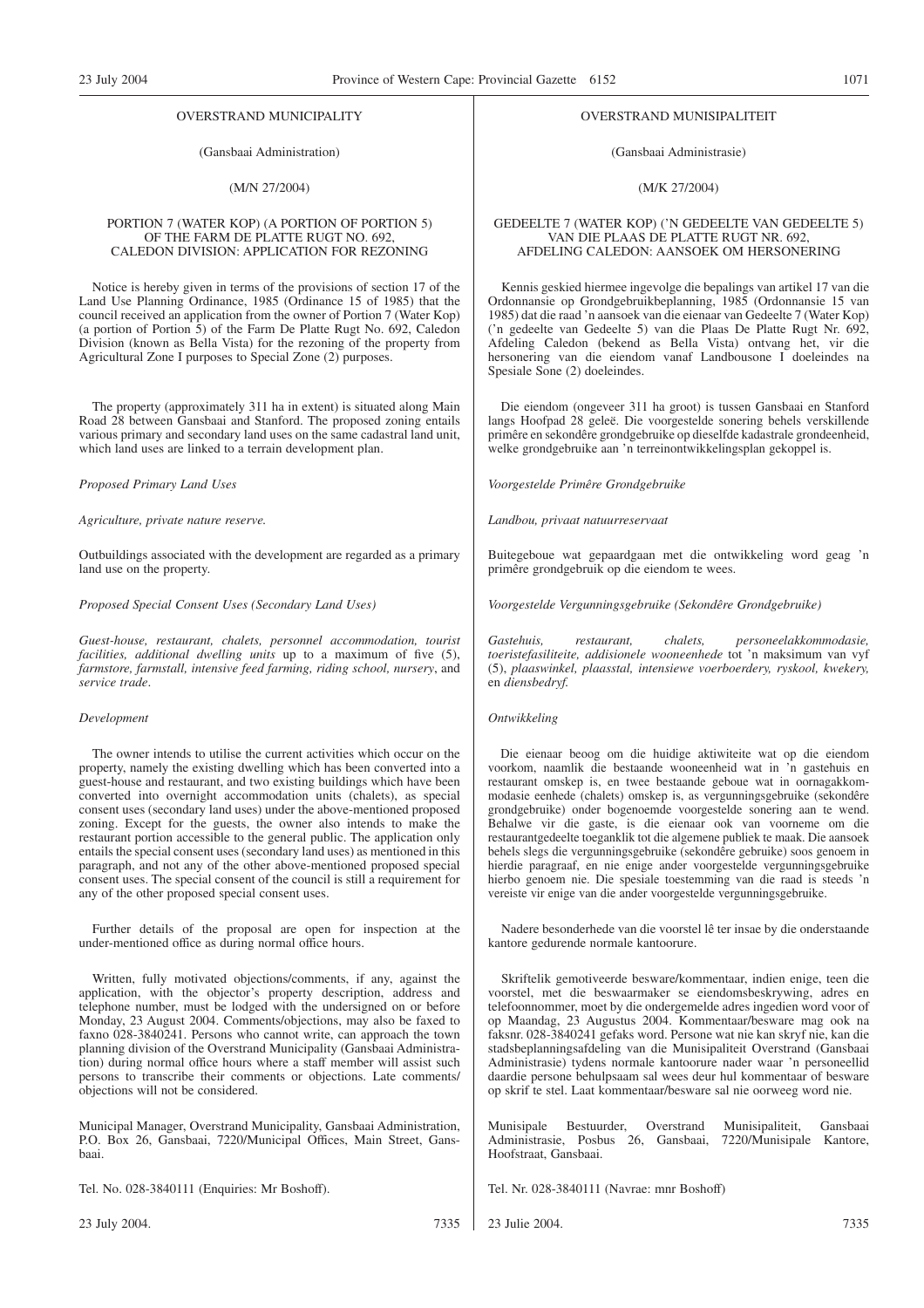## OVERSTRAND MUNICIPALITY

(Gansbaai Administration)

(M/N 27/2004)

### PORTION 7 (WATER KOP) (A PORTION OF PORTION 5) OF THE FARM DE PLATTE RUGT NO. 692, CALEDON DIVISION: APPLICATION FOR REZONING

Notice is hereby given in terms of the provisions of section 17 of the Land Use Planning Ordinance, 1985 (Ordinance 15 of 1985) that the council received an application from the owner of Portion 7 (Water Kop) (a portion of Portion 5) of the Farm De Platte Rugt No. 692, Caledon Division (known as Bella Vista) for the rezoning of the property from Agricultural Zone I purposes to Special Zone (2) purposes.

The property (approximately 311 ha in extent) is situated along Main Road 28 between Gansbaai and Stanford. The proposed zoning entails various primary and secondary land uses on the same cadastral land unit, which land uses are linked to a terrain development plan.

*Proposed Primary Land Uses*

*Agriculture, private nature reserve.*

Outbuildings associated with the development are regarded as a primary land use on the property.

*Proposed Special Consent Uses (Secondary Land Uses)*

*Guest-house, restaurant, chalets, personnel accommodation, tourist facilities, additional dwelling units* up to a maximum of five (5), *farmstore, farmstall, intensive feed farming, riding school, nursery*, and *service trade*.

*Development*

The owner intends to utilise the current activities which occur on the property, namely the existing dwelling which has been converted into a guest-house and restaurant, and two existing buildings which have been converted into overnight accommodation units (chalets), as special consent uses (secondary land uses) under the above-mentioned proposed zoning. Except for the guests, the owner also intends to make the restaurant portion accessible to the general public. The application only entails the special consent uses (secondary land uses) as mentioned in this paragraph, and not any of the other above-mentioned proposed special consent uses. The special consent of the council is still a requirement for any of the other proposed special consent uses.

Further details of the proposal are open for inspection at the under-mentioned office as during normal office hours.

Written, fully motivated objections/comments, if any, against the application, with the objector's property description, address and telephone number, must be lodged with the undersigned on or before Monday, 23 August 2004. Comments/objections, may also be faxed to faxno 028-3840241. Persons who cannot write, can approach the town planning division of the Overstrand Municipality (Gansbaai Administration) during normal office hours where a staff member will assist such persons to transcribe their comments or objections. Late comments/objections will not be considered.

Municipal Manager, Overstrand Municipality, Gansbaai Administration, P.O. Box 26, Gansbaai, 7220/Municipal Offices, Main Street, Gansbaai.

Tel. No. 028-3840111 (Enquiries: Mr Boshoff).

23 July 2004. 7335

## OVERSTRAND MUNISIPALITEIT

(Gansbaai Administrasie)

(M/K 27/2004)

### GEDEELTE 7 (WATER KOP) ('N GEDEELTE VAN GEDEELTE 5) VAN DIE PLAAS DE PLATTE RUGT NR. 692, AFDELING CALEDON: AANSOEK OM HERSONERING

Kennis geskied hiermee ingevolge die bepalings van artikel 17 van die Ordonnansie op Grondgebruikbeplanning, 1985 (Ordonnansie 15 van 1985) dat die raad 'n aansoek van die eienaar van Gedeelte 7 (Water Kop) ('n gedeelte van Gedeelte 5) van die Plaas De Platte Rugt Nr. 692, Afdeling Caledon (bekend as Bella Vista) ontvang het, vir die hersonering van die eiendom vanaf Landbousone I doeleindes na Spesiale Sone (2) doeleindes.

Die eiendom (ongeveer 311 ha groot) is tussen Gansbaai en Stanford langs Hoofpad 28 geleë. Die voorgestelde sonering behels verskillende primêre en sekondêre grondgebruike op dieselfde kadastrale grondeenheid, welke grondgebruike aan 'n terreinontwikkelingsplan gekoppel is.

*Voorgestelde Primêre Grondgebruike*

*Landbou, privaat natuurreservaat*

Buitegeboue wat gepaardgaan met die ontwikkeling word geag 'n primêre grondgebruik op die eiendom te wees.

*Voorgestelde Vergunningsgebruike (Sekondêre Grondgebruike)*

*Gastehuis, restaurant, chalets, personeelakkommodasie, toeristefasiliteite, addisionele wooneenhede* tot 'n maksimum van vyf (5), *plaaswinkel, plaasstal, intensiewe voerboerdery, ryskool, kwekery,* en *diensbedryf.*

*Ontwikkeling*

Die eienaar beoog om die huidige aktiwiteite wat op die eiendom voorkom, naamlik die bestaande wooneenheid wat in 'n gastehuis en restaurant omskep is, en twee bestaande geboue wat in oornagakkommodasie eenhede (chalets) omskep is, as vergunningsgebruike (sekondêre grondgebruike) onder bogenoemde voorgestelde sonering aan te wend. Behalwe vir die gaste, is die eienaar ook van voorneme om die restaurantgedeelte toeganklik tot die algemene publiek te maak. Die aansoek behels slegs die vergunningsgebruike (sekondêre gebruike) soos genoem in hierdie paragraaf, en nie enige ander voorgestelde vergunningsgebruike hierbo genoem nie. Die spesiale toestemming van die raad is steeds 'n vereiste vir enige van die ander voorgestelde vergunningsgebruike.

Nadere besonderhede van die voorstel lê ter insae by die onderstaande kantore gedurende normale kantoorure.

Skriftelik gemotiveerde besware/kommentaar, indien enige, teen die voorstel, met die beswaarmaker se eiendomsbeskrywing, adres en telefoonnommer, moet by die ondergemelde adres ingedien word voor of op Maandag, 23 Augustus 2004. Kommentaar/besware mag ook na faksnr. 028-3840241 gefaks word. Persone wat nie kan skryf nie, kan die stadsbeplanningsafdeling van die Munisipaliteit Overstrand (Gansbaai Administrasie) tydens normale kantoorure nader waar 'n personeellid daardie persone behulpsaam sal wees deur hul kommentaar of besware op skrif te stel. Laat kommentaar/besware sal nie oorweeg word nie.

Munisipale Bestuurder, Overstrand Munisipaliteit, Gansbaai Administrasie, Posbus 26, Gansbaai, 7220/Munisipale Kantore, Hoofstraat, Gansbaai.

Tel. Nr. 028-3840111 (Navrae: mnr Boshoff)

23 Julie 2004. 7335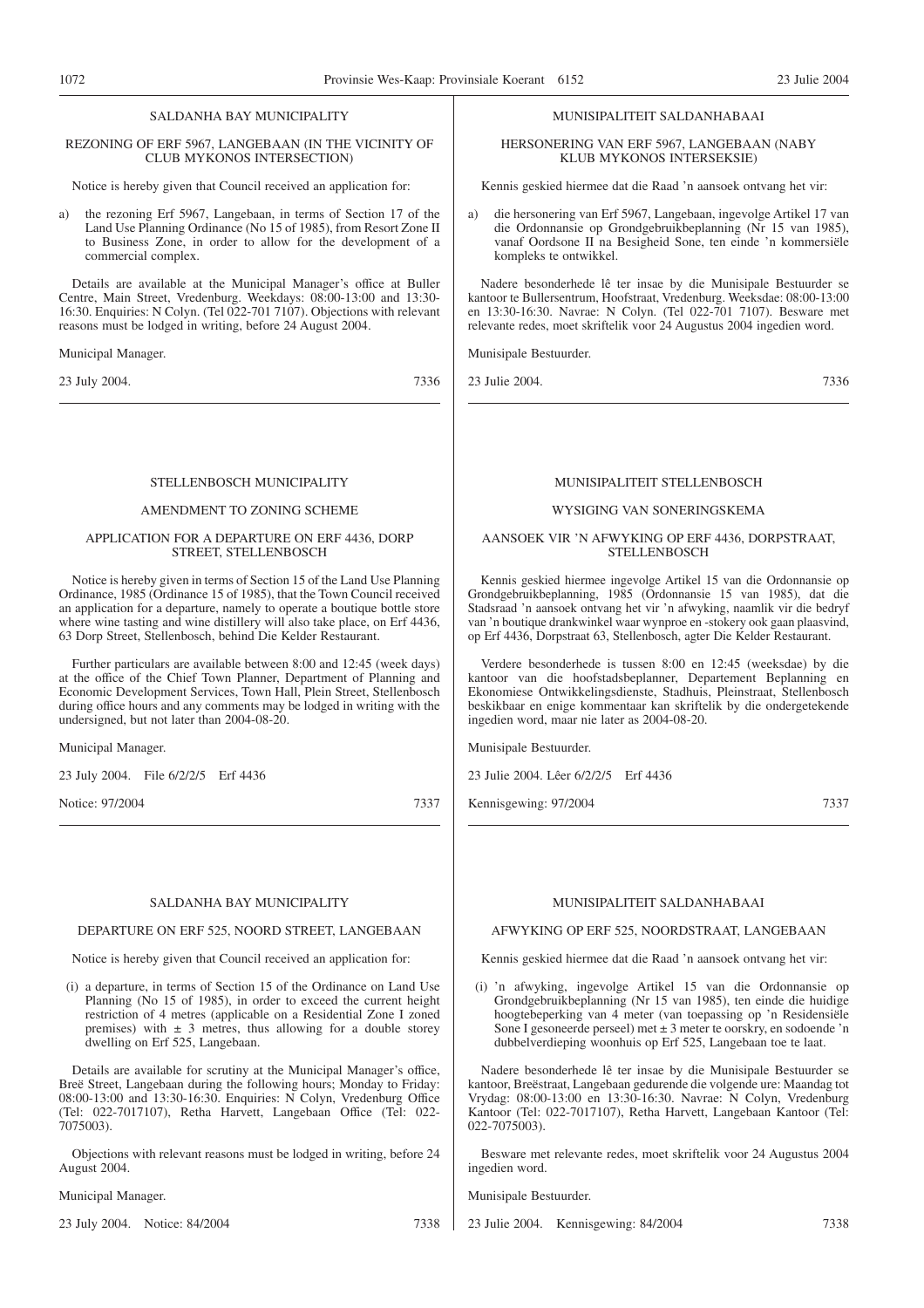SALDANHA BAY MUNICIPALITY

REZONING OF ERF 5967, LANGEBAAN (IN THE VICINITY OF CLUB MYKONOS INTERSECTION)

Notice is hereby given that Council received an application for:

a) the rezoning Erf 5967, Langebaan, in terms of Section 17 of the Land Use Planning Ordinance (No 15 of 1985), from Resort Zone II to Business Zone, in order to allow for the development of a commercial complex.

Details are available at the Municipal Manager's office at Buller Centre, Main Street, Vredenburg. Weekdays: 08:00-13:00 and 13:30-16:30. Enquiries: N Colyn. (Tel 022-701 7107). Objections with relevant reasons must be lodged in writing, before 24 August 2004.

Municipal Manager.

23 July 2004. 7336

---

MUNISIPALITEIT SALDANHABAAI

HERSONERING VAN ERF 5967, LANGEBAAN (NABY KLUB MYKONOS INTERSEKSIE)

Kennis geskied hiermee dat die Raad 'n aansoek ontvang het vir:

a) die hersonering van Erf 5967, Langebaan, ingevolge Artikel 17 van die Ordonnansie op Grondgebruikbeplanning (Nr 15 van 1985), vanaf Oordsone II na Besigheid Sone, ten einde 'n kommersiële kompleks te ontwikkel.

Nadere besonderhede lê ter insae by die Munisipale Bestuurder se kantoor te Bullersentrum, Hoofstraat, Vredenburg. Weeksdae: 08:00-13:00 en 13:30-16:30. Navrae: N Colyn. (Tel 022-701 7107). Besware met relevante redes, moet skriftelik voor 24 Augustus 2004 ingedien word.

Munisipale Bestuurder.

23 Julie 2004. 7336

---

STELLENBOSCH MUNICIPALITY

AMENDMENT TO ZONING SCHEME

APPLICATION FOR A DEPARTURE ON ERF 4436, DORP STREET, STELLENBOSCH

Notice is hereby given in terms of Section 15 of the Land Use Planning Ordinance, 1985 (Ordinance 15 of 1985), that the Town Council received an application for a departure, namely to operate a boutique bottle store where wine tasting and wine distillery will also take place, on Erf 4436, 63 Dorp Street, Stellenbosch, behind Die Kelder Restaurant.

Further particulars are available between 8:00 and 12:45 (week days) at the office of the Chief Town Planner, Department of Planning and Economic Development Services, Town Hall, Plein Street, Stellenbosch during office hours and any comments may be lodged in writing with the undersigned, but not later than 2004-08-20.

Municipal Manager.

23 July 2004. File 6/2/2/5 Erf 4436

Notice: 97/2004 7337

---

MUNISIPALITEIT STELLENBOSCH

WYSIGING VAN SONERINGSKEMA

AANSOEK VIR 'N AFWYKING OP ERF 4436, DORPSTRAAT, STELLENBOSCH

Kennis geskied hiermee ingevolge Artikel 15 van die Ordonnansie op Grondgebruikbeplanning, 1985 (Ordonnansie 15 van 1985), dat die Stadsraad 'n aansoek ontvang het vir 'n afwyking, naamlik vir die bedryf van 'n boutique drankwinkel waar wynproe en -stokery ook gaan plaasvind, op Erf 4436, Dorpstraat 63, Stellenbosch, agter Die Kelder Restaurant.

Verdere besonderhede is tussen 8:00 en 12:45 (weeksdae) by die kantoor van die hoofstadsbeplanner, Departement Beplanning en Ekonomiese Ontwikkelingsdienste, Stadhuis, Pleinstraat, Stellenbosch beskikbaar en enige kommentaar kan skriftelik by die ondergetekende ingedien word, maar nie later as 2004-08-20.

Munisipale Bestuurder.

23 Julie 2004. Lêer 6/2/2/5 Erf 4436

Kennisgewing: 97/2004 7337

---

SALDANHA BAY MUNICIPALITY

DEPARTURE ON ERF 525, NOORD STREET, LANGEBAAN

Notice is hereby given that Council received an application for:

(i) a departure, in terms of Section 15 of the Ordinance on Land Use Planning (No 15 of 1985), in order to exceed the current height restriction of 4 metres (applicable on a Residential Zone I zoned premises) with ± 3 metres, thus allowing for a double storey dwelling on Erf 525, Langebaan.

Details are available for scrutiny at the Municipal Manager's office, Breë Street, Langebaan during the following hours; Monday to Friday: 08:00-13:00 and 13:30-16:30. Enquiries: N Colyn, Vredenburg Office (Tel: 022-7017107), Retha Harvett, Langebaan Office (Tel: 022-7075003).

Objections with relevant reasons must be lodged in writing, before 24 August 2004.

Municipal Manager.

23 July 2004. Notice: 84/2004 7338

---

MUNISIPALITEIT SALDANHABAAI

AFWYKING OP ERF 525, NOORDSTRAAT, LANGEBAAN

Kennis geskied hiermee dat die Raad 'n aansoek ontvang het vir:

(i) 'n afwyking, ingevolge Artikel 15 van die Ordonnansie op Grondgebruikbeplanning (Nr 15 van 1985), ten einde die huidige hoogtebeperking van 4 meter (van toepassing op 'n Residensiële Sone I gesoneerde perseel) met ± 3 meter te oorskry, en sodoende 'n dubbelverdieping woonhuis op Erf 525, Langebaan toe te laat.

Nadere besonderhede lê ter insae by die Munisipale Bestuurder se kantoor, Breëstraat, Langebaan gedurende die volgende ure: Maandag tot Vrydag: 08:00-13:00 en 13:30-16:30. Navrae: N Colyn, Vredenburg Kantoor (Tel: 022-7017107), Retha Harvett, Langebaan Kantoor (Tel: 022-7075003).

Besware met relevante redes, moet skriftelik voor 24 Augustus 2004 ingedien word.

Munisipale Bestuurder.

23 Julie 2004. Kennisgewing: 84/2004 7338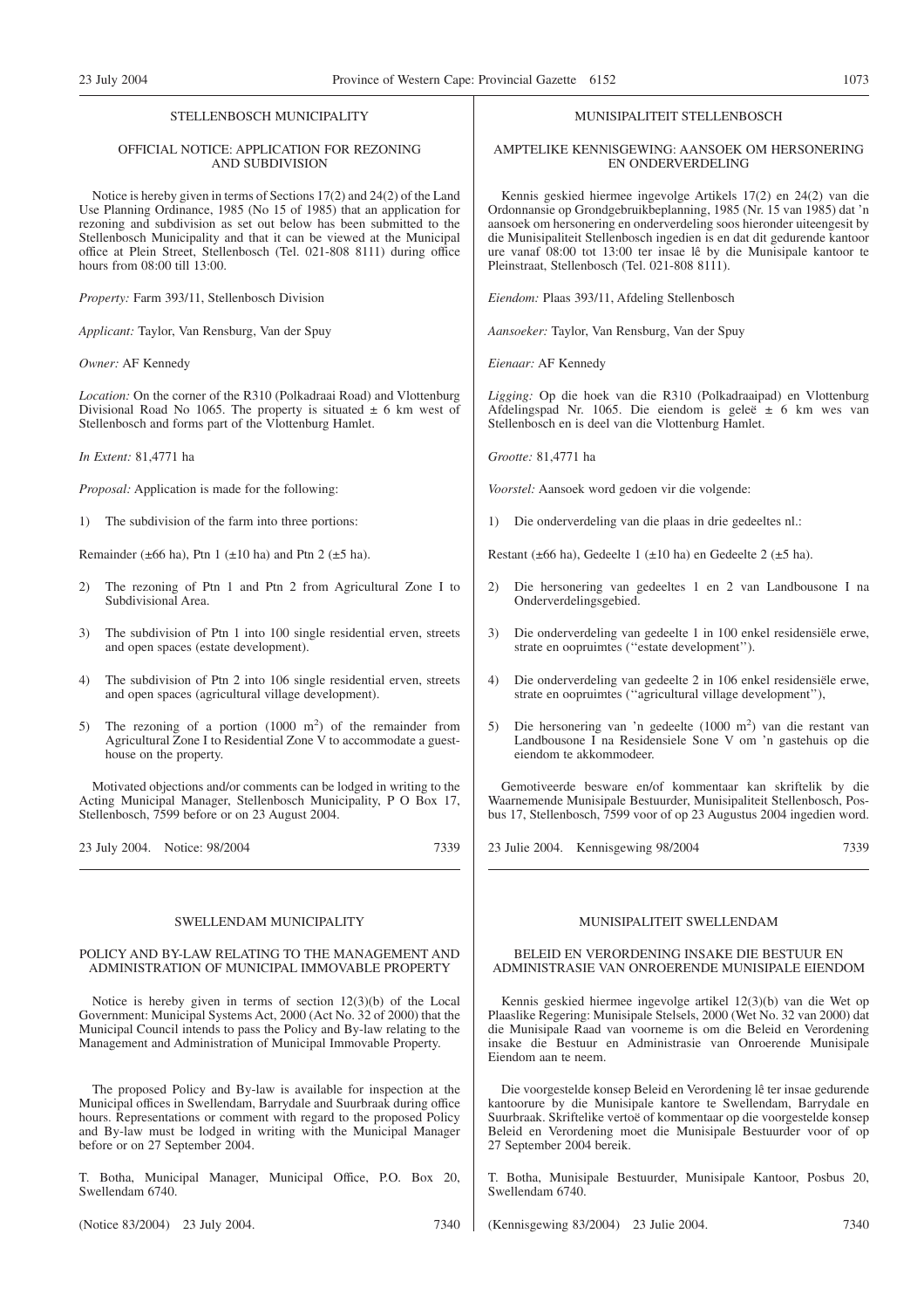## STELLENBOSCH MUNICIPALITY

### OFFICIAL NOTICE: APPLICATION FOR REZONING AND SUBDIVISION

Notice is hereby given in terms of Sections 17(2) and 24(2) of the Land Use Planning Ordinance, 1985 (No 15 of 1985) that an application for rezoning and subdivision as set out below has been submitted to the Stellenbosch Municipality and that it can be viewed at the Municipal office at Plein Street, Stellenbosch (Tel. 021-808 8111) during office hours from 08:00 till 13:00.

*Property:* Farm 393/11, Stellenbosch Division

*Applicant:* Taylor, Van Rensburg, Van der Spuy

*Owner:* AF Kennedy

*Location:* On the corner of the R310 (Polkadraai Road) and Vlottenburg Divisional Road No 1065. The property is situated ± 6 km west of Stellenbosch and forms part of the Vlottenburg Hamlet.

*In Extent:* 81,4771 ha

*Proposal:* Application is made for the following:

1) The subdivision of the farm into three portions:

Remainder (±66 ha), Ptn 1 (±10 ha) and Ptn 2 (±5 ha).

2) The rezoning of Ptn 1 and Ptn 2 from Agricultural Zone I to Subdivisional Area.

3) The subdivision of Ptn 1 into 100 single residential erven, streets and open spaces (estate development).

4) The subdivision of Ptn 2 into 106 single residential erven, streets and open spaces (agricultural village development).

5) The rezoning of a portion (1000 m$^2$) of the remainder from Agricultural Zone I to Residential Zone V to accommodate a guest-house on the property.

Motivated objections and/or comments can be lodged in writing to the Acting Municipal Manager, Stellenbosch Municipality, P O Box 17, Stellenbosch, 7599 before or on 23 August 2004.

23 July 2004. Notice: 98/2004 7339

## MUNISIPALITEIT STELLENBOSCH

### AMPTELIKE KENNISGEWING: AANSOEK OM HERSONERING EN ONDERVERDELING

Kennis geskied hiermee ingevolge Artikels 17(2) en 24(2) van die Ordonnansie op Grondgebruikbeplanning, 1985 (Nr. 15 van 1985) dat 'n aansoek om hersonering en onderverdeling soos hieronder uiteengesit by die Munisipaliteit Stellenbosch ingedien is en dat dit gedurende kantoor ure vanaf 08:00 tot 13:00 ter insae lê by die Munisipale kantoor te Pleinstraat, Stellenbosch (Tel. 021-808 8111).

*Eiendom:* Plaas 393/11, Afdeling Stellenbosch

*Aansoeker:* Taylor, Van Rensburg, Van der Spuy

*Eienaar:* AF Kennedy

*Ligging:* Op die hoek van die R310 (Polkadraaipad) en Vlottenburg Afdelingspad Nr. 1065. Die eiendom is geleë ± 6 km wes van Stellenbosch en is deel van die Vlottenburg Hamlet.

*Grootte:* 81,4771 ha

*Voorstel:* Aansoek word gedoen vir die volgende:

1) Die onderverdeling van die plaas in drie gedeeltes nl.:

Restant (±66 ha), Gedeelte 1 (±10 ha) en Gedeelte 2 (±5 ha).

2) Die hersonering van gedeeltes 1 en 2 van Landbousone I na Onderverdelingsgebied.

3) Die onderverdeling van gedeelte 1 in 100 enkel residensiële erwe, strate en oopruimtes (''estate development'').

4) Die onderverdeling van gedeelte 2 in 106 enkel residensiële erwe, strate en oopruimtes (''agricultural village development''),

5) Die hersonering van 'n gedeelte (1000 m$^2$) van die restant van Landbousone I na Residensiele Sone V om 'n gastehuis op die eiendom te akkommodeer.

Gemotiveerde besware en/of kommentaar kan skriftelik by die Waarnemende Munisipale Bestuurder, Munisipaliteit Stellenbosch, Posbus 17, Stellenbosch, 7599 voor of op 23 Augustus 2004 ingedien word.

23 Julie 2004. Kennisgewing 98/2004 7339

## SWELLENDAM MUNICIPALITY

### POLICY AND BY-LAW RELATING TO THE MANAGEMENT AND ADMINISTRATION OF MUNICIPAL IMMOVABLE PROPERTY

Notice is hereby given in terms of section 12(3)(b) of the Local Government: Municipal Systems Act, 2000 (Act No. 32 of 2000) that the Municipal Council intends to pass the Policy and By-law relating to the Management and Administration of Municipal Immovable Property.

The proposed Policy and By-law is available for inspection at the Municipal offices in Swellendam, Barrydale and Suurbraak during office hours. Representations or comment with regard to the proposed Policy and By-law must be lodged in writing with the Municipal Manager before or on 27 September 2004.

T. Botha, Municipal Manager, Municipal Office, P.O. Box 20, Swellendam 6740.

(Notice 83/2004) 23 July 2004. 7340

## MUNISIPALITEIT SWELLENDAM

### BELEID EN VERORDENING INSAKE DIE BESTUUR EN ADMINISTRASIE VAN ONROERENDE MUNISIPALE EIENDOM

Kennis geskied hiermee ingevolge artikel 12(3)(b) van die Wet op Plaaslike Regering: Munisipale Stelsels, 2000 (Wet No. 32 van 2000) dat die Munisipale Raad van voorneme is om die Beleid en Verordening insake die Bestuur en Administrasie van Onroerende Munisipale Eiendom aan te neem.

Die voorgestelde konsep Beleid en Verordening lê ter insae gedurende kantoorure by die Munisipale kantore te Swellendam, Barrydale en Suurbraak. Skriftelike vertoë of kommentaar op die voorgestelde konsep Beleid en Verordening moet die Munisipale Bestuurder voor of op 27 September 2004 bereik.

T. Botha, Munisipale Bestuurder, Munisipale Kantoor, Posbus 20, Swellendam 6740.

(Kennisgewing 83/2004) 23 Julie 2004. 7340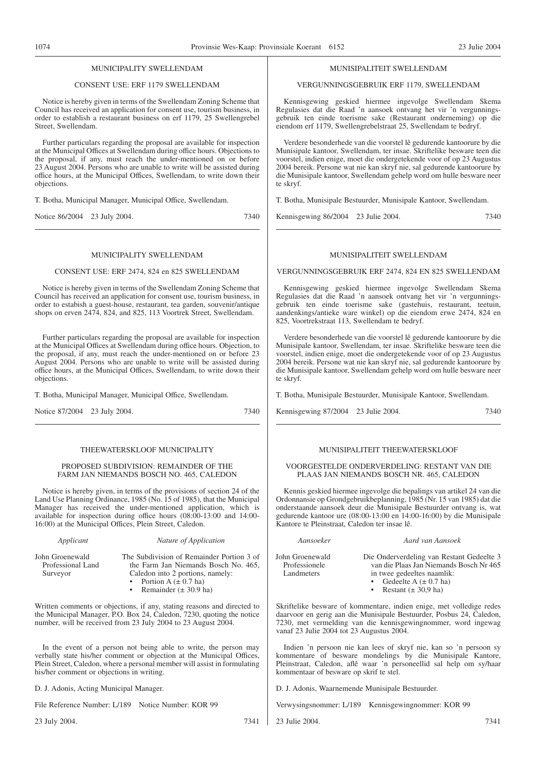## MUNICIPALITY SWELLENDAM

### CONSENT USE: ERF 1179 SWELLENDAM

Notice is hereby given in terms of the Swellendam Zoning Scheme that Council has received an application for consent use, tourism business, in order to establish a restaurant business on erf 1179, 25 Swellengrebel Street, Swellendam.

Further particulars regarding the proposal are available for inspection at the Municipal Offices at Swellendam during office hours. Objections to the proposal, if any, must reach the under-mentioned on or before 23 August 2004. Persons who are unable to write will be assisted during office hours, at the Municipal Offices, Swellendam, to write down their objections.

T. Botha, Municipal Manager, Municipal Office, Swellendam.

Notice 86/2004 23 July 2004. 7340

## MUNICIPALITY SWELLENDAM

### CONSENT USE: ERF 2474, 824 en 825 SWELLENDAM

Notice is hereby given in terms of the Swellendam Zoning Scheme that Council has received an application for consent use, tourism business, in order to estabish a guest-house, restaurant, tea garden, souvenir/antique shops on erven 2474, 824, and 825, 113 Voortrek Street, Swellendam.

Further particulars regarding the proposal are available for inspection at the Municipal Offices at Swellendam during office hours. Objection, to the proposal, if any, must reach the under-mentioned on or before 23 August 2004. Persons who are unable to write will be assisted during office hours, at the Municipal Offices, Swellendam, to write down their objections.

T. Botha, Municipal Manager, Municipal Office, Swellendam.

Notice 87/2004 23 July 2004. 7340

## THEEWATERSKLOOF MUNICIPALITY

### PROPOSED SUBDIVISION: REMAINDER OF THE FARM JAN NIEMANDS BOSCH NO. 465, CALEDON

Notice is hereby given, in terms of the provisions of section 24 of the Land Use Planning Ordinance, 1985 (No. 15 of 1985), that the Municipal Manager has received the under-mentioned application, which is available for inspection during office hours (08:00-13:00 and 14:00-16:00) at the Municipal Offices, Plein Street, Caledon.

| *Applicant* | *Nature of Application* |
|---|---|
| John Groenewald Professional Land Surveyor | The Subdivision of Remainder Portion 3 of the Farm Jan Niemands Bosch No. 465, Caledon into 2 portions, namely: • Portion A (± 0.7 ha) • Remainder (± 30.9 ha) |

Written comments or objections, if any, stating reasons and directed to the Municipal Manager, P.O. Box 24, Caledon, 7230, quoting the notice number, will be received from 23 July 2004 to 23 August 2004.

In the event of a person not being able to write, the person may verbally state his/her comment or objection at the Municipal Offices, Plein Street, Caledon, where a personal member will assist in formulating his/her comment or objections in writing.

D. J. Adonis, Acting Municipal Manager.

File Reference Number: L/189 Notice Number: KOR 99

23 July 2004. 7341

## MUNISIPALITEIT SWELLENDAM

### VERGUNNINGSGEBRUIK ERF 1179, SWELLENDAM

Kennisgewing geskied hiermee ingevolge Swellendam Skema Regulasies dat die Raad 'n aansoek ontvang het vir 'n vergunningsgebruik ten einde toerisme sake (Restaurant onderneming) op die eiendom erf 1179, Swellengrebelstraat 25, Swellendam te bedryf.

Verdere besonderhede van die voorstel lê gedurende kantoorure by die Munisipale kantoor, Swellendam, ter insae. Skriftelike besware teen die voorstel, indien enige, moet die ondergetekende voor of op 23 Augustus 2004 bereik. Persone wat nie kan skryf nie, sal gedurende kantoorure by die Munisipale kantoor, Swellendam gehelp word om hulle besware neer te skryf.

T. Botha, Munisipale Bestuurder, Munisipale Kantoor, Swellendam.

Kennisgewing 86/2004 23 Julie 2004. 7340

## MUNISIPALITEIT SWELLENDAM

### VERGUNNINGSGEBRUIK ERF 2474, 824 EN 825 SWELLENDAM

Kennisgewing geskied hiermee ingevolge Swellendam Skema Regulasies dat die Raad 'n aansoek ontvang het vir 'n vergunningsgebruik ten einde toerisme sake (gastehuis, restaurant, teetuin, aandenkings/antieke ware winkel) op die eiendom erwe 2474, 824 en 825, Voortrekstraat 113, Swellendam te bedryf.

Verdere besonderhede van die voorstel lê gedurende kantoorure by die Munisipale kantoor, Swellendam, ter insae. Skriftelike besware teen die voorstel, indien enige, moet die ondergetekende voor of op 23 Augustus 2004 bereik. Persone wat nie kan skryf nie, sal gedurende kantoorure by die Munisipale kantoor, Swellendam gehelp word om hulle besware neer te skryf.

T. Botha, Munisipale Bestuurder, Munisipale Kantoor, Swellendam.

Kennisgewing 87/2004 23 Julie 2004. 7340

## MUNISIPALITEIT THEEWATERSKLOOF

### VOORGESTELDE ONDERVERDELING: RESTANT VAN DIE PLAAS JAN NIEMANDS BOSCH NR. 465, CALEDON

Kennis geskied hiermee ingevolge die bepalings van artikel 24 van die Ordonnansie op Grondgebruikbeplanning, 1985 (Nr. 15 van 1985) dat die onderstaande aansoek deur die Munisipale Bestuurder ontvang is, wat gedurende kantoor ure (08:00-13:00 en 14:00-16:00) by die Munisipale Kantore te Pleinstraat, Caledon ter insae lê.

| *Aansoeker* | *Aard van Aansoek* |
|---|---|
| John Groenewald Professionele Landmeters | Die Onderverdeling van Restant Gedeelte 3 van die Plaas Jan Niemands Bosch Nr 465 in twee gedeeltes naamlik: • Gedeelte A (± 0.7 ha) • Restant (± 30,9 ha) |

Skriftelike besware of kommentare, indien enige, met volledige redes daarvoor en gerig aan die Munisipale Bestuurder, Posbus 24, Caledon, 7230, met vermelding van die kennisgewingnommer, word ingewag vanaf 23 Julie 2004 tot 23 Augustus 2004.

Indien 'n persoon nie kan lees of skryf nie, kan so 'n persoon sy kommentare of besware mondelings by die Munisipale Kantore, Pleinstraat, Caledon, aflê waar 'n personeellid sal help om sy/haar kommentaar of besware op skrif te stel.

D. J. Adonis, Waarnemende Munisipale Bestuurder.

Verwysingsnommer: L/189 Kennisgewingnommer: KOR 99

23 Julie 2004. 7341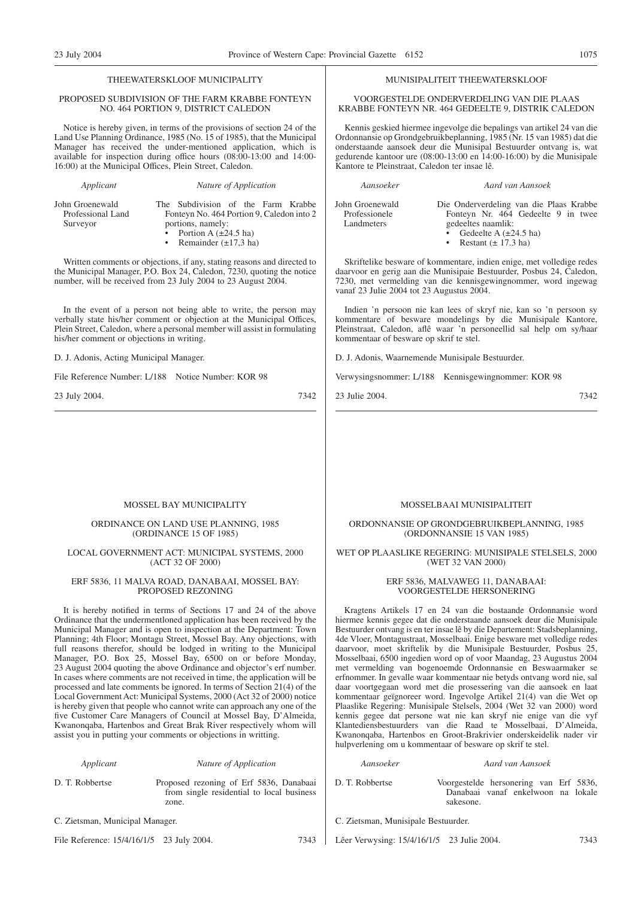## THEEWATERSKLOOF MUNICIPALITY

### PROPOSED SUBDIVISION OF THE FARM KRABBE FONTEYN NO. 464 PORTION 9, DISTRICT CALEDON

Notice is hereby given, in terms of the provisions of section 24 of the Land Use Planning Ordinance, 1985 (No. 15 of 1985), that the Municipal Manager has received the under-mentioned application, which is available for inspection during office hours (08:00-13:00 and 14:00-16:00) at the Municipal Offices, Plein Street, Caledon.

| *Applicant* | *Nature of Application* |
|---|---|
| John Groenewald Professional Land Surveyor | The Subdivision of the Farm Krabbe Fonteyn No. 464 Portion 9, Caledon into 2 portions, namely: • Portion A (±24.5 ha) • Remainder (±17,3 ha) |

Written comments or objections, if any, stating reasons and directed to the Municipal Manager, P.O. Box 24, Caledon, 7230, quoting the notice number, will be received from 23 July 2004 to 23 August 2004.

In the event of a person not being able to write, the person may verbally state his/her comment or objection at the Municipal Offices, Plein Street, Caledon, where a personal member will assist in formulating his/her comment or objections in writing.

D. J. Adonis, Acting Municipal Manager.

File Reference Number: L/188 Notice Number: KOR 98

23 July 2004. 7342

## MUNISIPALITEIT THEEWATERSKLOOF

### VOORGESTELDE ONDERVERDELING VAN DIE PLAAS KRABBE FONTEYN NR. 464 GEDEELTE 9, DISTRIK CALEDON

Kennis geskied hiermee ingevolge die bepalings van artikel 24 van die Ordonnansie op Grondgebruikbeplanning, 1985 (Nr. 15 van 1985) dat die onderstaande aansoek deur die Munisipal Bestuurder ontvang is, wat gedurende kantoor ure (08:00-13:00 en 14:00-16:00) by die Munisipale Kantore te Pleinstraat, Caledon ter insae lê.

| *Aansoeker* | *Aard van Aansoek* |
|---|---|
| John Groenewald Professionele Landmeters | Die Onderverdeling van die Plaas Krabbe Fonteyn Nr. 464 Gedeelte 9 in twee gedeeltes naamlik: • Gedeelte A (±24.5 ha) • Restant (± 17.3 ha) |

Skriftelike besware of kommentare, indien enige, met volledige redes daarvoor en gerig aan die Munisipale Bestuurder, Posbus 24, Caledon, 7230, met vermelding van die kennisgewingnommer, word ingewag vanaf 23 Julie 2004 tot 23 Augustus 2004.

Indien 'n persoon nie kan lees of skryf nie, kan so 'n persoon sy kommentare of besware mondelings by die Munisipale Kantore, Pleinstraat, Caledon, aflê waar 'n personeellid sal help om sy/haar kommentaar of besware op skrif te stel.

D. J. Adonis, Waarnemende Munisipale Bestuurder.

Verwysingsnommer: L/188 Kennisgewingnommer: KOR 98

23 Julie 2004. 7342

## MOSSEL BAY MUNICIPALITY

### ORDINANCE ON LAND USE PLANNING, 1985 (ORDINANCE 15 OF 1985)

### LOCAL GOVERNMENT ACT: MUNICIPAL SYSTEMS, 2000 (ACT 32 OF 2000)

### ERF 5836, 11 MALVA ROAD, DANABAAI, MOSSEL BAY: PROPOSED REZONING

It is hereby notified in terms of Sections 17 and 24 of the above Ordinance that the undermentloned application has been received by the Municipal Manager and is open to inspection at the Department: Town Planning; 4th Floor; Montagu Street, Mossel Bay. Any objections, with full reasons therefor, should be lodged in writing to the Municipal Manager, P.O. Box 25, Mossel Bay, 6500 on or before Monday, 23 August 2004 quoting the above Ordinance and objector's erf number. In cases where comments are not received in time, the application will be processed and late comments be ignored. In terms of Section 21(4) of the Local Government Act: Municipal Systems, 2000 (Act 32 of 2000) notice is hereby given that people who cannot write can approach any one of the five Customer Care Managers of Council at Mossel Bay, D'Almeida, Kwanonqaba, Hartenbos and Great Brak River respectively whom will assist you in putting your comments or objections in writting.

| *Applicant* | *Nature of Application* |
|---|---|
| D. T. Robbertse | Proposed rezoning of Erf 5836, Danabaai from single residential to local business zone. |

C. Zietsman, Municipal Manager.

File Reference: 15/4/16/1/5 23 July 2004. 7343

## MOSSELBAAI MUNISIPALITEIT

### ORDONNANSIE OP GRONDGEBRUIKBEPLANNING, 1985 (ORDONNANSIE 15 VAN 1985)

### WET OP PLAASLIKE REGERING: MUNISIPALE STELSELS, 2000 (WET 32 VAN 2000)

### ERF 5836, MALVAWEG 11, DANABAAI: VOORGESTELDE HERSONERING

Kragtens Artikels 17 en 24 van die bostaande Ordonnansie word hiermee kennis gegee dat die onderstaande aansoek deur die Munisipale Bestuurder ontvang is en ter insae lê by die Departement: Stadsbeplanning, 4de Vloer, Montagustraat, Mosselbaai. Enige besware met volledige redes daarvoor, moet skriftelik by die Munisipale Bestuurder, Posbus 25, Mosselbaai, 6500 ingedien word op of voor Maandag, 23 Augustus 2004 met vermelding van bogenoemde Ordonnansie en Beswaarmaker se erfnommer. In gevalle waar kommentaar nie betyds ontvang word nie, sal daar voortgegaan word met die prosessering van die aansoek en laat kommentaar geïgnoreer word. Ingevolge Artikel 21(4) van die Wet op Plaaslike Regering: Munisipale Stelsels, 2004 (Wet 32 van 2000) word kennis gegee dat persone wat nie kan skryf nie enige van die vyf Klantediensbestuurders van die Raad te Mosselbaai, D'Almeida, Kwanonqaba, Hartenbos en Groot-Brakrivier onderskeidelik nader vir hulpverlening om u kommentaar of besware op skrif te stel.

| *Aansoeker* | *Aard van Aansoek* |
|---|---|
| D. T. Robbertse | Voorgestelde hersonering van Erf 5836, Danabaai vanaf enkelwoon na lokale sakesone. |

C. Zietsman, Munisipale Bestuurder.

Lêer Verwysing: 15/4/16/1/5 23 Julie 2004. 7343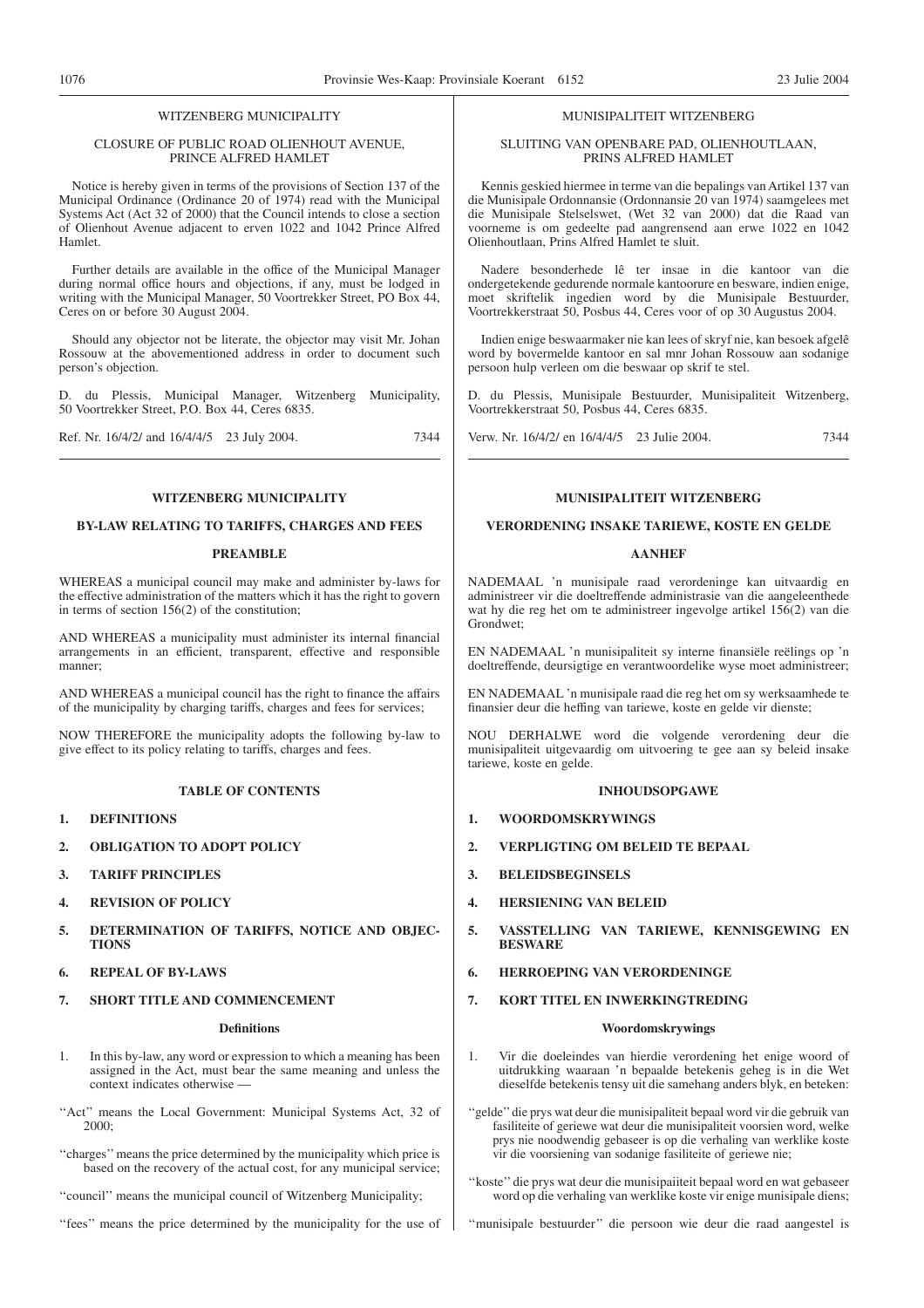WITZENBERG MUNICIPALITY

CLOSURE OF PUBLIC ROAD OLIENHOUT AVENUE, PRINCE ALFRED HAMLET

Notice is hereby given in terms of the provisions of Section 137 of the Municipal Ordinance (Ordinance 20 of 1974) read with the Municipal Systems Act (Act 32 of 2000) that the Council intends to close a section of Olienhout Avenue adjacent to erven 1022 and 1042 Prince Alfred Hamlet.

Further details are available in the office of the Municipal Manager during normal office hours and objections, if any, must be lodged in writing with the Municipal Manager, 50 Voortrekker Street, PO Box 44, Ceres on or before 30 August 2004.

Should any objector not be literate, the objector may visit Mr. Johan Rossouw at the abovementioned address in order to document such person's objection.

D. du Plessis, Municipal Manager, Witzenberg Municipality, 50 Voortrekker Street, P.O. Box 44, Ceres 6835.

Ref. Nr. 16/4/2/ and 16/4/4/5 23 July 2004. 7344

---

MUNISIPALITEIT WITZENBERG

SLUITING VAN OPENBARE PAD, OLIENHOUTLAAN, PRINS ALFRED HAMLET

Kennis geskied hiermee in terme van die bepalings van Artikel 137 van die Munisipale Ordonnansie (Ordonnansie 20 van 1974) saamgelees met die Munisipale Stelselswet, (Wet 32 van 2000) dat die Raad van voorneme is om gedeelte pad aangrensend aan erwe 1022 en 1042 Olienhoutlaan, Prins Alfred Hamlet te sluit.

Nadere besonderhede lê ter insae in die kantoor van die ondergetekende gedurende normale kantoorure en besware, indien enige, moet skriftelik ingedien word by die Munisipale Bestuurder, Voortrekkerstraat 50, Posbus 44, Ceres voor of op 30 Augustus 2004.

Indien enige beswaarmaker nie kan lees of skryf nie, kan besoek afgelê word by bovermelde kantoor en sal mnr Johan Rossouw aan sodanige persoon hulp verleen om die beswaar op skrif te stel.

D. du Plessis, Munisipale Bestuurder, Munisipaliteit Witzenberg, Voortrekkerstraat 50, Posbus 44, Ceres 6835.

Verw. Nr. 16/4/2/ en 16/4/4/5 23 Julie 2004. 7344

---

**WITZENBERG MUNICIPALITY**

**BY-LAW RELATING TO TARIFFS, CHARGES AND FEES**

**PREAMBLE**

WHEREAS a municipal council may make and administer by-laws for the effective administration of the matters which it has the right to govern in terms of section 156(2) of the constitution;

AND WHEREAS a municipality must administer its internal financial arrangements in an efficient, transparent, effective and responsible manner;

AND WHEREAS a municipal council has the right to finance the affairs of the municipality by charging tariffs, charges and fees for services;

NOW THEREFORE the municipality adopts the following by-law to give effect to its policy relating to tariffs, charges and fees.

**TABLE OF CONTENTS**

1. **DEFINITIONS**
2. **OBLIGATION TO ADOPT POLICY**
3. **TARIFF PRINCIPLES**
4. **REVISION OF POLICY**
5. **DETERMINATION OF TARIFFS, NOTICE AND OBJECTIONS**
6. **REPEAL OF BY-LAWS**
7. **SHORT TITLE AND COMMENCEMENT**

**Definitions**

1. In this by-law, any word or expression to which a meaning has been assigned in the Act, must bear the same meaning and unless the context indicates otherwise —

''Act'' means the Local Government: Municipal Systems Act, 32 of 2000;

''charges'' means the price determined by the municipality which price is based on the recovery of the actual cost, for any municipal service;

''council'' means the municipal council of Witzenberg Municipality;

''fees'' means the price determined by the municipality for the use of

---

**MUNISIPALITEIT WITZENBERG**

**VERORDENING INSAKE TARIEWE, KOSTE EN GELDE**

**AANHEF**

NADEMAAL 'n munisipale raad verordeninge kan uitvaardig en administreer vir die doeltreffende administrasie van die aangeleenthede wat hy die reg het om te administreer ingevolge artikel 156(2) van die Grondwet;

EN NADEMAAL 'n munisipaliteit sy interne finansiële reëlings op 'n doeltreffende, deursigtige en verantwoordelike wyse moet administreer;

EN NADEMAAL 'n munisipale raad die reg het om sy werksaamhede te finansier deur die heffing van tariewe, koste en gelde vir dienste;

NOU DERHALWE word die volgende verordening deur die munisipaliteit uitgevaardig om uitvoering te gee aan sy beleid insake tariewe, koste en gelde.

**INHOUDSOPGAWE**

1. **WOORDOMSKRYWINGS**
2. **VERPLIGTING OM BELEID TE BEPAAL**
3. **BELEIDSBEGINSELS**
4. **HERSIENING VAN BELEID**
5. **VASSTELLING VAN TARIEWE, KENNISGEWING EN BESWARE**
6. **HERROEPING VAN VERORDENINGE**
7. **KORT TITEL EN INWERKINGTREDING**

**Woordomskrywings**

1. Vir die doeleindes van hierdie verordening het enige woord of uitdrukking waaraan 'n bepaalde betekenis geheg is in die Wet dieselfde betekenis tensy uit die samehang anders blyk, en beteken:

''gelde'' die prys wat deur die munisipaliteit bepaal word vir die gebruik van fasiliteite of geriewe wat deur die munisipaliteit voorsien word, welke prys nie noodwendig gebaseer is op die verhaling van werklike koste vir die voorsiening van sodanige fasiliteite of geriewe nie;

''koste'' die prys wat deur die munisipaiteit bepaal word en wat gebaseer word op die verhaling van werklike koste vir enige munisipale diens;

''munisipale bestuurder'' die persoon wie deur die raad aangestel is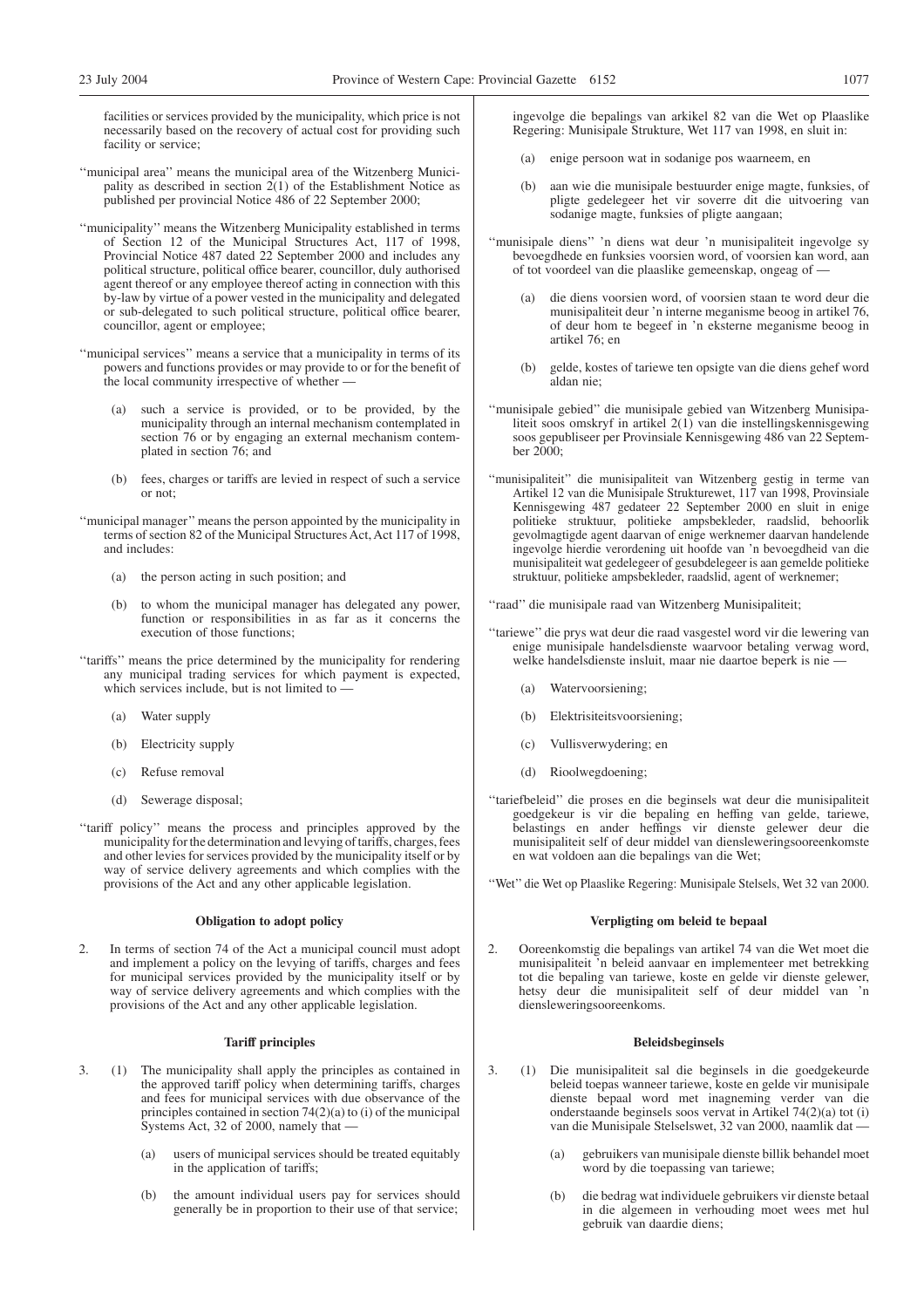facilities or services provided by the municipality, which price is not necessarily based on the recovery of actual cost for providing such facility or service;

''municipal area'' means the municipal area of the Witzenberg Municipality as described in section 2(1) of the Establishment Notice as published per provincial Notice 486 of 22 September 2000;

''municipality'' means the Witzenberg Municipality established in terms of Section 12 of the Municipal Structures Act, 117 of 1998, Provincial Notice 487 dated 22 September 2000 and includes any political structure, political office bearer, councillor, duly authorised agent thereof or any employee thereof acting in connection with this by-law by virtue of a power vested in the municipality and delegated or sub-delegated to such political structure, political office bearer, councillor, agent or employee;

''municipal services'' means a service that a municipality in terms of its powers and functions provides or may provide to or for the benefit of the local community irrespective of whether —

(a) such a service is provided, or to be provided, by the municipality through an internal mechanism contemplated in section 76 or by engaging an external mechanism contemplated in section 76; and

(b) fees, charges or tariffs are levied in respect of such a service or not;

''municipal manager'' means the person appointed by the municipality in terms of section 82 of the Municipal Structures Act, Act 117 of 1998, and includes:

(a) the person acting in such position; and

(b) to whom the municipal manager has delegated any power, function or responsibilities in as far as it concerns the execution of those functions;

''tariffs'' means the price determined by the municipality for rendering any municipal trading services for which payment is expected, which services include, but is not limited to —

(a) Water supply

(b) Electricity supply

(c) Refuse removal

(d) Sewerage disposal;

''tariff policy'' means the process and principles approved by the municipality for the determination and levying of tariffs, charges, fees and other levies for services provided by the municipality itself or by way of service delivery agreements and which complies with the provisions of the Act and any other applicable legislation.

**Obligation to adopt policy**

2. In terms of section 74 of the Act a municipal council must adopt and implement a policy on the levying of tariffs, charges and fees for municipal services provided by the municipality itself or by way of service delivery agreements and which complies with the provisions of the Act and any other applicable legislation.

**Tariff principles**

3. (1) The municipality shall apply the principles as contained in the approved tariff policy when determining tariffs, charges and fees for municipal services with due observance of the principles contained in section 74(2)(a) to (i) of the municipal Systems Act, 32 of 2000, namely that —

(a) users of municipal services should be treated equitably in the application of tariffs;

(b) the amount individual users pay for services should generally be in proportion to their use of that service;

ingevolge die bepalings van arkikel 82 van die Wet op Plaaslike Regering: Munisipale Strukture, Wet 117 van 1998, en sluit in:

(a) enige persoon wat in sodanige pos waarneem, en

(b) aan wie die munisipale bestuurder enige magte, funksies, of pligte gedelegeer het vir soverre dit die uitvoering van sodanige magte, funksies of pligte aangaan;

''munisipale diens'' 'n diens wat deur 'n munisipaliteit ingevolge sy bevoegdhede en funksies voorsien word, of voorsien kan word, aan of tot voordeel van die plaaslike gemeenskap, ongeag of —

(a) die diens voorsien word, of voorsien staan te word deur die munisipaliteit deur 'n interne meganisme beoog in artikel 76, of deur hom te begeef in 'n eksterne meganisme beoog in artikel 76; en

(b) gelde, kostes of tariewe ten opsigte van die diens gehef word aldan nie;

''munisipale gebied'' die munisipale gebied van Witzenberg Munisipaliteit soos omskryf in artikel 2(1) van die instellingskennisgewing soos gepubliseer per Provinsiale Kennisgewing 486 van 22 September 2000;

''munisipaliteit'' die munisipaliteit van Witzenberg gestig in terme van Artikel 12 van die Munisipale Strukturewet, 117 van 1998, Provinsiale Kennisgewing 487 gedateer 22 September 2000 en sluit in enige politieke struktuur, politieke ampsbekleder, raadslid, behoorlik gevolmagtigde agent daarvan of enige werknemer daarvan handelende ingevolge hierdie verordening uit hoofde van 'n bevoegdheid van die munisipaliteit wat gedelegeer of gesubdelegeer is aan gemelde politieke struktuur, politieke ampsbekleder, raadslid, agent of werknemer;

''raad'' die munisipale raad van Witzenberg Munisipaliteit;

''tariewe'' die prys wat deur die raad vasgestel word vir die lewering van enige munisipale handelsdienste waarvoor betaling verwag word, welke handelsdienste insluit, maar nie daartoe beperk is nie —

(a) Watervoorsiening;

(b) Elektrisiteitsvoorsiening;

(c) Vullisverwydering; en

(d) Rioolwegdoening;

''tariefbeleid'' die proses en die beginsels wat deur die munisipaliteit goedgekeur is vir die bepaling en heffing van gelde, tariewe, belastings en ander heffings vir dienste gelewer deur die munisipaliteit self of deur middel van diensleweringsooreenkomste en wat voldoen aan die bepalings van die Wet;

''Wet'' die Wet op Plaaslike Regering: Munisipale Stelsels, Wet 32 van 2000.

**Verpligting om beleid te bepaal**

2. Ooreenkomstig die bepalings van artikel 74 van die Wet moet die munisipaliteit 'n beleid aanvaar en implementeer met betrekking tot die bepaling van tariewe, koste en gelde vir dienste gelewer, hetsy deur die munisipaliteit self of deur middel van 'n diensleweringsooreenkoms.

**Beleidsbeginsels**

3. (1) Die munisipaliteit sal die beginsels in die goedgekeurde beleid toepas wanneer tariewe, koste en gelde vir munisipale dienste bepaal word met inagneming verder van die onderstaande beginsels soos vervat in Artikel 74(2)(a) tot (i) van die Munisipale Stelselswet, 32 van 2000, naamlik dat —

(a) gebruikers van munisipale dienste billik behandel moet word by die toepassing van tariewe;

(b) die bedrag wat individuele gebruikers vir dienste betaal in die algemeen in verhouding moet wees met hul gebruik van daardie diens;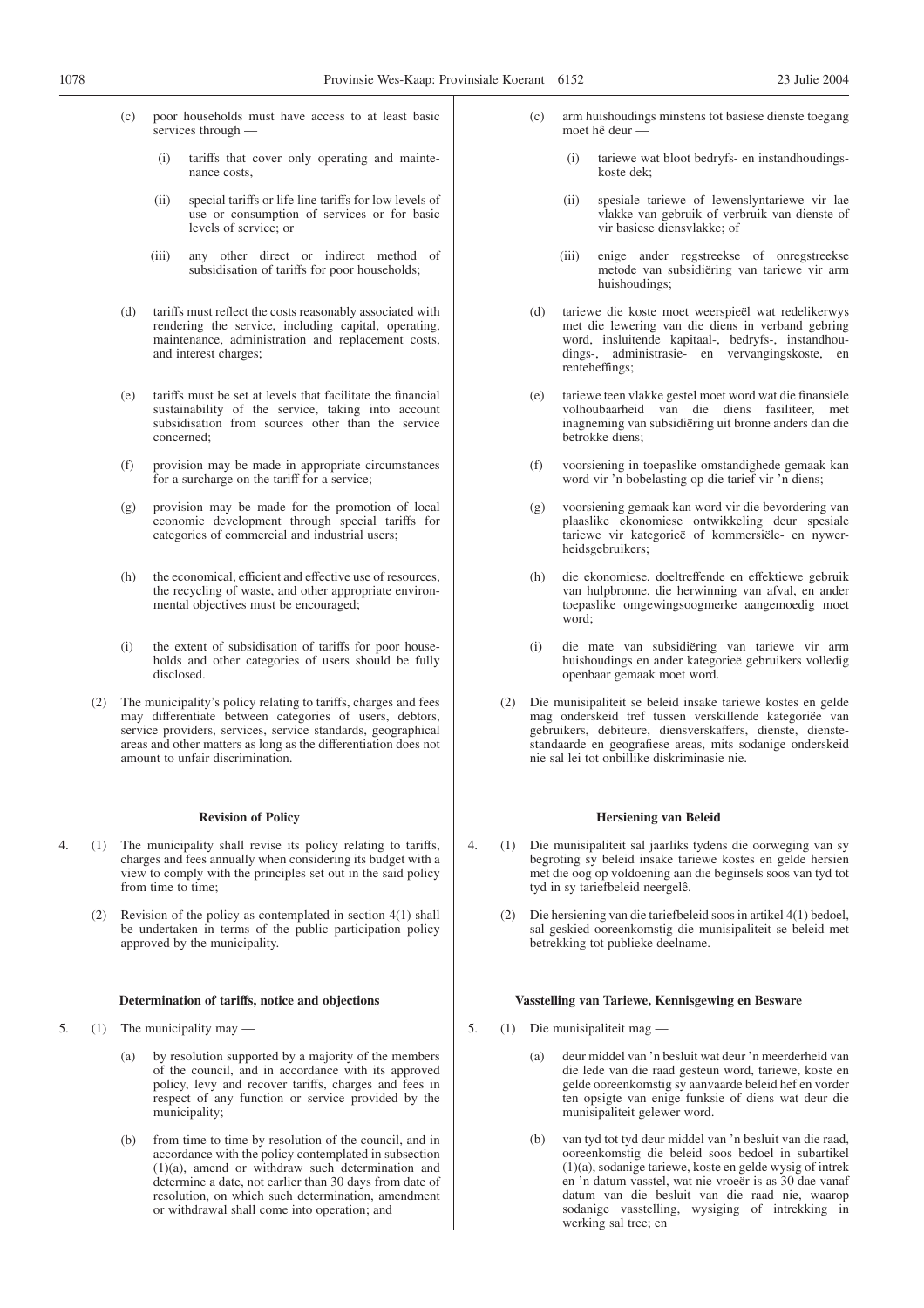(c) poor households must have access to at least basic services through —

(i) tariffs that cover only operating and maintenance costs,

(ii) special tariffs or life line tariffs for low levels of use or consumption of services or for basic levels of service; or

(iii) any other direct or indirect method of subsidisation of tariffs for poor households;

(d) tariffs must reflect the costs reasonably associated with rendering the service, including capital, operating, maintenance, administration and replacement costs, and interest charges;

(e) tariffs must be set at levels that facilitate the financial sustainability of the service, taking into account subsidisation from sources other than the service concerned;

(f) provision may be made in appropriate circumstances for a surcharge on the tariff for a service;

(g) provision may be made for the promotion of local economic development through special tariffs for categories of commercial and industrial users;

(h) the economical, efficient and effective use of resources, the recycling of waste, and other appropriate environmental objectives must be encouraged;

(i) the extent of subsidisation of tariffs for poor households and other categories of users should be fully disclosed.

(2) The municipality's policy relating to tariffs, charges and fees may differentiate between categories of users, debtors, service providers, services, service standards, geographical areas and other matters as long as the differentiation does not amount to unfair discrimination.

**Revision of Policy**

4. (1) The municipality shall revise its policy relating to tariffs, charges and fees annually when considering its budget with a view to comply with the principles set out in the said policy from time to time;

(2) Revision of the policy as contemplated in section 4(1) shall be undertaken in terms of the public participation policy approved by the municipality.

**Determination of tariffs, notice and objections**

5. (1) The municipality may —

(a) by resolution supported by a majority of the members of the council, and in accordance with its approved policy, levy and recover tariffs, charges and fees in respect of any function or service provided by the municipality;

(b) from time to time by resolution of the council, and in accordance with the policy contemplated in subsection (1)(a), amend or withdraw such determination and determine a date, not earlier than 30 days from date of resolution, on which such determination, amendment or withdrawal shall come into operation; and

(c) arm huishoudings minstens tot basiese dienste toegang moet hê deur —

(i) tariewe wat bloot bedryfs- en instandhoudingskoste dek;

(ii) spesiale tariewe of lewenslyntariewe vir lae vlakke van gebruik of verbruik van dienste of vir basiese diensvlakke; of

(iii) enige ander regstreekse of onregstreekse metode van subsidiëring van tariewe vir arm huishoudings;

(d) tariewe die koste moet weerspieël wat redelikerwys met die lewering van die diens in verband gebring word, insluitende kapitaal-, bedryfs-, instandhoudings-, administrasie- en vervangingskoste, en renteheffings;

(e) tariewe teen vlakke gestel moet word wat die finansiële volhoubaarheid van die diens fasiliteer, met inagneming van subsidiëring uit bronne anders dan die betrokke diens;

(f) voorsiening in toepaslike omstandighede gemaak kan word vir 'n bobelasting op die tarief vir 'n diens;

(g) voorsiening gemaak kan word vir die bevordering van plaaslike ekonomiese ontwikkeling deur spesiale tariewe vir kategorieë of kommersiële- en nywerheidsgebruikers;

(h) die ekonomiese, doeltreffende en effektiewe gebruik van hulpbronne, die herwinning van afval, en ander toepaslike omgewingsoogmerke aangemoedig moet word;

(i) die mate van subsidiëring van tariewe vir arm huishoudings en ander kategorieë gebruikers volledig openbaar gemaak moet word.

(2) Die munisipaliteit se beleid insake tariewe kostes en gelde mag onderskeid tref tussen verskillende kategorieë van gebruikers, debiteure, diensverskaffers, dienste, dienstestandaarde en geografiese areas, mits sodanige onderskeid nie sal lei tot onbillike diskriminasie nie.

**Hersiening van Beleid**

4. (1) Die munisipaliteit sal jaarliks tydens die oorweging van sy begroting sy beleid insake tariewe kostes en gelde hersien met die oog op voldoening aan die beginsels soos van tyd tot tyd in sy tariefbeleid neergelê.

(2) Die hersiening van die tariefbeleid soos in artikel 4(1) bedoel, sal geskied ooreenkomstig die munisipaliteit se beleid met betrekking tot publieke deelname.

**Vasstelling van Tariewe, Kennisgewing en Besware**

5. (1) Die munisipaliteit mag —

(a) deur middel van 'n besluit wat deur 'n meerderheid van die lede van die raad gesteun word, tariewe, koste en gelde ooreenkomstig sy aanvaarde beleid hef en vorder ten opsigte van enige funksie of diens wat deur die munisipaliteit gelewer word.

(b) van tyd tot tyd deur middel van 'n besluit van die raad, ooreenkomstig die beleid soos bedoel in subartikel (1)(a), sodanige tariewe, koste en gelde wysig of intrek en 'n datum vasstel, wat nie vroeër is as 30 dae vanaf datum van die besluit van die raad nie, waarop sodanige vasstelling, wysiging of intrekking in werking sal tree; en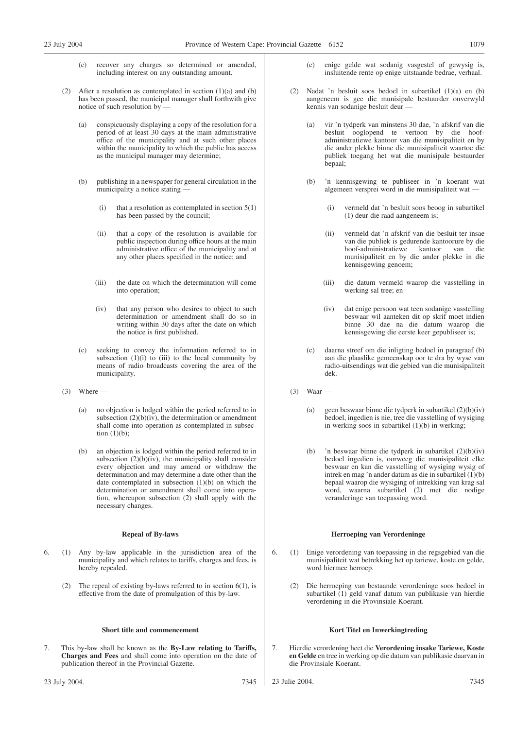(c) recover any charges so determined or amended, including interest on any outstanding amount.

(2) After a resolution as contemplated in section (1)(a) and (b) has been passed, the municipal manager shall forthwith give notice of such resolution by —

(a) conspicuously displaying a copy of the resolution for a period of at least 30 days at the main administrative office of the municipality and at such other places within the municipality to which the public has access as the municipal manager may determine;

(b) publishing in a newspaper for general circulation in the municipality a notice stating —

(i) that a resolution as contemplated in section 5(1) has been passed by the council;

(ii) that a copy of the resolution is available for public inspection during office hours at the main administrative office of the municipality and at any other places specified in the notice; and

(iii) the date on which the determination will come into operation;

(iv) that any person who desires to object to such determination or amendment shall do so in writing within 30 days after the date on which the notice is first published.

(c) seeking to convey the information referred to in subsection (1)(i) to (iii) to the local community by means of radio broadcasts covering the area of the municipality.

(3) Where —

(a) no objection is lodged within the period referred to in subsection (2)(b)(iv), the determination or amendment shall come into operation as contemplated in subsection (1)(b);

(b) an objection is lodged within the period referred to in subsection (2)(b)(iv), the municipality shall consider every objection and may amend or withdraw the determination and may determine a date other than the date contemplated in subsection (1)(b) on which the determination or amendment shall come into operation, whereupon subsection (2) shall apply with the necessary changes.

**Repeal of By-laws**

6. (1) Any by-law applicable in the jurisdiction area of the municipality and which relates to tariffs, charges and fees, is hereby repealed.

(2) The repeal of existing by-laws referred to in section 6(1), is effective from the date of promulgation of this by-law.

**Short title and commencement**

7. This by-law shall be known as the **By-Law relating to Tariffs, Charges and Fees** and shall come into operation on the date of publication thereof in the Provincial Gazette.

23 July 2004. 7345

(c) enige gelde wat sodanig vasgestel of gewysig is, insluitende rente op enige uitstaande bedrae, verhaal.

(2) Nadat 'n besluit soos bedoel in subartikel (1)(a) en (b) aangeneem is gee die munisipale bestuurder onverwyld kennis van sodanige besluit deur —

(a) vir 'n tydperk van minstens 30 dae, 'n afskrif van die besluit ooglopend te vertoon by die hoof-administratiewe kantoor van die munisipaliteit en by die ander plekke binne die munisipaliteit waartoe die publiek toegang het wat die munisipale bestuurder bepaal;

(b) 'n kennisgewing te publiseer in 'n koerant wat algemeen versprei word in die munisipaliteit wat —

(i) vermeld dat 'n besluit soos beoog in subartikel (1) deur die raad aangeneem is;

(ii) vermeld dat 'n afskrif van die besluit ter insae van die publiek is gedurende kantoorure by die hoof-administratiewe kantoor van die munisipaliteit en by die ander plekke in die kennisgewing genoem;

(iii) die datum vermeld waarop die vasstelling in werking sal tree; en

(iv) dat enige persoon wat teen sodanige vasstelling beswaar wil aanteken dit op skrif moet indien binne 30 dae na die datum waarop die kennisgewing die eerste keer gepubliseer is;

(c) daarna streef om die inligting bedoel in paragraaf (b) aan die plaaslike gemeenskap oor te dra by wyse van radio-uitsendings wat die gebied van die munisipaliteit dek.

(3) Waar —

(a) geen beswaar binne die tydperk in subartikel (2)(b)(iv) bedoel, ingedien is nie, tree die vasstelling of wysiging in werking soos in subartikel (1)(b) in werking;

(b) 'n beswaar binne die tydperk in subartikel (2)(b)(iv) bedoel ingedien is, oorweeg die munisipaliteit elke beswaar en kan die vasstelling of wysiging wysig of intrek en mag 'n ander datum as die in subartikel (1)(b) bepaal waarop die wysiging of intrekking van krag sal word, waarna subartikel (2) met die nodige veranderinge van toepassing word.

**Herroeping van Verordeninge**

6. (1) Enige verordening van toepassing in die regsgebied van die munisipaliteit wat betrekking het op tariewe, koste en gelde, word hiermee herroep.

(2) Die herroeping van bestaande verordeninge soos bedoel in subartikel (1) geld vanaf datum van publikasie van hierdie verordening in die Provinsiale Koerant.

**Kort Titel en Inwerkingtreding**

7. Hierdie verordening heet die **Verordening insake Tariewe, Koste en Gelde** en tree in werking op die datum van publikasie daarvan in die Provinsiale Koerant.

23 Julie 2004. 7345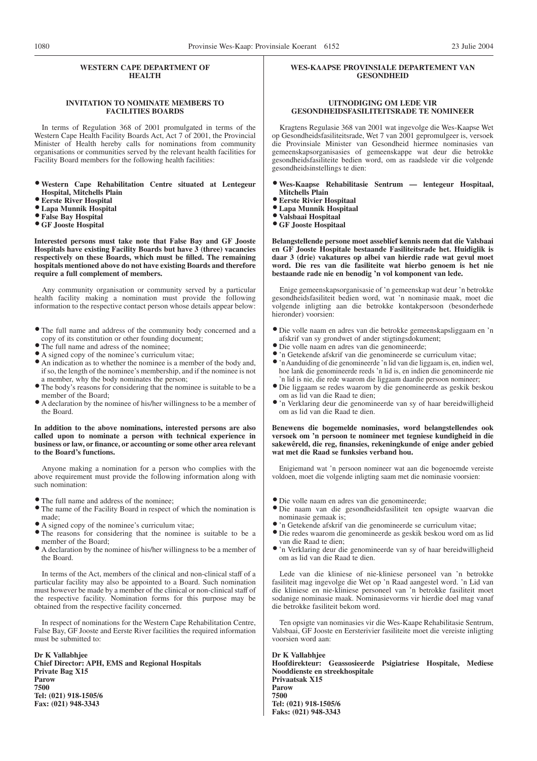## WESTERN CAPE DEPARTMENT OF HEALTH

### INVITATION TO NOMINATE MEMBERS TO FACILITIES BOARDS

In terms of Regulation 368 of 2001 promulgated in terms of the Western Cape Health Facility Boards Act, Act 7 of 2001, the Provincial Minister of Health hereby calls for nominations from community organisations or communities served by the relevant health facilities for Facility Board members for the following health facilities:

- **Western Cape Rehabilitation Centre situated at Lentegeur Hospital, Mitchells Plain**
- **Eerste River Hospital**
- **Lapa Munnik Hospital**
- **False Bay Hospital**
- **GF Jooste Hospital**

**Interested persons must take note that False Bay and GF Jooste Hospitals have existing Facility Boards but have 3 (three) vacancies respectively on these Boards, which must be filled. The remaining hospitals mentioned above do not have existing Boards and therefore require a full complement of members.**

Any community organisation or community served by a particular health facility making a nomination must provide the following information to the respective contact person whose details appear below:

- The full name and address of the community body concerned and a copy of its constitution or other founding document;
- The full name and adress of the nominee;
- A signed copy of the nominee's curriculum vitae;
- An indication as to whether the nominee is a member of the body and, if so, the length of the nominee's membership, and if the nominee is not a member, why the body nominates the person;
- The body's reasons for considering that the nominee is suitable to be a member of the Board;
- A declaration by the nominee of his/her willingness to be a member of the Board.

**In addition to the above nominations, interested persons are also called upon to nominate a person with technical experience in business or law, or finance, or accounting or some other area relevant to the Board's functions.**

Anyone making a nomination for a person who complies with the above requirement must provide the following information along with such nomination:

- The full name and address of the nominee;
- The name of the Facility Board in respect of which the nomination is made;
- A signed copy of the nominee's curriculum vitae;
- The reasons for considering that the nominee is suitable to be a member of the Board;
- A declaration by the nominee of his/her willingness to be a member of the Board.

In terms of the Act, members of the clinical and non-clinical staff of a particular facility may also be appointed to a Board. Such nomination must however be made by a member of the clinical or non-clinical staff of the respective facility. Nomination forms for this purpose may be obtained from the respective facility concerned.

In respect of nominations for the Western Cape Rehabilitation Centre, False Bay, GF Jooste and Eerste River facilities the required information must be submitted to:

**Dr K Vallabhjee**
**Chief Director: APH, EMS and Regional Hospitals**
**Private Bag X15**
**Parow**
**7500**
**Tel: (021) 918-1505/6**
**Fax: (021) 948-3343**

## WES-KAAPSE PROVINSIALE DEPARTEMENT VAN GESONDHEID

### UITNODIGING OM LEDE VIR GESONDHEIDSFASILITEITSRADE TE NOMINEER

Kragtens Regulasie 368 van 2001 wat ingevolge die Wes-Kaapse Wet op Gesondheidsfasiliteitsrade, Wet 7 van 2001 gepromulgeer is, versoek die Provinsiale Minister van Gesondheid hiermee nominasies van gemeenskapsorganisasies of gemeenskappe wat deur die betrokke gesondheidsfasiliteite bedien word, om as raadslede vir die volgende gesondheidsinstellings te dien:

- **Wes-Kaapse Rehabilitasie Sentrum — lentegeur Hospitaal, Mitchells Plain**
- **Eerste Rivier Hospitaal**
- **Lapa Munnik Hospitaal**
- **Valsbaai Hospitaal**
- **GF Jooste Hospitaal**

**Belangstellende persone moet asseblief kennis neem dat die Valsbaai en GF Jooste Hospitale bestaande Fasiliteitsrade het. Huidiglik is daar 3 (drie) vakatures op albei van hierdie rade wat gevul moet word. Die res van die fasiliteite wat hierbo genoem is het nie bestaande rade nie en benodig 'n vol komponent van lede.**

Enige gemeenskapsorganisasie of 'n gemeenskap wat deur 'n betrokke gesondheidsfasiliteit bedien word, wat 'n nominasie maak, moet die volgende inligting aan die betrokke kontakpersoon (besonderhede hieronder) voorsien:

- Die volle naam en adres van die betrokke gemeenskapsliggaam en 'n afskrif van sy grondwet of ander stigtingsdokument;
- Die volle naam en adres van die genomineerde;
- 'n Getekende afskrif van die genomineerde se curriculum vitae;
- 'n Aanduiding of die genomineerde 'n lid van die liggaam is, en, indien wel, hoe lank die genomineerde reeds 'n lid is, en indien die genomineerde nie 'n lid is nie, die rede waarom die liggaam daardie persoon nomineer;
- Die liggaam se redes waarom by die genomineerde as geskik beskou om as lid van die Raad te dien;
- 'n Verklaring deur die genomineerde van sy of haar bereidwilligheid om as lid van die Raad te dien.

**Benewens die bogemelde nominasies, word belangstellendes ook versoek om 'n persoon te nomineer met tegniese kundigheid in die sakewêreld, die reg, finansies, rekeningkunde of enige ander gebied wat met die Raad se funksies verband hou.**

Enigiemand wat 'n persoon nomineer wat aan die bogenoemde vereiste voldoen, moet die volgende inligting saam met die nominasie voorsien:

- Die volle naam en adres van die genomineerde;
- Die naam van die gesondheidsfasiliteit ten opsigte waarvan die nominasie gemaak is;
- 'n Getekende afskrif van die genomineerde se curriculum vitae;
- Die redes waarom die genomineerde as geskik beskou word om as lid van die Raad te dien;
- 'n Verklaring deur die genomineerde van sy of haar bereidwilligheid om as lid van die Raad te dien.

Lede van die kliniese of nie-kliniese personeel van 'n betrokke fasiliteit mag ingevolge die Wet op 'n Raad aangestel word. 'n Lid van die kliniese en nie-kliniese personeel van 'n betrokke fasiliteit moet sodanige nominasie maak. Nominasievorms vir hierdie doel mag vanaf die betrokke fasiliteit bekom word.

Ten opsigte van nominasies vir die Wes-Kaape Rehabilitasie Sentrum, Valsbaai, GF Jooste en Eersterivier fasiliteite moet die vereiste inligting voorsien word aan:

**Dr K Vallabhjee**
**Hoofdirekteur: Geassosieerde Psigiatriese Hospitale, Mediese Nooddienste en streekhospitale**
**Privaatsak X15**
**Parow**
**7500**
**Tel: (021) 918-1505/6**
**Faks: (021) 948-3343**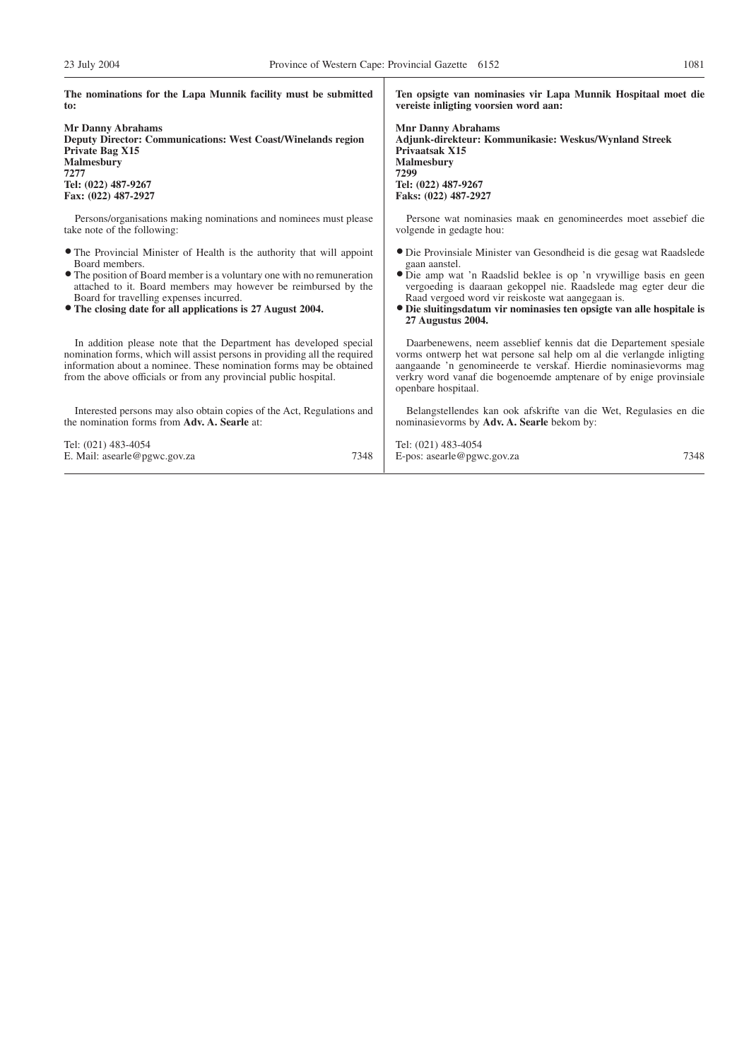**The nominations for the Lapa Munnik facility must be submitted to:**

**Mr Danny Abrahams**
**Deputy Director: Communications: West Coast/Winelands region**
**Private Bag X15**
**Malmesbury**
**7277**
**Tel: (022) 487-9267**
**Fax: (022) 487-2927**

Persons/organisations making nominations and nominees must please take note of the following:

- The Provincial Minister of Health is the authority that will appoint Board members.
- The position of Board member is a voluntary one with no remuneration attached to it. Board members may however be reimbursed by the Board for travelling expenses incurred.
- **The closing date for all applications is 27 August 2004.**

In addition please note that the Department has developed special nomination forms, which will assist persons in providing all the required information about a nominee. These nomination forms may be obtained from the above officials or from any provincial public hospital.

Interested persons may also obtain copies of the Act, Regulations and the nomination forms from **Adv. A. Searle** at:

Tel: (021) 483-4054
E. Mail: asearle@pgwc.gov.za

7348

---

**Ten opsigte van nominasies vir Lapa Munnik Hospitaal moet die vereiste inligting voorsien word aan:**

**Mnr Danny Abrahams**
**Adjunk-direkteur: Kommunikasie: Weskus/Wynland Streek**
**Privaatsak X15**
**Malmesbury**
**7299**
**Tel: (022) 487-9267**
**Faks: (022) 487-2927**

Persone wat nominasies maak en genomineerdes moet assebief die volgende in gedagte hou:

- Die Provinsiale Minister van Gesondheid is die gesag wat Raadslede gaan aanstel.
- Die amp wat 'n Raadslid beklee is op 'n vrywillige basis en geen vergoeding is daaraan gekoppel nie. Raadslede mag egter deur die Raad vergoed word vir reiskoste wat aangegaan is.
- **Die sluitingsdatum vir nominasies ten opsigte van alle hospitale is 27 Augustus 2004.**

Daarbenewens, neem asseblief kennis dat die Departement spesiale vorms ontwerp het wat persone sal help om al die verlangde inligting aangaande 'n genomineerde te verskaf. Hierdie nominasievorms mag verkry word vanaf die bogenoemde amptenare of by enige provinsiale openbare hospitaal.

Belangstellendes kan ook afskrifte van die Wet, Regulasies en die nominasievorms by **Adv. A. Searle** bekom by:

Tel: (021) 483-4054
E-pos: asearle@pgwc.gov.za

7348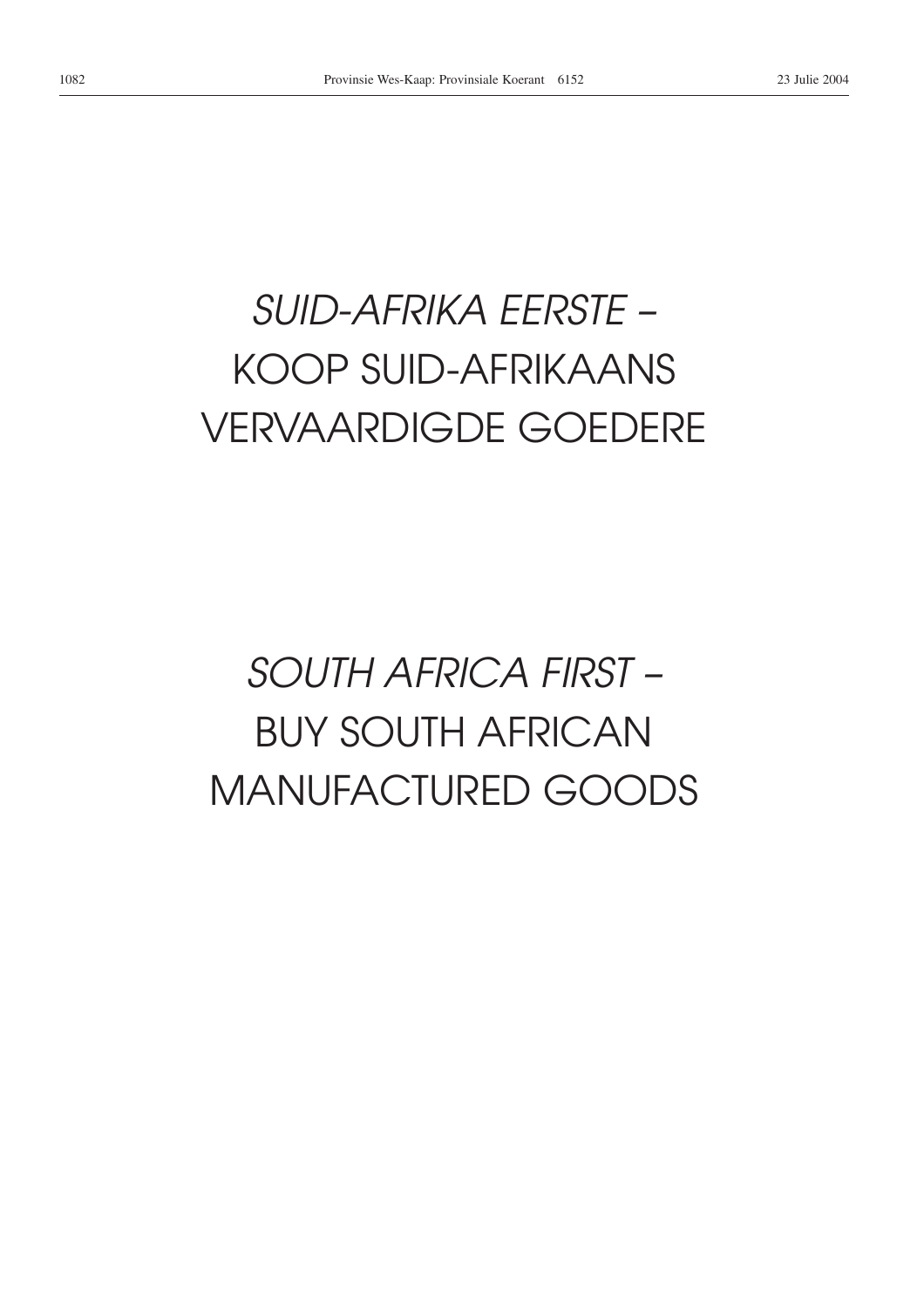*SUID-AFRIKA EERSTE –*
KOOP SUID-AFRIKAANS
VERVAARDIGDE GOEDERE

*SOUTH AFRICA FIRST –*
BUY SOUTH AFRICAN
MANUFACTURED GOODS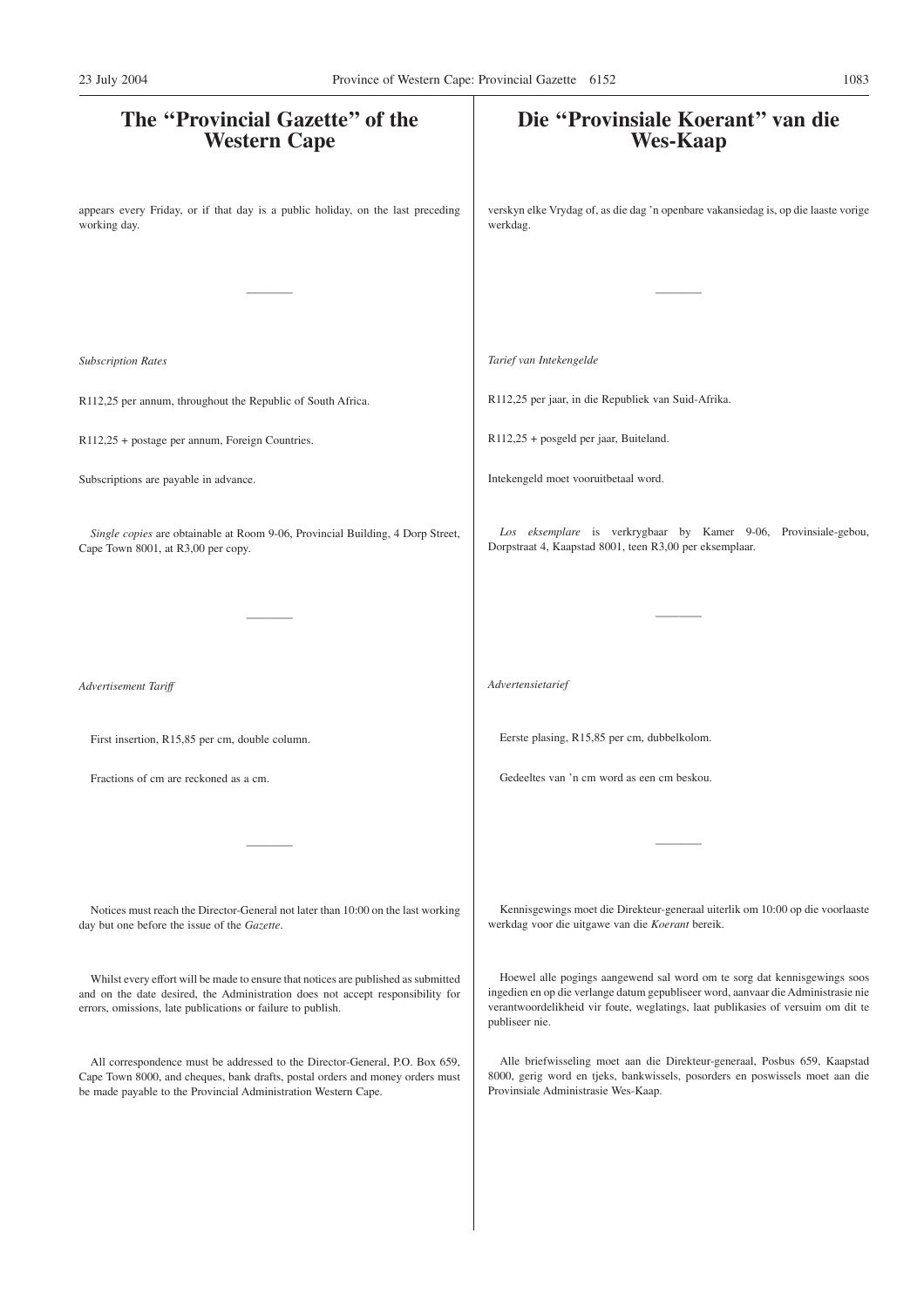# The "Provincial Gazette" of the Western Cape

appears every Friday, or if that day is a public holiday, on the last preceding working day.

---

*Subscription Rates*

R112,25 per annum, throughout the Republic of South Africa.

R112,25 + postage per annum, Foreign Countries.

Subscriptions are payable in advance.

*Single copies* are obtainable at Room 9-06, Provincial Building, 4 Dorp Street, Cape Town 8001, at R3,00 per copy.

---

*Advertisement Tariff*

First insertion, R15,85 per cm, double column.

Fractions of cm are reckoned as a cm.

---

Notices must reach the Director-General not later than 10:00 on the last working day but one before the issue of the *Gazette*.

Whilst every effort will be made to ensure that notices are published as submitted and on the date desired, the Administration does not accept responsibility for errors, omissions, late publications or failure to publish.

All correspondence must be addressed to the Director-General, P.O. Box 659, Cape Town 8000, and cheques, bank drafts, postal orders and money orders must be made payable to the Provincial Administration Western Cape.

# Die "Provinsiale Koerant" van die Wes-Kaap

verskyn elke Vrydag of, as die dag 'n openbare vakansiedag is, op die laaste vorige werkdag.

---

*Tarief van Intekengelde*

R112,25 per jaar, in die Republiek van Suid-Afrika.

R112,25 + posgeld per jaar, Buiteland.

Intekengeld moet vooruitbetaal word.

*Los eksemplare* is verkrygbaar by Kamer 9-06, Provinsiale-gebou, Dorpstraat 4, Kaapstad 8001, teen R3,00 per eksemplaar.

---

*Advertensietarief*

Eerste plasing, R15,85 per cm, dubbelkolom.

Gedeeltes van 'n cm word as een cm beskou.

---

Kennisgewings moet die Direkteur-generaal uiterlik om 10:00 op die voorlaaste werkdag voor die uitgawe van die *Koerant* bereik.

Hoewel alle pogings aangewend sal word om te sorg dat kennisgewings soos ingedien en op die verlange datum gepubliseer word, aanvaar die Administrasie nie verantwoordelikheid vir foute, weglatings, laat publikasies of versuim om dit te publiseer nie.

Alle briefwisseling moet aan die Direkteur-generaal, Posbus 659, Kaapstad 8000, gerig word en tjeks, bankwissels, posorders en poswissels moet aan die Provinsiale Administrasie Wes-Kaap.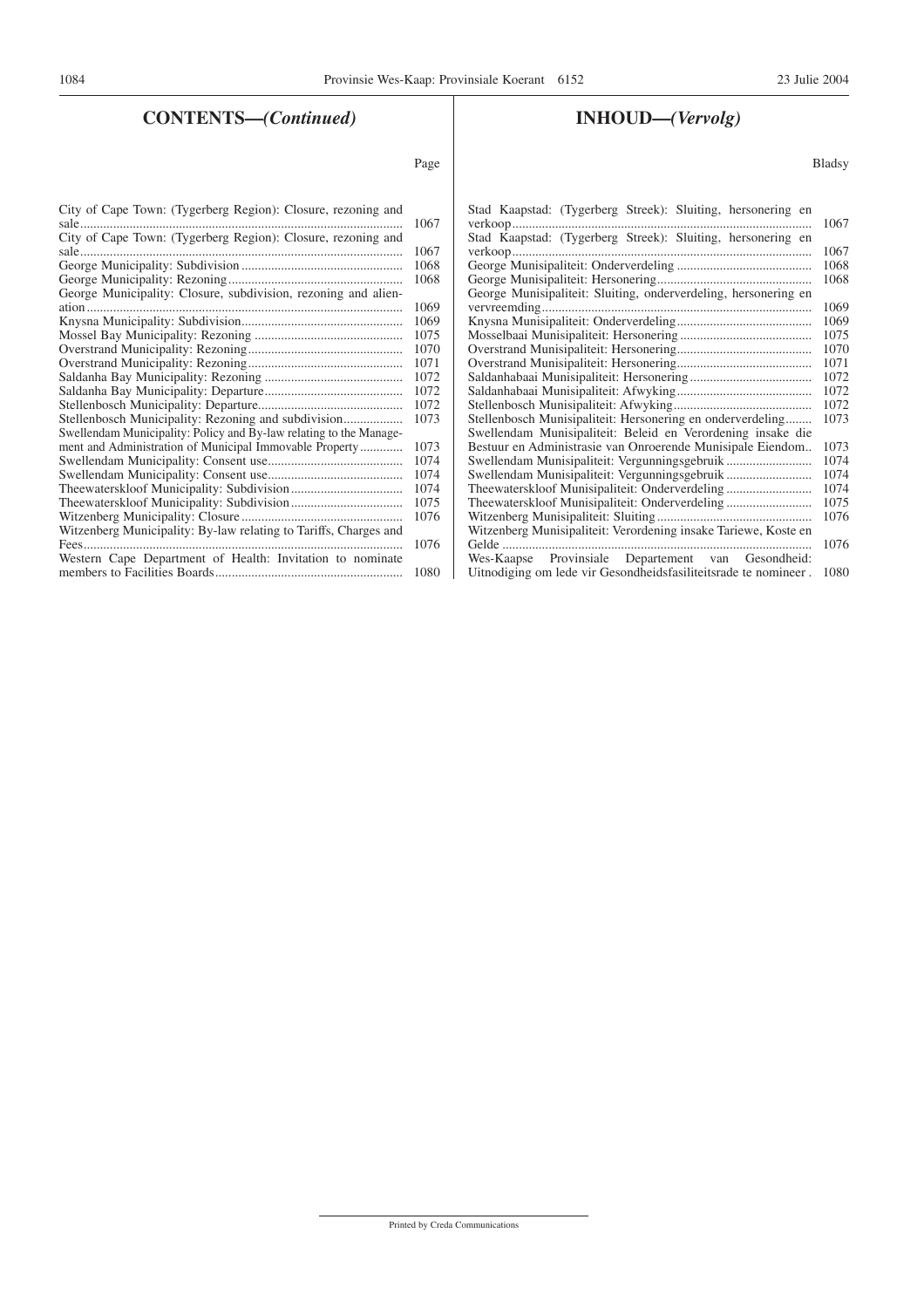## CONTENTS—*(Continued)*

| | Page |
|---|---|
| City of Cape Town: (Tygerberg Region): Closure, rezoning and sale | 1067 |
| City of Cape Town: (Tygerberg Region): Closure, rezoning and sale | 1067 |
| George Municipality: Subdivision | 1068 |
| George Municipality: Rezoning | 1068 |
| George Municipality: Closure, subdivision, rezoning and alienation | 1069 |
| Knysna Municipality: Subdivision | 1069 |
| Mossel Bay Municipality: Rezoning | 1075 |
| Overstrand Municipality: Rezoning | 1070 |
| Overstrand Municipality: Rezoning | 1071 |
| Saldanha Bay Municipality: Rezoning | 1072 |
| Saldanha Bay Municipality: Departure | 1072 |
| Stellenbosch Municipality: Departure | 1072 |
| Stellenbosch Municipality: Rezoning and subdivision | 1073 |
| Swellendam Municipality: Policy and By-law relating to the Management and Administration of Municipal Immovable Property | 1073 |
| Swellendam Municipality: Consent use | 1074 |
| Swellendam Municipality: Consent use | 1074 |
| Theewaterskloof Municipality: Subdivision | 1074 |
| Theewaterskloof Municipality: Subdivision | 1075 |
| Witzenberg Municipality: Closure | 1076 |
| Witzenberg Municipality: By-law relating to Tariffs, Charges and Fees | 1076 |
| Western Cape Department of Health: Invitation to nominate members to Facilities Boards | 1080 |

## INHOUD—*(Vervolg)*

| | Bladsy |
|---|---|
| Stad Kaapstad: (Tygerberg Streek): Sluiting, hersonering en verkoop | 1067 |
| Stad Kaapstad: (Tygerberg Streek): Sluiting, hersonering en verkoop | 1067 |
| George Munisipaliteit: Onderverdeling | 1068 |
| George Munisipaliteit: Hersonering | 1068 |
| George Munisipaliteit: Sluiting, onderverdeling, hersonering en vervreemding | 1069 |
| Knysna Munisipaliteit: Onderverdeling | 1069 |
| Mosselbaai Munisipaliteit: Hersonering | 1075 |
| Overstrand Munisipaliteit: Hersonering | 1070 |
| Overstrand Munisipaliteit: Hersonering | 1071 |
| Saldanhabaai Munisipaliteit: Hersonering | 1072 |
| Saldanhabaai Munisipaliteit: Afwyking | 1072 |
| Stellenbosch Munisipaliteit: Afwyking | 1072 |
| Stellenbosch Munisipaliteit: Hersonering en onderverdeling | 1073 |
| Swellendam Munisipaliteit: Beleid en Verordening insake die Bestuur en Administrasie van Onroerende Munisipale Eiendom | 1073 |
| Swellendam Munisipaliteit: Vergunningsgebruik | 1074 |
| Swellendam Munisipaliteit: Vergunningsgebruik | 1074 |
| Theewaterskloof Munisipaliteit: Onderverdeling | 1074 |
| Theewaterskloof Munisipaliteit: Onderverdeling | 1075 |
| Witzenberg Munisipaliteit: Sluiting | 1076 |
| Witzenberg Munisipaliteit: Verordening insake Tariewe, Koste en Gelde | 1076 |
| Wes-Kaapse Provinsiale Departement van Gesondheid: Uitnodiging om lede vir Gesondheidsfasiliteitsrade te nomineer | 1080 |

Printed by Creda Communications